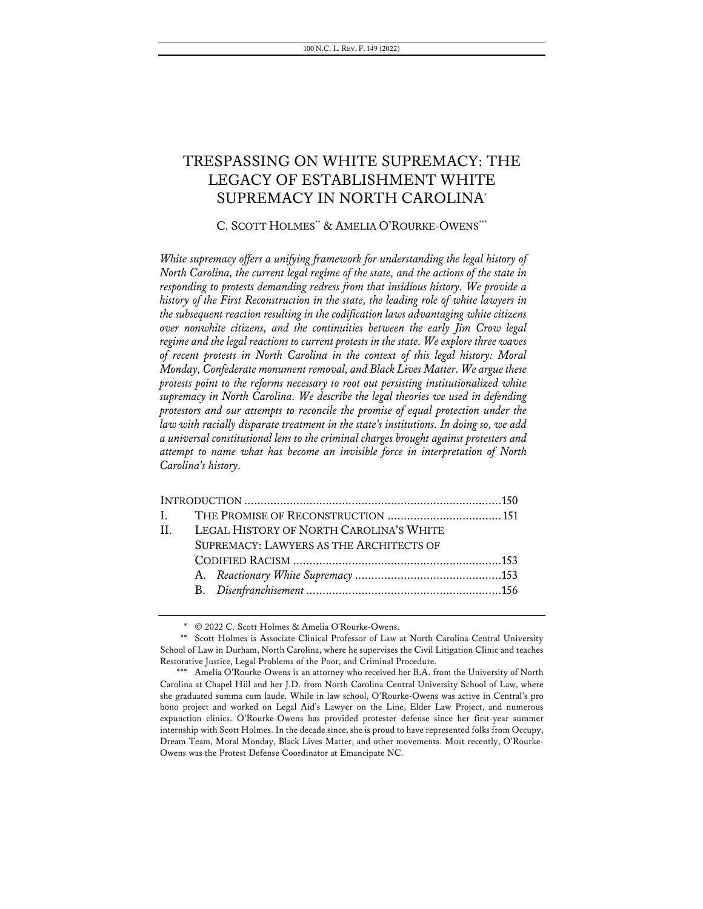# TRESPASSING ON WHITE SUPREMACY: THE LEGACY OF ESTABLISHMENT WHITE SUPREMACY IN NORTH CAROLINA[*]

C. SCOTT HOLMES[**] & AMELIA O'ROURKE-OWENS[***]

*White supremacy offers a unifying framework for understanding the legal history of North Carolina, the current legal regime of the state, and the actions of the state in responding to protests demanding redress from that insidious history. We provide a history of the First Reconstruction in the state, the leading role of white lawyers in the subsequent reaction resulting in the codification laws advantaging white citizens over nonwhite citizens, and the continuities between the early Jim Crow legal regime and the legal reactions to current protests in the state. We explore three waves of recent protests in North Carolina in the context of this legal history: Moral Monday, Confederate monument removal, and Black Lives Matter. We argue these protests point to the reforms necessary to root out persisting institutionalized white supremacy in North Carolina. We describe the legal theories we used in defending protestors and our attempts to reconcile the promise of equal protection under the law with racially disparate treatment in the state's institutions. In doing so, we add a universal constitutional lens to the criminal charges brought against protesters and attempt to name what has become an invisible force in interpretation of North Carolina's history.*

| | | |
|---|---|---|
| INTRODUCTION | | 150 |
| I. | THE PROMISE OF RECONSTRUCTION | 151 |
| II. | LEGAL HISTORY OF NORTH CAROLINA'S WHITE SUPREMACY: LAWYERS AS THE ARCHITECTS OF CODIFIED RACISM | 153 |
| | A. *Reactionary White Supremacy* | 153 |
| | B. *Disenfranchisement* | 156 |

\* © 2022 C. Scott Holmes & Amelia O'Rourke-Owens.

\*\* Scott Holmes is Associate Clinical Professor of Law at North Carolina Central University School of Law in Durham, North Carolina, where he supervises the Civil Litigation Clinic and teaches Restorative Justice, Legal Problems of the Poor, and Criminal Procedure.

\*\*\* Amelia O'Rourke-Owens is an attorney who received her B.A. from the University of North Carolina at Chapel Hill and her J.D. from North Carolina Central University School of Law, where she graduated summa cum laude. While in law school, O'Rourke-Owens was active in Central's pro bono project and worked on Legal Aid's Lawyer on the Line, Elder Law Project, and numerous expunction clinics. O'Rourke-Owens has provided protester defense since her first-year summer internship with Scott Holmes. In the decade since, she is proud to have represented folks from Occupy, Dream Team, Moral Monday, Black Lives Matter, and other movements. Most recently, O'Rourke-Owens was the Protest Defense Coordinator at Emancipate NC.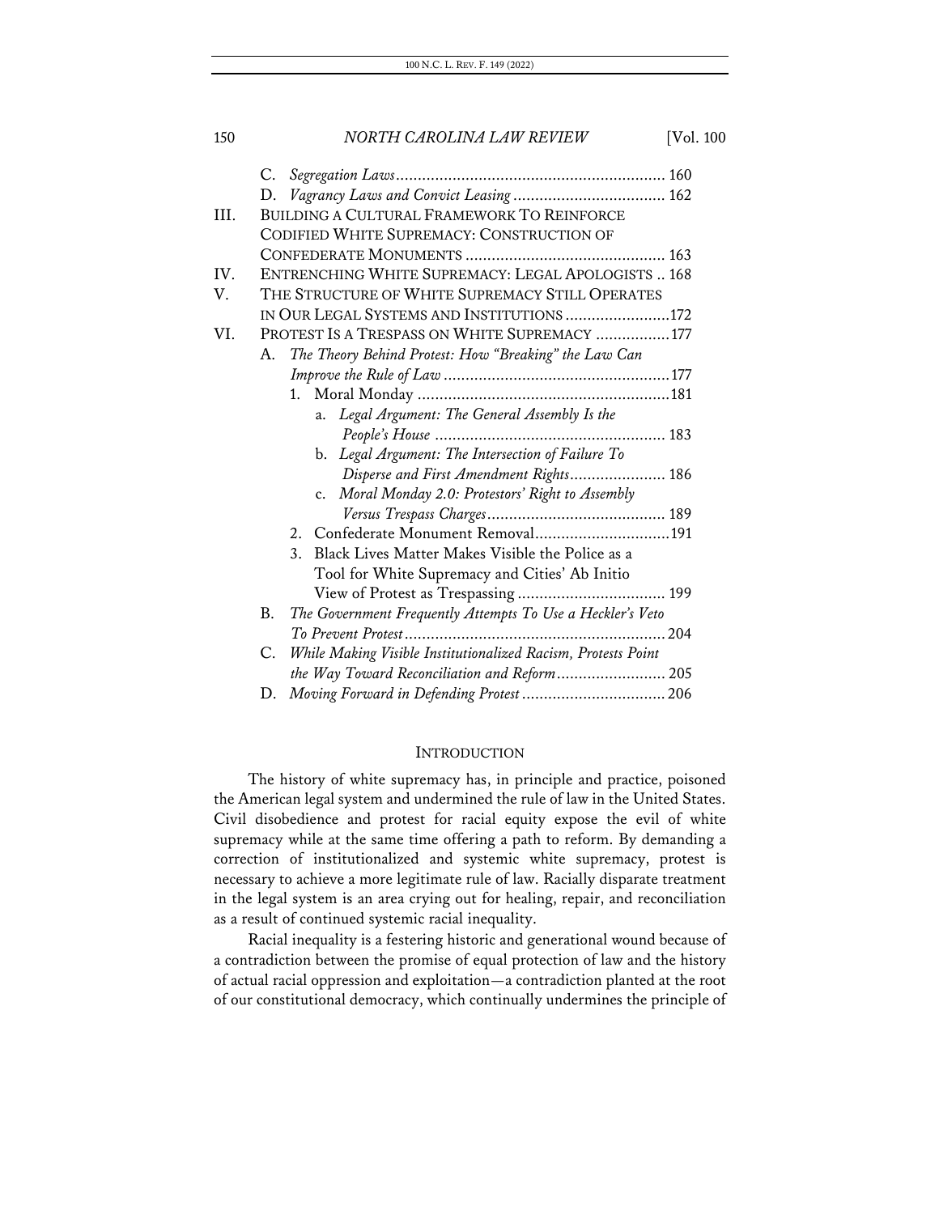C. *Segregation Laws* .......... 160

D. *Vagrancy Laws and Convict Leasing* .......... 162

III. BUILDING A CULTURAL FRAMEWORK TO REINFORCE CODIFIED WHITE SUPREMACY: CONSTRUCTION OF CONFEDERATE MONUMENTS .......... 163

IV. ENTRENCHING WHITE SUPREMACY: LEGAL APOLOGISTS .. 168

V. THE STRUCTURE OF WHITE SUPREMACY STILL OPERATES IN OUR LEGAL SYSTEMS AND INSTITUTIONS .......... 172

VI. PROTEST IS A TRESPASS ON WHITE SUPREMACY .......... 177

A. *The Theory Behind Protest: How "Breaking" the Law Can Improve the Rule of Law* .......... 177

1. Moral Monday .......... 181

a. *Legal Argument: The General Assembly Is the People's House* .......... 183

b. *Legal Argument: The Intersection of Failure To Disperse and First Amendment Rights* .......... 186

c. *Moral Monday 2.0: Protestors' Right to Assembly Versus Trespass Charges* .......... 189

2. Confederate Monument Removal .......... 191

3. Black Lives Matter Makes Visible the Police as a Tool for White Supremacy and Cities' Ab Initio View of Protest as Trespassing .......... 199

B. *The Government Frequently Attempts To Use a Heckler's Veto To Prevent Protest* .......... 204

C. *While Making Visible Institutionalized Racism, Protests Point the Way Toward Reconciliation and Reform* .......... 205

D. *Moving Forward in Defending Protest* .......... 206

## INTRODUCTION

The history of white supremacy has, in principle and practice, poisoned the American legal system and undermined the rule of law in the United States. Civil disobedience and protest for racial equity expose the evil of white supremacy while at the same time offering a path to reform. By demanding a correction of institutionalized and systemic white supremacy, protest is necessary to achieve a more legitimate rule of law. Racially disparate treatment in the legal system is an area crying out for healing, repair, and reconciliation as a result of continued systemic racial inequality.

Racial inequality is a festering historic and generational wound because of a contradiction between the promise of equal protection of law and the history of actual racial oppression and exploitation—a contradiction planted at the root of our constitutional democracy, which continually undermines the principle of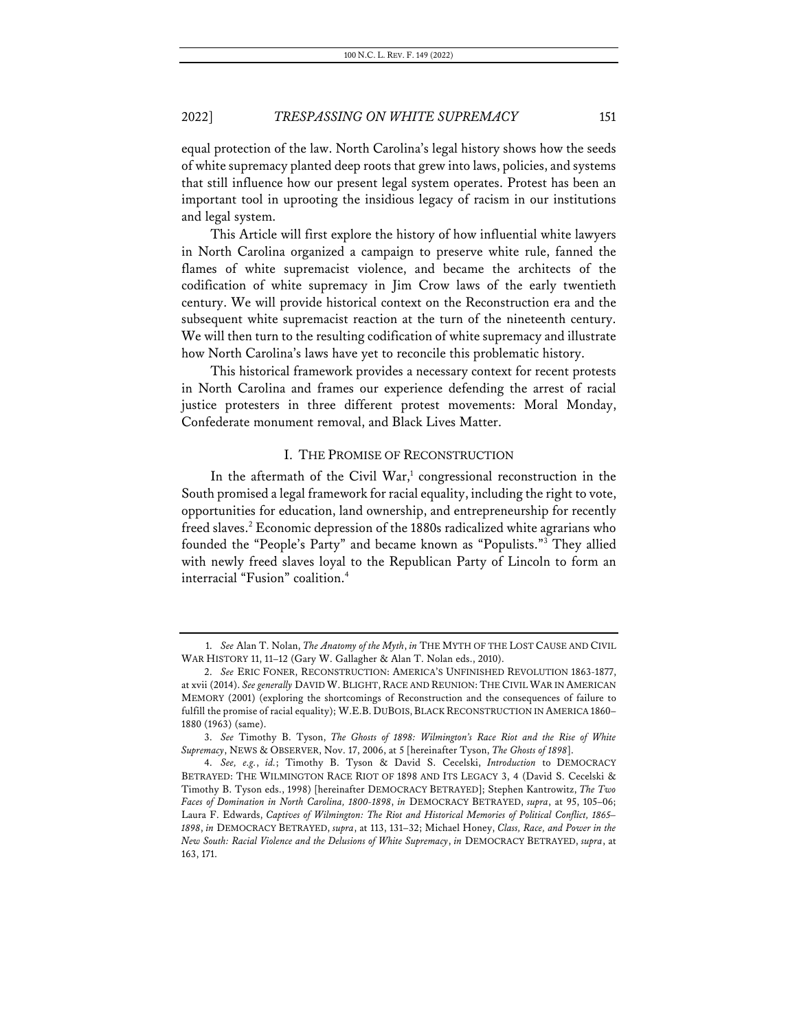equal protection of the law. North Carolina's legal history shows how the seeds of white supremacy planted deep roots that grew into laws, policies, and systems that still influence how our present legal system operates. Protest has been an important tool in uprooting the insidious legacy of racism in our institutions and legal system.

This Article will first explore the history of how influential white lawyers in North Carolina organized a campaign to preserve white rule, fanned the flames of white supremacist violence, and became the architects of the codification of white supremacy in Jim Crow laws of the early twentieth century. We will provide historical context on the Reconstruction era and the subsequent white supremacist reaction at the turn of the nineteenth century. We will then turn to the resulting codification of white supremacy and illustrate how North Carolina's laws have yet to reconcile this problematic history.

This historical framework provides a necessary context for recent protests in North Carolina and frames our experience defending the arrest of racial justice protesters in three different protest movements: Moral Monday, Confederate monument removal, and Black Lives Matter.

## I. THE PROMISE OF RECONSTRUCTION

In the aftermath of the Civil War,[1] congressional reconstruction in the South promised a legal framework for racial equality, including the right to vote, opportunities for education, land ownership, and entrepreneurship for recently freed slaves.[2] Economic depression of the 1880s radicalized white agrarians who founded the "People's Party" and became known as "Populists."[3] They allied with newly freed slaves loyal to the Republican Party of Lincoln to form an interracial "Fusion" coalition.[4]

---

1. *See* Alan T. Nolan, *The Anatomy of the Myth*, *in* THE MYTH OF THE LOST CAUSE AND CIVIL WAR HISTORY 11, 11–12 (Gary W. Gallagher & Alan T. Nolan eds., 2010).

2. *See* ERIC FONER, RECONSTRUCTION: AMERICA'S UNFINISHED REVOLUTION 1863-1877, at xvii (2014). *See generally* DAVID W. BLIGHT, RACE AND REUNION: THE CIVIL WAR IN AMERICAN MEMORY (2001) (exploring the shortcomings of Reconstruction and the consequences of failure to fulfill the promise of racial equality); W.E.B. DUBOIS, BLACK RECONSTRUCTION IN AMERICA 1860–1880 (1963) (same).

3. *See* Timothy B. Tyson, *The Ghosts of 1898: Wilmington's Race Riot and the Rise of White Supremacy*, NEWS & OBSERVER, Nov. 17, 2006, at 5 [hereinafter Tyson, *The Ghosts of 1898*].

4. *See, e.g.*, *id.*; Timothy B. Tyson & David S. Cecelski, *Introduction* to DEMOCRACY BETRAYED: THE WILMINGTON RACE RIOT OF 1898 AND ITS LEGACY 3, 4 (David S. Cecelski & Timothy B. Tyson eds., 1998) [hereinafter DEMOCRACY BETRAYED]; Stephen Kantrowitz, *The Two Faces of Domination in North Carolina, 1800-1898*, *in* DEMOCRACY BETRAYED, *supra*, at 95, 105–06; Laura F. Edwards, *Captives of Wilmington: The Riot and Historical Memories of Political Conflict, 1865–1898*, *in* DEMOCRACY BETRAYED, *supra*, at 113, 131–32; Michael Honey, *Class, Race, and Power in the New South: Racial Violence and the Delusions of White Supremacy*, *in* DEMOCRACY BETRAYED, *supra*, at 163, 171.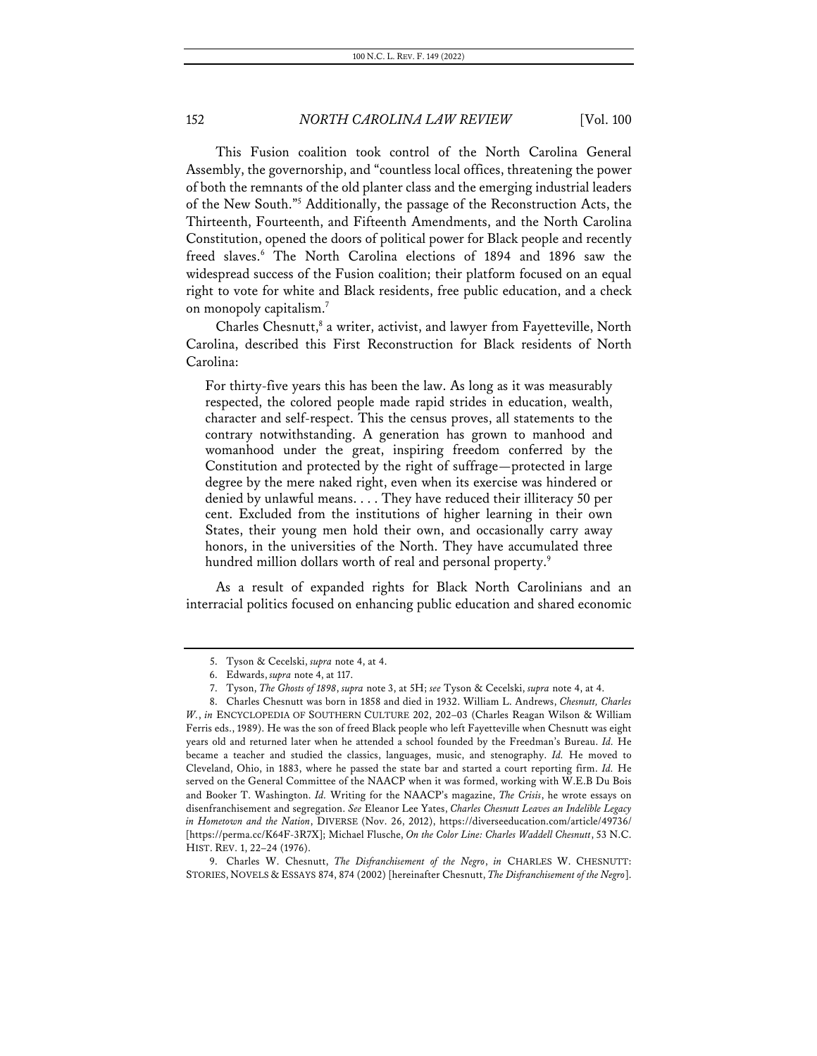This Fusion coalition took control of the North Carolina General Assembly, the governorship, and "countless local offices, threatening the power of both the remnants of the old planter class and the emerging industrial leaders of the New South."[5] Additionally, the passage of the Reconstruction Acts, the Thirteenth, Fourteenth, and Fifteenth Amendments, and the North Carolina Constitution, opened the doors of political power for Black people and recently freed slaves.[6] The North Carolina elections of 1894 and 1896 saw the widespread success of the Fusion coalition; their platform focused on an equal right to vote for white and Black residents, free public education, and a check on monopoly capitalism.[7]

Charles Chesnutt,[8] a writer, activist, and lawyer from Fayetteville, North Carolina, described this First Reconstruction for Black residents of North Carolina:

> For thirty-five years this has been the law. As long as it was measurably respected, the colored people made rapid strides in education, wealth, character and self-respect. This the census proves, all statements to the contrary notwithstanding. A generation has grown to manhood and womanhood under the great, inspiring freedom conferred by the Constitution and protected by the right of suffrage—protected in large degree by the mere naked right, even when its exercise was hindered or denied by unlawful means. . . . They have reduced their illiteracy 50 per cent. Excluded from the institutions of higher learning in their own States, their young men hold their own, and occasionally carry away honors, in the universities of the North. They have accumulated three hundred million dollars worth of real and personal property.[9]

As a result of expanded rights for Black North Carolinians and an interracial politics focused on enhancing public education and shared economic

---

5. Tyson & Cecelski, *supra* note 4, at 4.

6. Edwards, *supra* note 4, at 117.

7. Tyson, *The Ghosts of 1898*, *supra* note 3, at 5H; *see* Tyson & Cecelski, *supra* note 4, at 4.

8. Charles Chesnutt was born in 1858 and died in 1932. William L. Andrews, *Chesnutt, Charles W.*, *in* ENCYCLOPEDIA OF SOUTHERN CULTURE 202, 202–03 (Charles Reagan Wilson & William Ferris eds., 1989). He was the son of freed Black people who left Fayetteville when Chesnutt was eight years old and returned later when he attended a school founded by the Freedman's Bureau. *Id.* He became a teacher and studied the classics, languages, music, and stenography. *Id.* He moved to Cleveland, Ohio, in 1883, where he passed the state bar and started a court reporting firm. *Id.* He served on the General Committee of the NAACP when it was formed, working with W.E.B Du Bois and Booker T. Washington. *Id.* Writing for the NAACP's magazine, *The Crisis*, he wrote essays on disenfranchisement and segregation. *See* Eleanor Lee Yates, *Charles Chesnutt Leaves an Indelible Legacy in Hometown and the Nation*, DIVERSE (Nov. 26, 2012), https://diverseeducation.com/article/49736/ [https://perma.cc/K64F-3R7X]; Michael Flusche, *On the Color Line: Charles Waddell Chesnutt*, 53 N.C. HIST. REV. 1, 22–24 (1976).

9. Charles W. Chesnutt, *The Disfranchisement of the Negro*, *in* CHARLES W. CHESNUTT: STORIES, NOVELS & ESSAYS 874, 874 (2002) [hereinafter Chesnutt, *The Disfranchisement of the Negro*].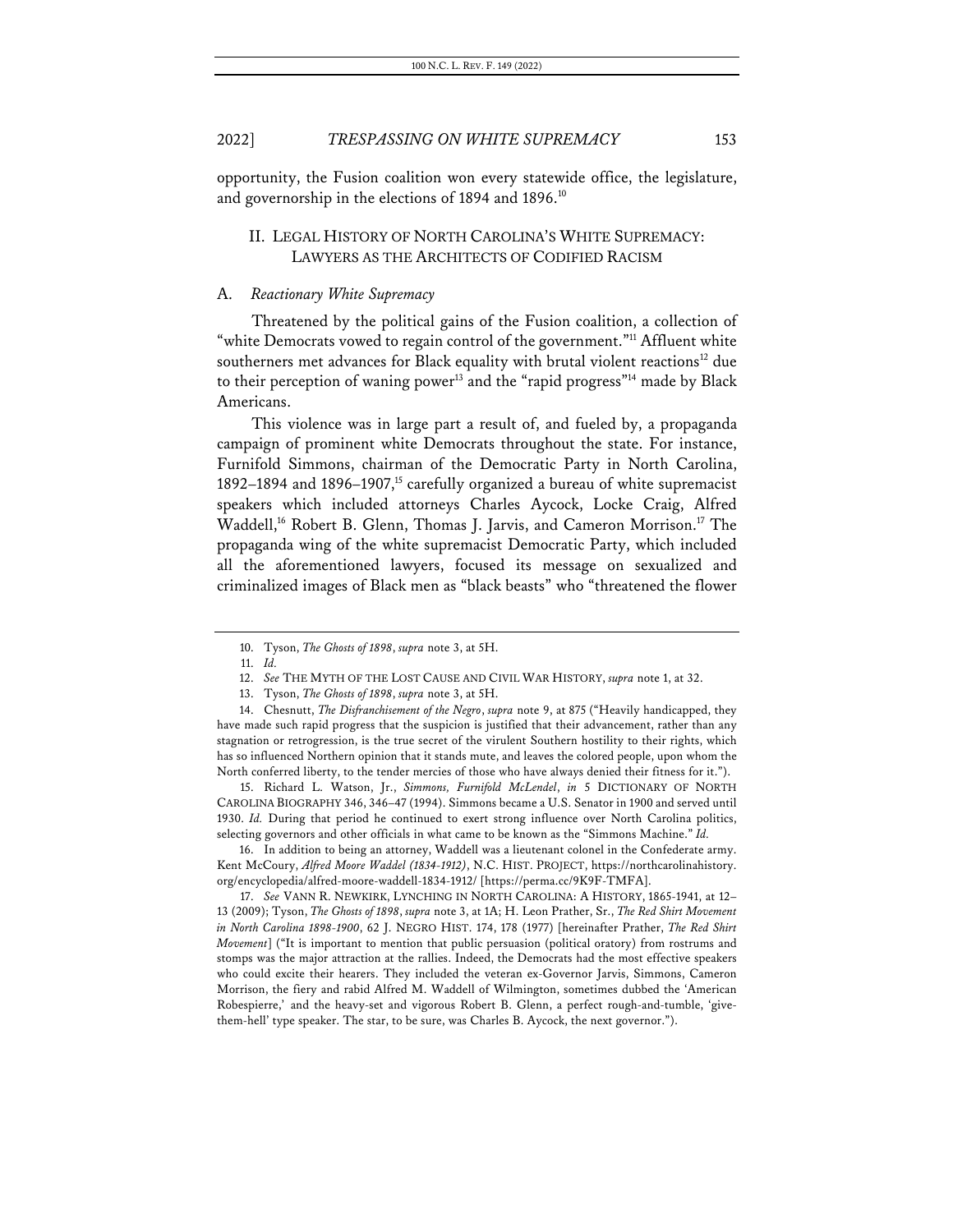opportunity, the Fusion coalition won every statewide office, the legislature, and governorship in the elections of 1894 and 1896.[10]

## II. LEGAL HISTORY OF NORTH CAROLINA'S WHITE SUPREMACY: LAWYERS AS THE ARCHITECTS OF CODIFIED RACISM

### A. *Reactionary White Supremacy*

Threatened by the political gains of the Fusion coalition, a collection of "white Democrats vowed to regain control of the government."[11] Affluent white southerners met advances for Black equality with brutal violent reactions[12] due to their perception of waning power[13] and the "rapid progress"[14] made by Black Americans.

This violence was in large part a result of, and fueled by, a propaganda campaign of prominent white Democrats throughout the state. For instance, Furnifold Simmons, chairman of the Democratic Party in North Carolina, 1892–1894 and 1896–1907,[15] carefully organized a bureau of white supremacist speakers which included attorneys Charles Aycock, Locke Craig, Alfred Waddell,[16] Robert B. Glenn, Thomas J. Jarvis, and Cameron Morrison.[17] The propaganda wing of the white supremacist Democratic Party, which included all the aforementioned lawyers, focused its message on sexualized and criminalized images of Black men as "black beasts" who "threatened the flower

---

10. Tyson, *The Ghosts of 1898*, *supra* note 3, at 5H.

11. *Id.*

12. *See* THE MYTH OF THE LOST CAUSE AND CIVIL WAR HISTORY, *supra* note 1, at 32.

13. Tyson, *The Ghosts of 1898*, *supra* note 3, at 5H.

14. Chesnutt, *The Disfranchisement of the Negro*, *supra* note 9, at 875 ("Heavily handicapped, they have made such rapid progress that the suspicion is justified that their advancement, rather than any stagnation or retrogression, is the true secret of the virulent Southern hostility to their rights, which has so influenced Northern opinion that it stands mute, and leaves the colored people, upon whom the North conferred liberty, to the tender mercies of those who have always denied their fitness for it.").

15. Richard L. Watson, Jr., *Simmons, Furnifold McLendel*, *in* 5 DICTIONARY OF NORTH CAROLINA BIOGRAPHY 346, 346–47 (1994). Simmons became a U.S. Senator in 1900 and served until 1930. *Id.* During that period he continued to exert strong influence over North Carolina politics, selecting governors and other officials in what came to be known as the "Simmons Machine." *Id.*

16. In addition to being an attorney, Waddell was a lieutenant colonel in the Confederate army. Kent McCoury, *Alfred Moore Waddel (1834-1912)*, N.C. HIST. PROJECT, https://northcarolinahistory.org/encyclopedia/alfred-moore-waddell-1834-1912/ [https://perma.cc/9K9F-TMFA].

17. *See* VANN R. NEWKIRK, LYNCHING IN NORTH CAROLINA: A HISTORY, 1865-1941, at 12–13 (2009); Tyson, *The Ghosts of 1898*, *supra* note 3, at 1A; H. Leon Prather, Sr., *The Red Shirt Movement in North Carolina 1898-1900*, 62 J. NEGRO HIST. 174, 178 (1977) [hereinafter Prather, *The Red Shirt Movement*] ("It is important to mention that public persuasion (political oratory) from rostrums and stomps was the major attraction at the rallies. Indeed, the Democrats had the most effective speakers who could excite their hearers. They included the veteran ex-Governor Jarvis, Simmons, Cameron Morrison, the fiery and rabid Alfred M. Waddell of Wilmington, sometimes dubbed the 'American Robespierre,' and the heavy-set and vigorous Robert B. Glenn, a perfect rough-and-tumble, 'give-them-hell' type speaker. The star, to be sure, was Charles B. Aycock, the next governor.").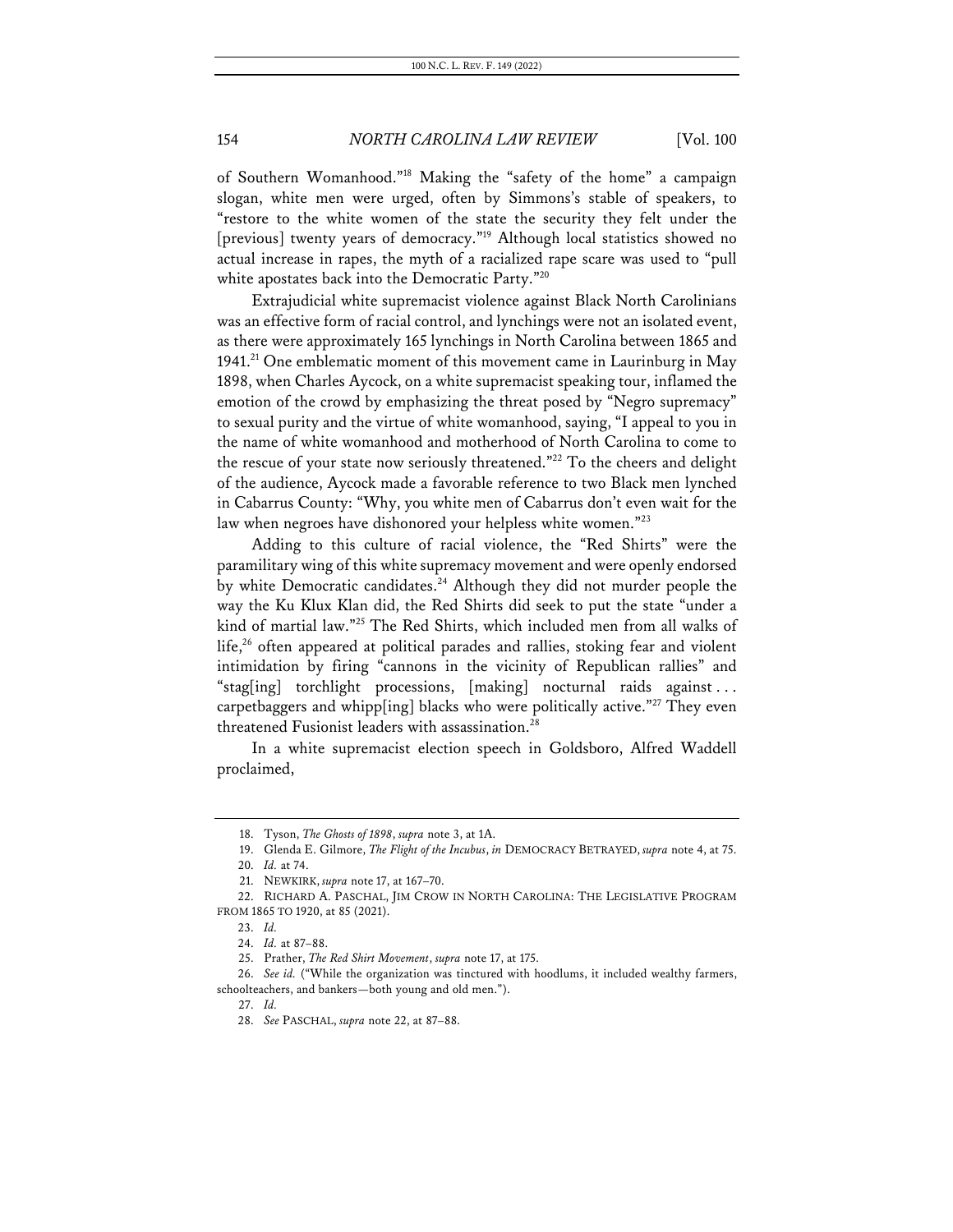of Southern Womanhood."[18] Making the "safety of the home" a campaign slogan, white men were urged, often by Simmons's stable of speakers, to "restore to the white women of the state the security they felt under the [previous] twenty years of democracy."[19] Although local statistics showed no actual increase in rapes, the myth of a racialized rape scare was used to "pull white apostates back into the Democratic Party."[20]

Extrajudicial white supremacist violence against Black North Carolinians was an effective form of racial control, and lynchings were not an isolated event, as there were approximately 165 lynchings in North Carolina between 1865 and 1941.[21] One emblematic moment of this movement came in Laurinburg in May 1898, when Charles Aycock, on a white supremacist speaking tour, inflamed the emotion of the crowd by emphasizing the threat posed by "Negro supremacy" to sexual purity and the virtue of white womanhood, saying, "I appeal to you in the name of white womanhood and motherhood of North Carolina to come to the rescue of your state now seriously threatened."[22] To the cheers and delight of the audience, Aycock made a favorable reference to two Black men lynched in Cabarrus County: "Why, you white men of Cabarrus don't even wait for the law when negroes have dishonored your helpless white women."[23]

Adding to this culture of racial violence, the "Red Shirts" were the paramilitary wing of this white supremacy movement and were openly endorsed by white Democratic candidates.[24] Although they did not murder people the way the Ku Klux Klan did, the Red Shirts did seek to put the state "under a kind of martial law."[25] The Red Shirts, which included men from all walks of life,[26] often appeared at political parades and rallies, stoking fear and violent intimidation by firing "cannons in the vicinity of Republican rallies" and "stag[ing] torchlight processions, [making] nocturnal raids against . . . carpetbaggers and whipp[ing] blacks who were politically active."[27] They even threatened Fusionist leaders with assassination.[28]

In a white supremacist election speech in Goldsboro, Alfred Waddell proclaimed,

---

18. Tyson, *The Ghosts of 1898*, *supra* note 3, at 1A.

19. Glenda E. Gilmore, *The Flight of the Incubus*, *in* DEMOCRACY BETRAYED, *supra* note 4, at 75.

20. *Id.* at 74.

21. NEWKIRK, *supra* note 17, at 167–70.

22. RICHARD A. PASCHAL, JIM CROW IN NORTH CAROLINA: THE LEGISLATIVE PROGRAM FROM 1865 TO 1920, at 85 (2021).

23. *Id.*

24. *Id.* at 87–88.

25. Prather, *The Red Shirt Movement*, *supra* note 17, at 175.

26. *See id.* ("While the organization was tinctured with hoodlums, it included wealthy farmers, schoolteachers, and bankers—both young and old men.").

27. *Id.*

28. *See* PASCHAL, *supra* note 22, at 87–88.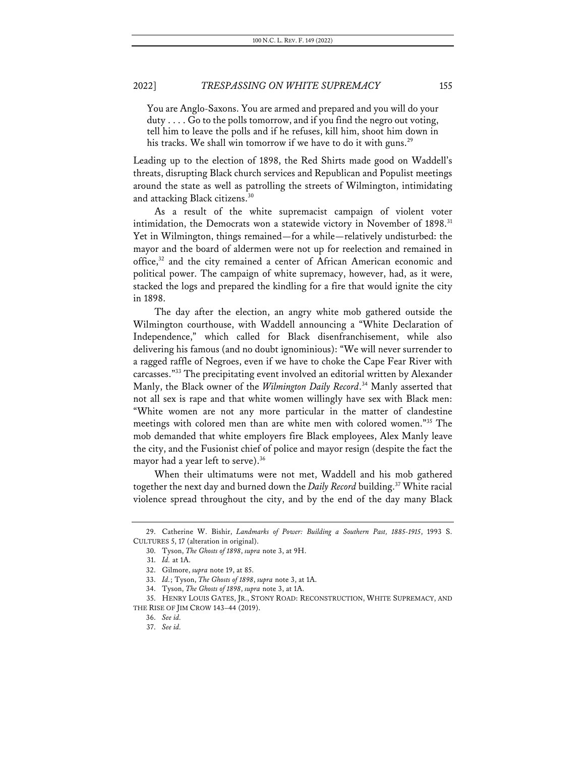> You are Anglo-Saxons. You are armed and prepared and you will do your duty . . . . Go to the polls tomorrow, and if you find the negro out voting, tell him to leave the polls and if he refuses, kill him, shoot him down in his tracks. We shall win tomorrow if we have to do it with guns.[29]

Leading up to the election of 1898, the Red Shirts made good on Waddell's threats, disrupting Black church services and Republican and Populist meetings around the state as well as patrolling the streets of Wilmington, intimidating and attacking Black citizens.[30]

As a result of the white supremacist campaign of violent voter intimidation, the Democrats won a statewide victory in November of 1898.[31] Yet in Wilmington, things remained—for a while—relatively undisturbed: the mayor and the board of aldermen were not up for reelection and remained in office,[32] and the city remained a center of African American economic and political power. The campaign of white supremacy, however, had, as it were, stacked the logs and prepared the kindling for a fire that would ignite the city in 1898.

The day after the election, an angry white mob gathered outside the Wilmington courthouse, with Waddell announcing a "White Declaration of Independence," which called for Black disenfranchisement, while also delivering his famous (and no doubt ignominious): "We will never surrender to a ragged raffle of Negroes, even if we have to choke the Cape Fear River with carcasses."[33] The precipitating event involved an editorial written by Alexander Manly, the Black owner of the *Wilmington Daily Record*.[34] Manly asserted that not all sex is rape and that white women willingly have sex with Black men: "White women are not any more particular in the matter of clandestine meetings with colored men than are white men with colored women."[35] The mob demanded that white employers fire Black employees, Alex Manly leave the city, and the Fusionist chief of police and mayor resign (despite the fact the mayor had a year left to serve).[36]

When their ultimatums were not met, Waddell and his mob gathered together the next day and burned down the *Daily Record* building.[37] White racial violence spread throughout the city, and by the end of the day many Black

---

29. Catherine W. Bishir, *Landmarks of Power: Building a Southern Past, 1885-1915*, 1993 S. CULTURES 5, 17 (alteration in original).

30. Tyson, *The Ghosts of 1898*, *supra* note 3, at 9H.

31. *Id.* at 1A.

32. Gilmore, *supra* note 19, at 85.

33. *Id.*; Tyson, *The Ghosts of 1898*, *supra* note 3, at 1A.

34. Tyson, *The Ghosts of 1898*, *supra* note 3, at 1A.

35. HENRY LOUIS GATES, JR., STONY ROAD: RECONSTRUCTION, WHITE SUPREMACY, AND THE RISE OF JIM CROW 143–44 (2019).

36. *See id.*

37. *See id.*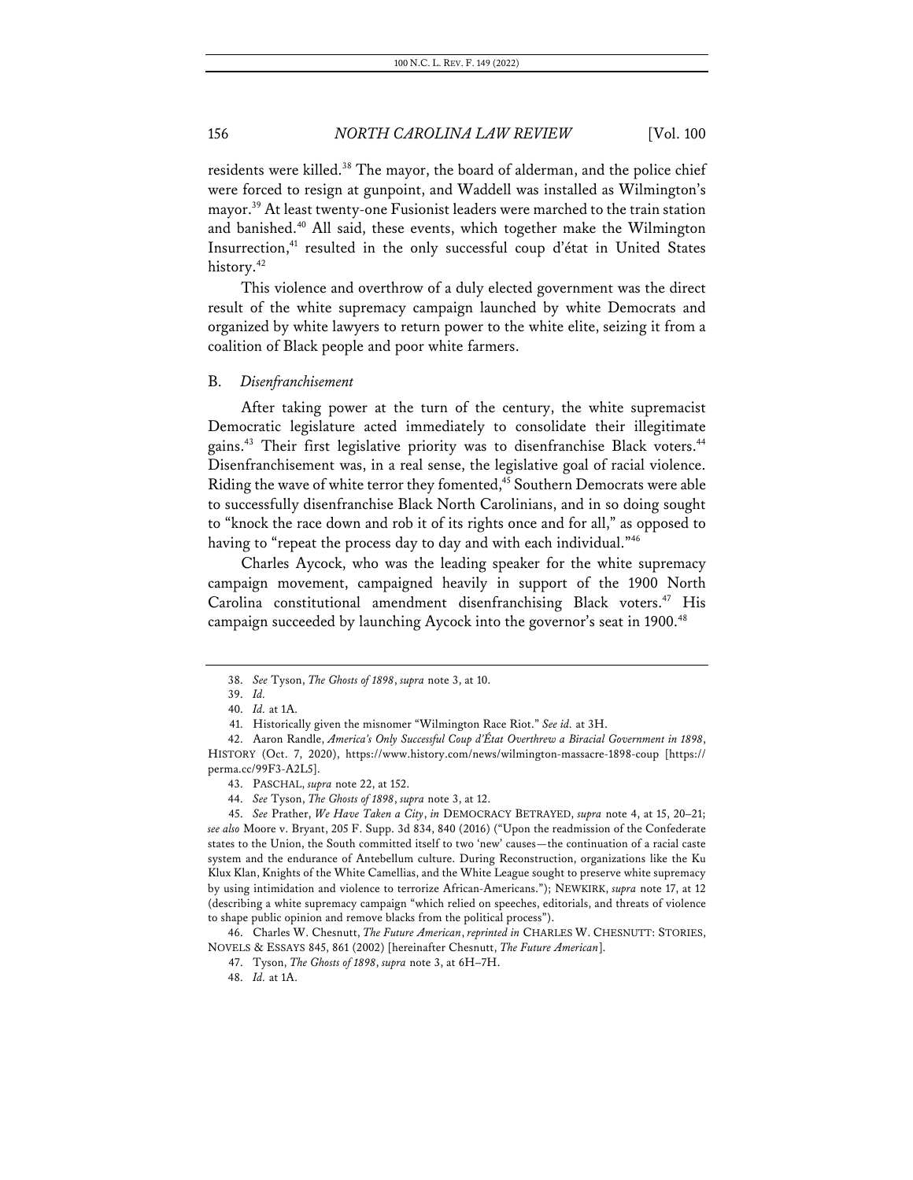residents were killed.[38] The mayor, the board of alderman, and the police chief were forced to resign at gunpoint, and Waddell was installed as Wilmington's mayor.[39] At least twenty-one Fusionist leaders were marched to the train station and banished.[40] All said, these events, which together make the Wilmington Insurrection,[41] resulted in the only successful coup d'état in United States history.[42]

This violence and overthrow of a duly elected government was the direct result of the white supremacy campaign launched by white Democrats and organized by white lawyers to return power to the white elite, seizing it from a coalition of Black people and poor white farmers.

### B. *Disenfranchisement*

After taking power at the turn of the century, the white supremacist Democratic legislature acted immediately to consolidate their illegitimate gains.[43] Their first legislative priority was to disenfranchise Black voters.[44] Disenfranchisement was, in a real sense, the legislative goal of racial violence. Riding the wave of white terror they fomented,[45] Southern Democrats were able to successfully disenfranchise Black North Carolinians, and in so doing sought to "knock the race down and rob it of its rights once and for all," as opposed to having to "repeat the process day to day and with each individual."[46]

Charles Aycock, who was the leading speaker for the white supremacy campaign movement, campaigned heavily in support of the 1900 North Carolina constitutional amendment disenfranchising Black voters.[47] His campaign succeeded by launching Aycock into the governor's seat in 1900.[48]

---

38. *See* Tyson, *The Ghosts of 1898*, *supra* note 3, at 10.

39. *Id.*

40. *Id.* at 1A.

41. Historically given the misnomer "Wilmington Race Riot." *See id.* at 3H.

42. Aaron Randle, *America's Only Successful Coup d'État Overthrew a Biracial Government in 1898*, HISTORY (Oct. 7, 2020), https://www.history.com/news/wilmington-massacre-1898-coup [https://perma.cc/99F3-A2L5].

43. PASCHAL, *supra* note 22, at 152.

44. *See* Tyson, *The Ghosts of 1898*, *supra* note 3, at 12.

45. *See* Prather, *We Have Taken a City*, *in* DEMOCRACY BETRAYED, *supra* note 4, at 15, 20–21; *see also* Moore v. Bryant, 205 F. Supp. 3d 834, 840 (2016) ("Upon the readmission of the Confederate states to the Union, the South committed itself to two 'new' causes—the continuation of a racial caste system and the endurance of Antebellum culture. During Reconstruction, organizations like the Ku Klux Klan, Knights of the White Camellias, and the White League sought to preserve white supremacy by using intimidation and violence to terrorize African-Americans."); NEWKIRK, *supra* note 17, at 12 (describing a white supremacy campaign "which relied on speeches, editorials, and threats of violence to shape public opinion and remove blacks from the political process").

46. Charles W. Chesnutt, *The Future American*, *reprinted in* CHARLES W. CHESNUTT: STORIES, NOVELS & ESSAYS 845, 861 (2002) [hereinafter Chesnutt, *The Future American*].

47. Tyson, *The Ghosts of 1898*, *supra* note 3, at 6H–7H.

48. *Id.* at 1A.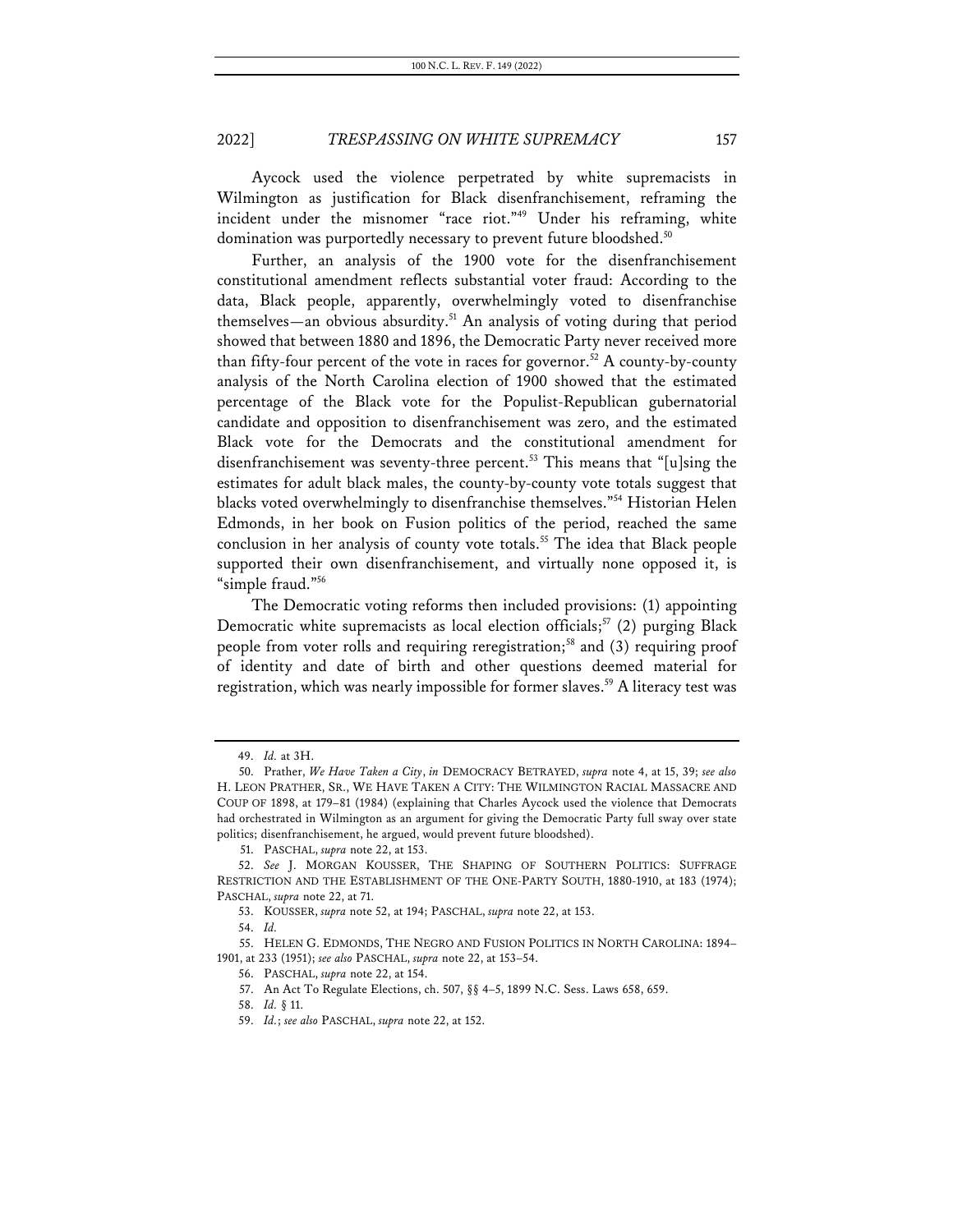Aycock used the violence perpetrated by white supremacists in Wilmington as justification for Black disenfranchisement, reframing the incident under the misnomer "race riot."[49] Under his reframing, white domination was purportedly necessary to prevent future bloodshed.[50]

Further, an analysis of the 1900 vote for the disenfranchisement constitutional amendment reflects substantial voter fraud: According to the data, Black people, apparently, overwhelmingly voted to disenfranchise themselves—an obvious absurdity.[51] An analysis of voting during that period showed that between 1880 and 1896, the Democratic Party never received more than fifty-four percent of the vote in races for governor.[52] A county-by-county analysis of the North Carolina election of 1900 showed that the estimated percentage of the Black vote for the Populist-Republican gubernatorial candidate and opposition to disenfranchisement was zero, and the estimated Black vote for the Democrats and the constitutional amendment for disenfranchisement was seventy-three percent.[53] This means that "[u]sing the estimates for adult black males, the county-by-county vote totals suggest that blacks voted overwhelmingly to disenfranchise themselves."[54] Historian Helen Edmonds, in her book on Fusion politics of the period, reached the same conclusion in her analysis of county vote totals.[55] The idea that Black people supported their own disenfranchisement, and virtually none opposed it, is "simple fraud."[56]

The Democratic voting reforms then included provisions: (1) appointing Democratic white supremacists as local election officials;[57] (2) purging Black people from voter rolls and requiring reregistration;[58] and (3) requiring proof of identity and date of birth and other questions deemed material for registration, which was nearly impossible for former slaves.[59] A literacy test was

---

49. *Id.* at 3H.

50. Prather, *We Have Taken a City*, *in* DEMOCRACY BETRAYED, *supra* note 4, at 15, 39; *see also* H. LEON PRATHER, SR., WE HAVE TAKEN A CITY: THE WILMINGTON RACIAL MASSACRE AND COUP OF 1898, at 179–81 (1984) (explaining that Charles Aycock used the violence that Democrats had orchestrated in Wilmington as an argument for giving the Democratic Party full sway over state politics; disenfranchisement, he argued, would prevent future bloodshed).

51. PASCHAL, *supra* note 22, at 153.

52. *See* J. MORGAN KOUSSER, THE SHAPING OF SOUTHERN POLITICS: SUFFRAGE RESTRICTION AND THE ESTABLISHMENT OF THE ONE-PARTY SOUTH, 1880-1910, at 183 (1974); PASCHAL, *supra* note 22, at 71.

53. KOUSSER, *supra* note 52, at 194; PASCHAL, *supra* note 22, at 153.

54. *Id.*

55. HELEN G. EDMONDS, THE NEGRO AND FUSION POLITICS IN NORTH CAROLINA: 1894–1901, at 233 (1951); *see also* PASCHAL, *supra* note 22, at 153–54.

56. PASCHAL, *supra* note 22, at 154.

57. An Act To Regulate Elections, ch. 507, §§ 4–5, 1899 N.C. Sess. Laws 658, 659.

58. *Id.* § 11.

59. *Id.*; *see also* PASCHAL, *supra* note 22, at 152.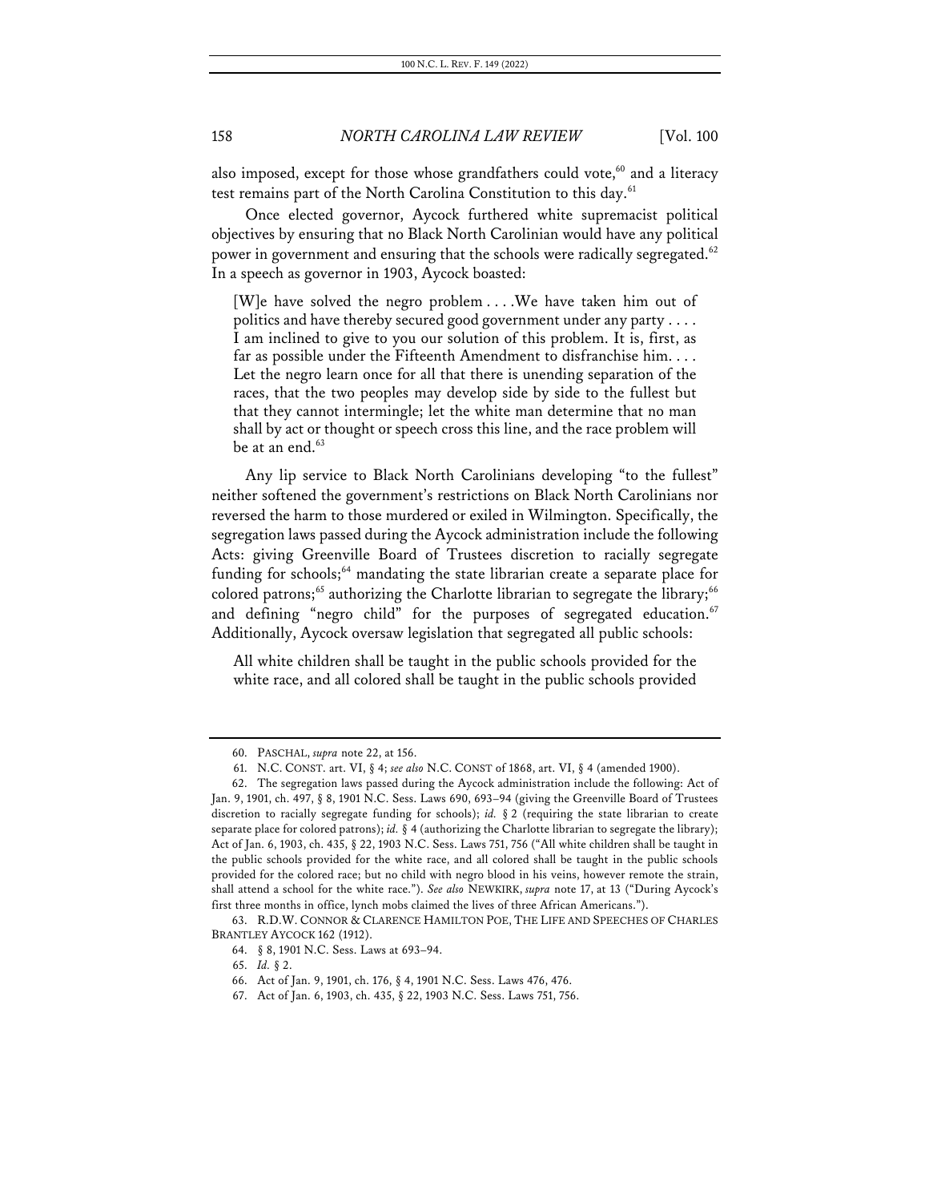also imposed, except for those whose grandfathers could vote,[60] and a literacy test remains part of the North Carolina Constitution to this day.[61]

Once elected governor, Aycock furthered white supremacist political objectives by ensuring that no Black North Carolinian would have any political power in government and ensuring that the schools were radically segregated.[62] In a speech as governor in 1903, Aycock boasted:

> [W]e have solved the negro problem . . . .We have taken him out of politics and have thereby secured good government under any party . . . . I am inclined to give to you our solution of this problem. It is, first, as far as possible under the Fifteenth Amendment to disfranchise him. . . . Let the negro learn once for all that there is unending separation of the races, that the two peoples may develop side by side to the fullest but that they cannot intermingle; let the white man determine that no man shall by act or thought or speech cross this line, and the race problem will be at an end.[63]

Any lip service to Black North Carolinians developing "to the fullest" neither softened the government's restrictions on Black North Carolinians nor reversed the harm to those murdered or exiled in Wilmington. Specifically, the segregation laws passed during the Aycock administration include the following Acts: giving Greenville Board of Trustees discretion to racially segregate funding for schools;[64] mandating the state librarian create a separate place for colored patrons;[65] authorizing the Charlotte librarian to segregate the library;[66] and defining "negro child" for the purposes of segregated education.[67] Additionally, Aycock oversaw legislation that segregated all public schools:

> All white children shall be taught in the public schools provided for the white race, and all colored shall be taught in the public schools provided

---

60. PASCHAL, *supra* note 22, at 156.

61. N.C. CONST. art. VI, § 4; *see also* N.C. CONST of 1868, art. VI, § 4 (amended 1900).

62. The segregation laws passed during the Aycock administration include the following: Act of Jan. 9, 1901, ch. 497, § 8, 1901 N.C. Sess. Laws 690, 693–94 (giving the Greenville Board of Trustees discretion to racially segregate funding for schools); *id.* § 2 (requiring the state librarian to create separate place for colored patrons); *id.* § 4 (authorizing the Charlotte librarian to segregate the library); Act of Jan. 6, 1903, ch. 435, § 22, 1903 N.C. Sess. Laws 751, 756 ("All white children shall be taught in the public schools provided for the white race, and all colored shall be taught in the public schools provided for the colored race; but no child with negro blood in his veins, however remote the strain, shall attend a school for the white race."). *See also* NEWKIRK, *supra* note 17, at 13 ("During Aycock's first three months in office, lynch mobs claimed the lives of three African Americans.").

63. R.D.W. CONNOR & CLARENCE HAMILTON POE, THE LIFE AND SPEECHES OF CHARLES BRANTLEY AYCOCK 162 (1912).

64. § 8, 1901 N.C. Sess. Laws at 693–94.

65. *Id.* § 2.

66. Act of Jan. 9, 1901, ch. 176, § 4, 1901 N.C. Sess. Laws 476, 476.

67. Act of Jan. 6, 1903, ch. 435, § 22, 1903 N.C. Sess. Laws 751, 756.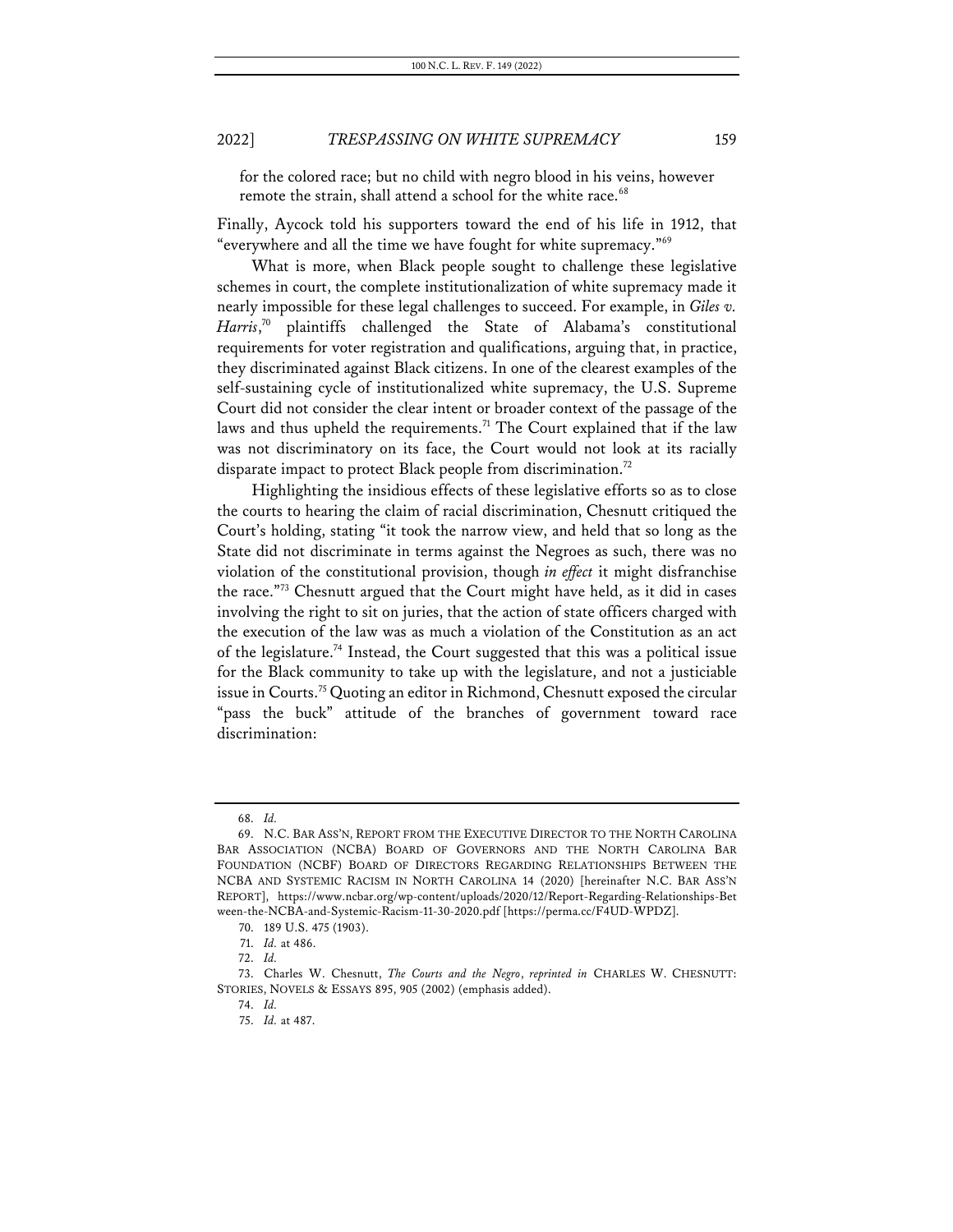for the colored race; but no child with negro blood in his veins, however remote the strain, shall attend a school for the white race.[68]

Finally, Aycock told his supporters toward the end of his life in 1912, that "everywhere and all the time we have fought for white supremacy."[69]

What is more, when Black people sought to challenge these legislative schemes in court, the complete institutionalization of white supremacy made it nearly impossible for these legal challenges to succeed. For example, in *Giles v. Harris*,[70] plaintiffs challenged the State of Alabama's constitutional requirements for voter registration and qualifications, arguing that, in practice, they discriminated against Black citizens. In one of the clearest examples of the self-sustaining cycle of institutionalized white supremacy, the U.S. Supreme Court did not consider the clear intent or broader context of the passage of the laws and thus upheld the requirements.[71] The Court explained that if the law was not discriminatory on its face, the Court would not look at its racially disparate impact to protect Black people from discrimination.[72]

Highlighting the insidious effects of these legislative efforts so as to close the courts to hearing the claim of racial discrimination, Chesnutt critiqued the Court's holding, stating "it took the narrow view, and held that so long as the State did not discriminate in terms against the Negroes as such, there was no violation of the constitutional provision, though *in effect* it might disfranchise the race."[73] Chesnutt argued that the Court might have held, as it did in cases involving the right to sit on juries, that the action of state officers charged with the execution of the law was as much a violation of the Constitution as an act of the legislature.[74] Instead, the Court suggested that this was a political issue for the Black community to take up with the legislature, and not a justiciable issue in Courts.[75] Quoting an editor in Richmond, Chesnutt exposed the circular "pass the buck" attitude of the branches of government toward race discrimination:

---

68. *Id.*

69. N.C. BAR ASS'N, REPORT FROM THE EXECUTIVE DIRECTOR TO THE NORTH CAROLINA BAR ASSOCIATION (NCBA) BOARD OF GOVERNORS AND THE NORTH CAROLINA BAR FOUNDATION (NCBF) BOARD OF DIRECTORS REGARDING RELATIONSHIPS BETWEEN THE NCBA AND SYSTEMIC RACISM IN NORTH CAROLINA 14 (2020) [hereinafter N.C. BAR ASS'N REPORT], https://www.ncbar.org/wp-content/uploads/2020/12/Report-Regarding-Relationships-Between-the-NCBA-and-Systemic-Racism-11-30-2020.pdf [https://perma.cc/F4UD-WPDZ].

70. 189 U.S. 475 (1903).

71. *Id.* at 486.

72. *Id.*

73. Charles W. Chesnutt, *The Courts and the Negro*, *reprinted in* CHARLES W. CHESNUTT: STORIES, NOVELS & ESSAYS 895, 905 (2002) (emphasis added).

74. *Id.*

75. *Id.* at 487.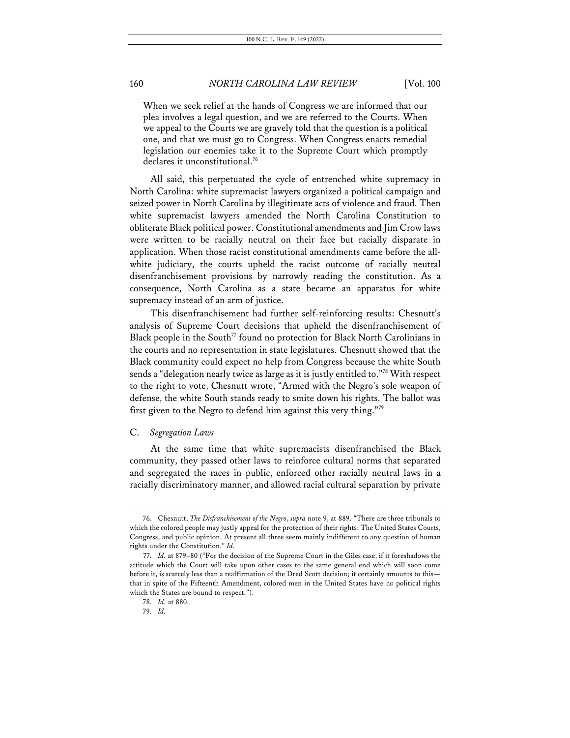> When we seek relief at the hands of Congress we are informed that our plea involves a legal question, and we are referred to the Courts. When we appeal to the Courts we are gravely told that the question is a political one, and that we must go to Congress. When Congress enacts remedial legislation our enemies take it to the Supreme Court which promptly declares it unconstitutional.[76]

All said, this perpetuated the cycle of entrenched white supremacy in North Carolina: white supremacist lawyers organized a political campaign and seized power in North Carolina by illegitimate acts of violence and fraud. Then white supremacist lawyers amended the North Carolina Constitution to obliterate Black political power. Constitutional amendments and Jim Crow laws were written to be racially neutral on their face but racially disparate in application. When those racist constitutional amendments came before the all-white judiciary, the courts upheld the racist outcome of racially neutral disenfranchisement provisions by narrowly reading the constitution. As a consequence, North Carolina as a state became an apparatus for white supremacy instead of an arm of justice.

This disenfranchisement had further self-reinforcing results: Chesnutt's analysis of Supreme Court decisions that upheld the disenfranchisement of Black people in the South[77] found no protection for Black North Carolinians in the courts and no representation in state legislatures. Chesnutt showed that the Black community could expect no help from Congress because the white South sends a "delegation nearly twice as large as it is justly entitled to."[78] With respect to the right to vote, Chesnutt wrote, "Armed with the Negro's sole weapon of defense, the white South stands ready to smite down his rights. The ballot was first given to the Negro to defend him against this very thing."[79]

### C. *Segregation Laws*

At the same time that white supremacists disenfranchised the Black community, they passed other laws to reinforce cultural norms that separated and segregated the races in public, enforced other racially neutral laws in a racially discriminatory manner, and allowed racial cultural separation by private

---

76. Chesnutt, *The Disfranchisement of the Negro*, *supra* note 9, at 889. "There are three tribunals to which the colored people may justly appeal for the protection of their rights: The United States Courts, Congress, and public opinion. At present all three seem mainly indifferent to any question of human rights under the Constitution." *Id.*

77. *Id.* at 879–80 ("For the decision of the Supreme Court in the Giles case, if it foreshadows the attitude which the Court will take upon other cases to the same general end which will soon come before it, is scarcely less than a reaffirmation of the Dred Scott decision; it certainly amounts to this—that in spite of the Fifteenth Amendment, colored men in the United States have no political rights which the States are bound to respect.").

78. *Id.* at 880.

79. *Id.*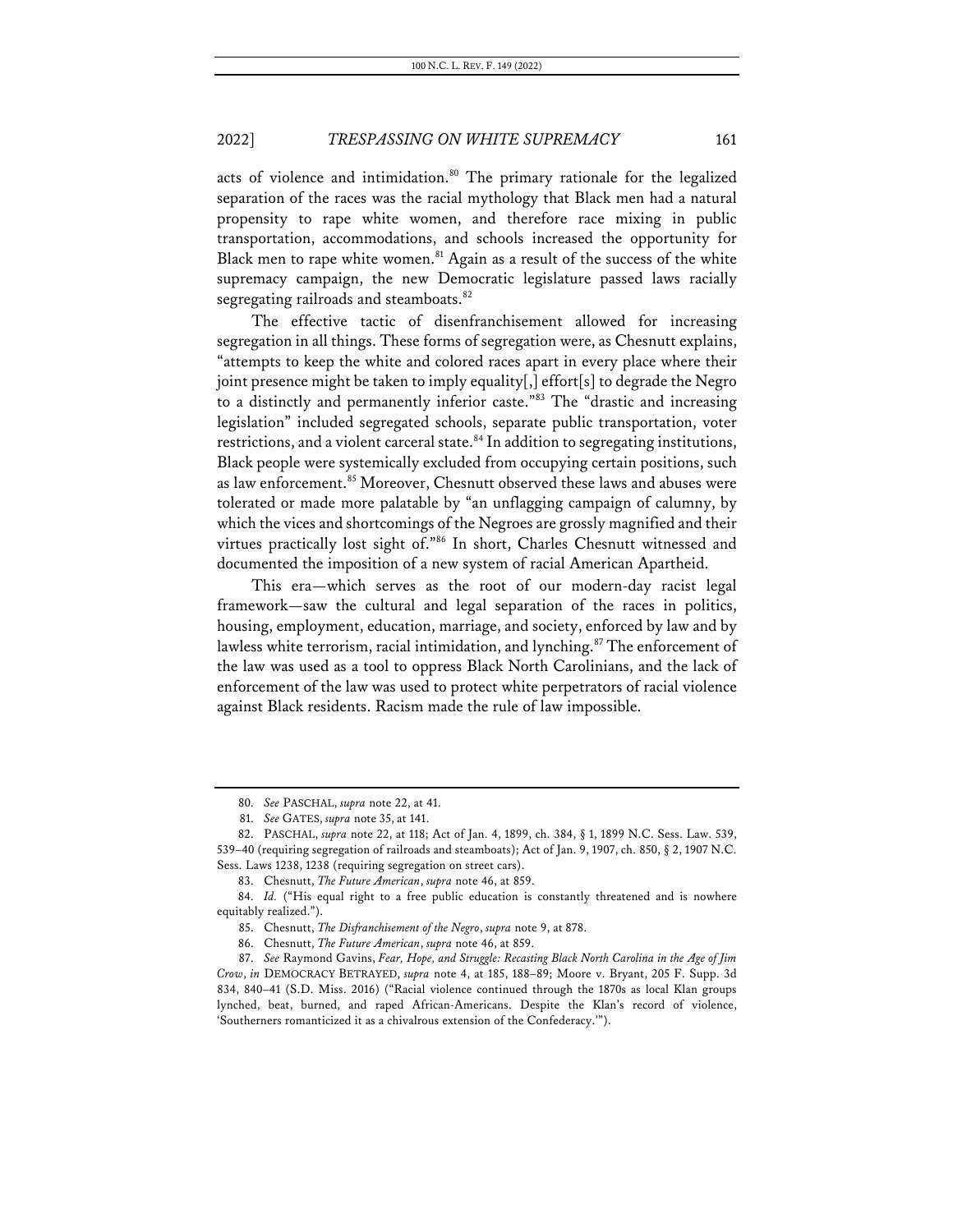acts of violence and intimidation.[80] The primary rationale for the legalized separation of the races was the racial mythology that Black men had a natural propensity to rape white women, and therefore race mixing in public transportation, accommodations, and schools increased the opportunity for Black men to rape white women.[81] Again as a result of the success of the white supremacy campaign, the new Democratic legislature passed laws racially segregating railroads and steamboats.[82]

The effective tactic of disenfranchisement allowed for increasing segregation in all things. These forms of segregation were, as Chesnutt explains, "attempts to keep the white and colored races apart in every place where their joint presence might be taken to imply equality[,] effort[s] to degrade the Negro to a distinctly and permanently inferior caste."[83] The "drastic and increasing legislation" included segregated schools, separate public transportation, voter restrictions, and a violent carceral state.[84] In addition to segregating institutions, Black people were systemically excluded from occupying certain positions, such as law enforcement.[85] Moreover, Chesnutt observed these laws and abuses were tolerated or made more palatable by "an unflagging campaign of calumny, by which the vices and shortcomings of the Negroes are grossly magnified and their virtues practically lost sight of."[86] In short, Charles Chesnutt witnessed and documented the imposition of a new system of racial American Apartheid.

This era—which serves as the root of our modern-day racist legal framework—saw the cultural and legal separation of the races in politics, housing, employment, education, marriage, and society, enforced by law and by lawless white terrorism, racial intimidation, and lynching.[87] The enforcement of the law was used as a tool to oppress Black North Carolinians, and the lack of enforcement of the law was used to protect white perpetrators of racial violence against Black residents. Racism made the rule of law impossible.

---

80. *See* PASCHAL, *supra* note 22, at 41.

81. *See* GATES, *supra* note 35, at 141.

82. PASCHAL, *supra* note 22, at 118; Act of Jan. 4, 1899, ch. 384, § 1, 1899 N.C. Sess. Law. 539, 539–40 (requiring segregation of railroads and steamboats); Act of Jan. 9, 1907, ch. 850, § 2, 1907 N.C. Sess. Laws 1238, 1238 (requiring segregation on street cars).

83. Chesnutt, *The Future American*, *supra* note 46, at 859.

84. *Id.* ("His equal right to a free public education is constantly threatened and is nowhere equitably realized.").

85. Chesnutt, *The Disfranchisement of the Negro*, *supra* note 9, at 878.

86. Chesnutt, *The Future American*, *supra* note 46, at 859.

87. *See* Raymond Gavins, *Fear, Hope, and Struggle: Recasting Black North Carolina in the Age of Jim Crow*, *in* DEMOCRACY BETRAYED, *supra* note 4, at 185, 188–89; Moore v. Bryant, 205 F. Supp. 3d 834, 840–41 (S.D. Miss. 2016) ("Racial violence continued through the 1870s as local Klan groups lynched, beat, burned, and raped African-Americans. Despite the Klan's record of violence, 'Southerners romanticized it as a chivalrous extension of the Confederacy.'").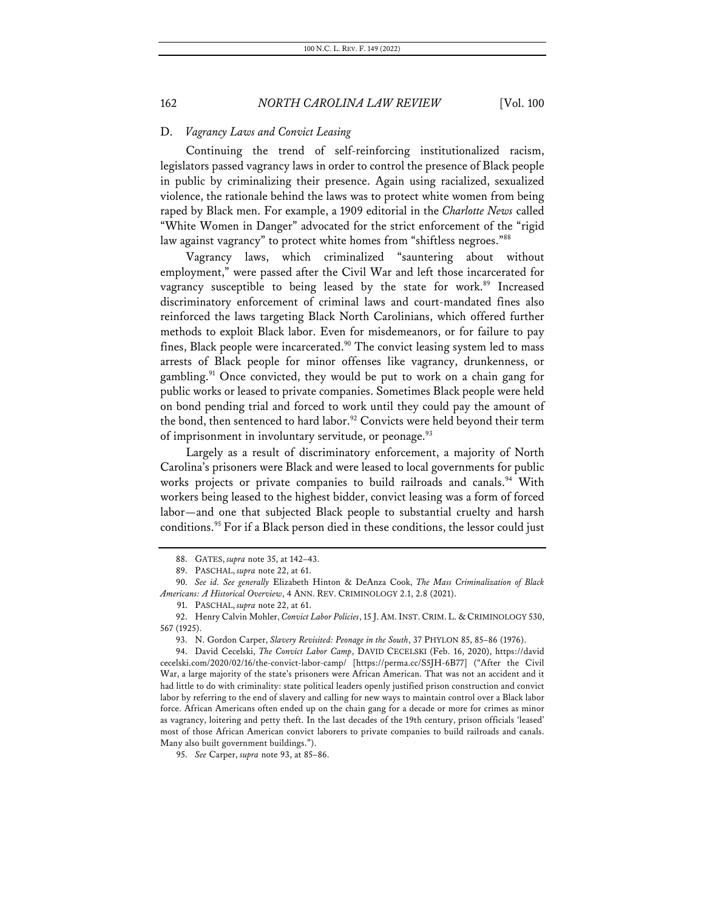### D. *Vagrancy Laws and Convict Leasing*

Continuing the trend of self-reinforcing institutionalized racism, legislators passed vagrancy laws in order to control the presence of Black people in public by criminalizing their presence. Again using racialized, sexualized violence, the rationale behind the laws was to protect white women from being raped by Black men. For example, a 1909 editorial in the *Charlotte News* called "White Women in Danger" advocated for the strict enforcement of the "rigid law against vagrancy" to protect white homes from "shiftless negroes."[88]

Vagrancy laws, which criminalized "sauntering about without employment," were passed after the Civil War and left those incarcerated for vagrancy susceptible to being leased by the state for work.[89] Increased discriminatory enforcement of criminal laws and court-mandated fines also reinforced the laws targeting Black North Carolinians, which offered further methods to exploit Black labor. Even for misdemeanors, or for failure to pay fines, Black people were incarcerated.[90] The convict leasing system led to mass arrests of Black people for minor offenses like vagrancy, drunkenness, or gambling.[91] Once convicted, they would be put to work on a chain gang for public works or leased to private companies. Sometimes Black people were held on bond pending trial and forced to work until they could pay the amount of the bond, then sentenced to hard labor.[92] Convicts were held beyond their term of imprisonment in involuntary servitude, or peonage.[93]

Largely as a result of discriminatory enforcement, a majority of North Carolina's prisoners were Black and were leased to local governments for public works projects or private companies to build railroads and canals.[94] With workers being leased to the highest bidder, convict leasing was a form of forced labor—and one that subjected Black people to substantial cruelty and harsh conditions.[95] For if a Black person died in these conditions, the lessor could just

---

88. GATES, *supra* note 35, at 142–43.

89. PASCHAL, *supra* note 22, at 61.

90. *See id. See generally* Elizabeth Hinton & DeAnza Cook, *The Mass Criminalization of Black Americans: A Historical Overview*, 4 ANN. REV. CRIMINOLOGY 2.1, 2.8 (2021).

91. PASCHAL, *supra* note 22, at 61.

92. Henry Calvin Mohler, *Convict Labor Policies*, 15 J. AM. INST. CRIM. L. & CRIMINOLOGY 530, 567 (1925).

93. N. Gordon Carper, *Slavery Revisited: Peonage in the South*, 37 PHYLON 85, 85–86 (1976).

94. David Cecelski, *The Convict Labor Camp*, DAVID CECELSKI (Feb. 16, 2020), https://davidcecelski.com/2020/02/16/the-convict-labor-camp/ [https://perma.cc/S5JH-6B77] ("After the Civil War, a large majority of the state's prisoners were African American. That was not an accident and it had little to do with criminality: state political leaders openly justified prison construction and convict labor by referring to the end of slavery and calling for new ways to maintain control over a Black labor force. African Americans often ended up on the chain gang for a decade or more for crimes as minor as vagrancy, loitering and petty theft. In the last decades of the 19th century, prison officials 'leased' most of those African American convict laborers to private companies to build railroads and canals. Many also built government buildings.").

95. *See* Carper, *supra* note 93, at 85–86.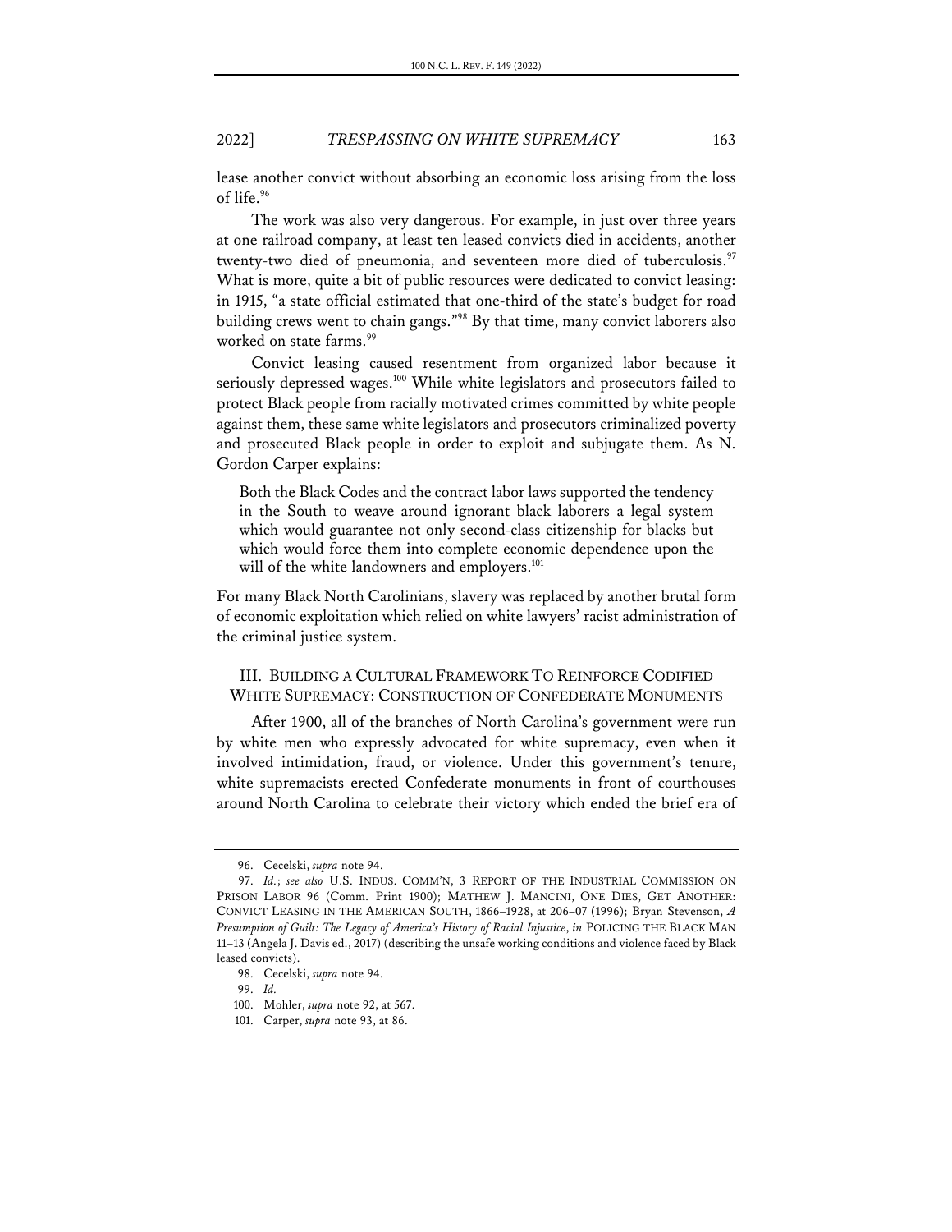lease another convict without absorbing an economic loss arising from the loss of life.[96]

The work was also very dangerous. For example, in just over three years at one railroad company, at least ten leased convicts died in accidents, another twenty-two died of pneumonia, and seventeen more died of tuberculosis.[97] What is more, quite a bit of public resources were dedicated to convict leasing: in 1915, "a state official estimated that one-third of the state's budget for road building crews went to chain gangs."[98] By that time, many convict laborers also worked on state farms.[99]

Convict leasing caused resentment from organized labor because it seriously depressed wages.[100] While white legislators and prosecutors failed to protect Black people from racially motivated crimes committed by white people against them, these same white legislators and prosecutors criminalized poverty and prosecuted Black people in order to exploit and subjugate them. As N. Gordon Carper explains:

> Both the Black Codes and the contract labor laws supported the tendency in the South to weave around ignorant black laborers a legal system which would guarantee not only second-class citizenship for blacks but which would force them into complete economic dependence upon the will of the white landowners and employers.[101]

For many Black North Carolinians, slavery was replaced by another brutal form of economic exploitation which relied on white lawyers' racist administration of the criminal justice system.

## III. BUILDING A CULTURAL FRAMEWORK TO REINFORCE CODIFIED WHITE SUPREMACY: CONSTRUCTION OF CONFEDERATE MONUMENTS

After 1900, all of the branches of North Carolina's government were run by white men who expressly advocated for white supremacy, even when it involved intimidation, fraud, or violence. Under this government's tenure, white supremacists erected Confederate monuments in front of courthouses around North Carolina to celebrate their victory which ended the brief era of

---

96. Cecelski, *supra* note 94.

97. *Id.*; *see also* U.S. INDUS. COMM'N, 3 REPORT OF THE INDUSTRIAL COMMISSION ON PRISON LABOR 96 (Comm. Print 1900); MATHEW J. MANCINI, ONE DIES, GET ANOTHER: CONVICT LEASING IN THE AMERICAN SOUTH, 1866–1928, at 206–07 (1996); Bryan Stevenson, *A Presumption of Guilt: The Legacy of America's History of Racial Injustice*, *in* POLICING THE BLACK MAN 11–13 (Angela J. Davis ed., 2017) (describing the unsafe working conditions and violence faced by Black leased convicts).

98. Cecelski, *supra* note 94.

99. *Id.*

100. Mohler, *supra* note 92, at 567.

101. Carper, *supra* note 93, at 86.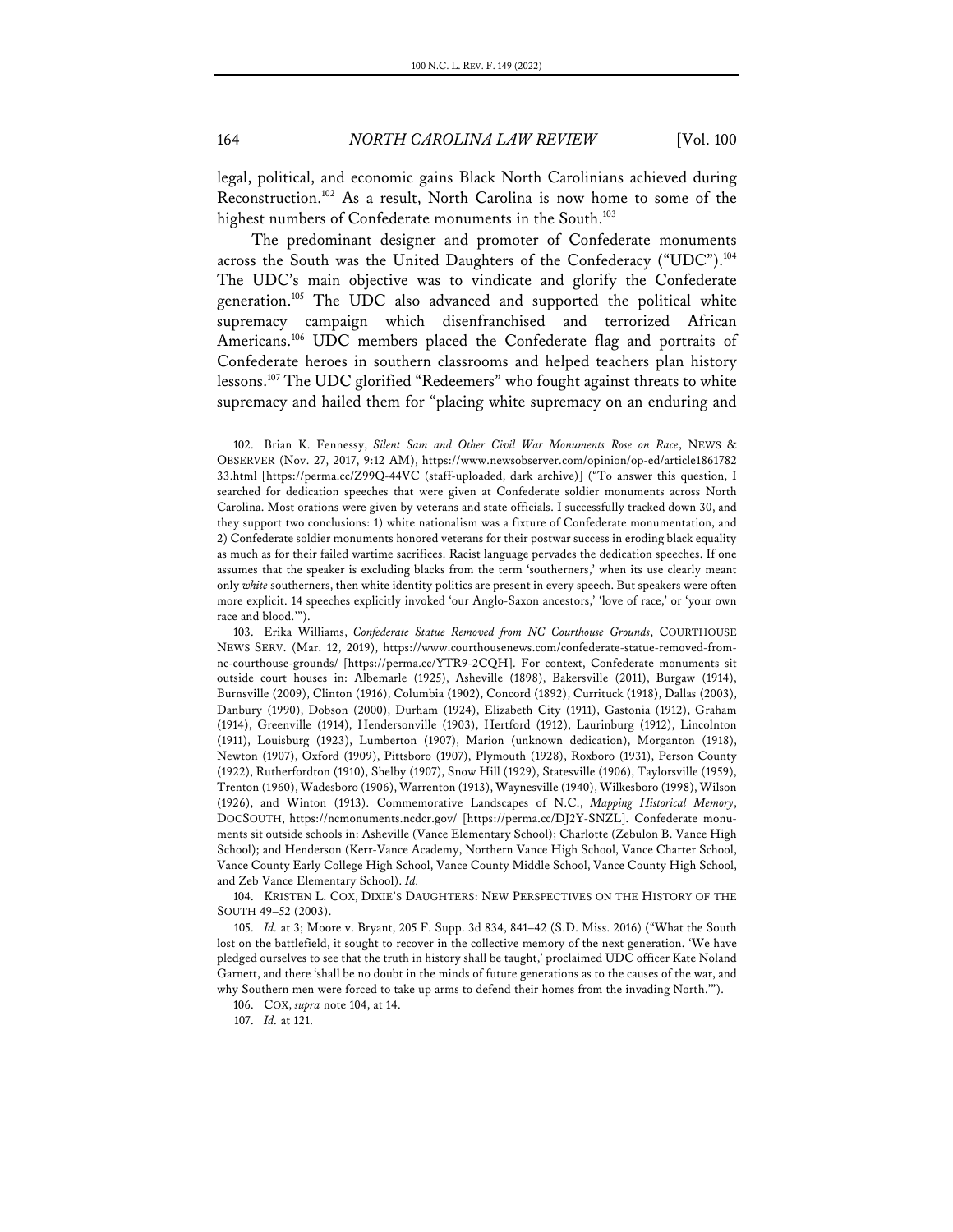legal, political, and economic gains Black North Carolinians achieved during Reconstruction.[102] As a result, North Carolina is now home to some of the highest numbers of Confederate monuments in the South.[103]

The predominant designer and promoter of Confederate monuments across the South was the United Daughters of the Confederacy ("UDC").[104] The UDC's main objective was to vindicate and glorify the Confederate generation.[105] The UDC also advanced and supported the political white supremacy campaign which disenfranchised and terrorized African Americans.[106] UDC members placed the Confederate flag and portraits of Confederate heroes in southern classrooms and helped teachers plan history lessons.[107] The UDC glorified "Redeemers" who fought against threats to white supremacy and hailed them for "placing white supremacy on an enduring and

---

102. Brian K. Fennessy, *Silent Sam and Other Civil War Monuments Rose on Race*, NEWS & OBSERVER (Nov. 27, 2017, 9:12 AM), https://www.newsobserver.com/opinion/op-ed/article186178233.html [https://perma.cc/Z99Q-44VC (staff-uploaded, dark archive)] ("To answer this question, I searched for dedication speeches that were given at Confederate soldier monuments across North Carolina. Most orations were given by veterans and state officials. I successfully tracked down 30, and they support two conclusions: 1) white nationalism was a fixture of Confederate monumentation, and 2) Confederate soldier monuments honored veterans for their postwar success in eroding black equality as much as for their failed wartime sacrifices. Racist language pervades the dedication speeches. If one assumes that the speaker is excluding blacks from the term 'southerners,' when its use clearly meant only *white* southerners, then white identity politics are present in every speech. But speakers were often more explicit. 14 speeches explicitly invoked 'our Anglo-Saxon ancestors,' 'love of race,' or 'your own race and blood.'").

103. Erika Williams, *Confederate Statue Removed from NC Courthouse Grounds*, COURTHOUSE NEWS SERV. (Mar. 12, 2019), https://www.courthousenews.com/confederate-statue-removed-from-nc-courthouse-grounds/ [https://perma.cc/YTR9-2CQH]. For context, Confederate monuments sit outside court houses in: Albemarle (1925), Asheville (1898), Bakersville (2011), Burgaw (1914), Burnsville (2009), Clinton (1916), Columbia (1902), Concord (1892), Currituck (1918), Dallas (2003), Danbury (1990), Dobson (2000), Durham (1924), Elizabeth City (1911), Gastonia (1912), Graham (1914), Greenville (1914), Hendersonville (1903), Hertford (1912), Laurinburg (1912), Lincolnton (1911), Louisburg (1923), Lumberton (1907), Marion (unknown dedication), Morganton (1918), Newton (1907), Oxford (1909), Pittsboro (1907), Plymouth (1928), Roxboro (1931), Person County (1922), Rutherfordton (1910), Shelby (1907), Snow Hill (1929), Statesville (1906), Taylorsville (1959), Trenton (1960), Wadesboro (1906), Warrenton (1913), Waynesville (1940), Wilkesboro (1998), Wilson (1926), and Winton (1913). Commemorative Landscapes of N.C., *Mapping Historical Memory*, DOCSOUTH, https://ncmonuments.ncdcr.gov/ [https://perma.cc/DJ2Y-SNZL]. Confederate monuments sit outside schools in: Asheville (Vance Elementary School); Charlotte (Zebulon B. Vance High School); and Henderson (Kerr-Vance Academy, Northern Vance High School, Vance Charter School, Vance County Early College High School, Vance County Middle School, Vance County High School, and Zeb Vance Elementary School). *Id.*

104. KRISTEN L. COX, DIXIE'S DAUGHTERS: NEW PERSPECTIVES ON THE HISTORY OF THE SOUTH 49–52 (2003).

105. *Id.* at 3; Moore v. Bryant, 205 F. Supp. 3d 834, 841–42 (S.D. Miss. 2016) ("What the South lost on the battlefield, it sought to recover in the collective memory of the next generation. 'We have pledged ourselves to see that the truth in history shall be taught,' proclaimed UDC officer Kate Noland Garnett, and there 'shall be no doubt in the minds of future generations as to the causes of the war, and why Southern men were forced to take up arms to defend their homes from the invading North.'").

106. COX, *supra* note 104, at 14.

107. *Id.* at 121.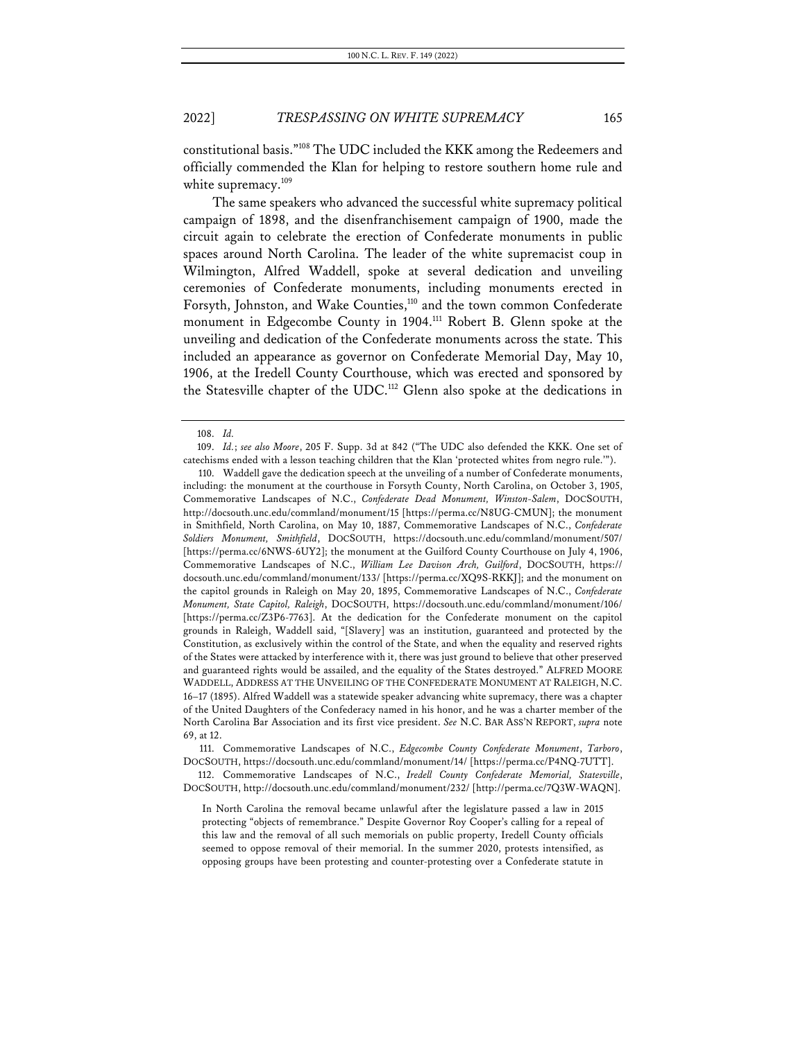constitutional basis."[108] The UDC included the KKK among the Redeemers and officially commended the Klan for helping to restore southern home rule and white supremacy.[109]

The same speakers who advanced the successful white supremacy political campaign of 1898, and the disenfranchisement campaign of 1900, made the circuit again to celebrate the erection of Confederate monuments in public spaces around North Carolina. The leader of the white supremacist coup in Wilmington, Alfred Waddell, spoke at several dedication and unveiling ceremonies of Confederate monuments, including monuments erected in Forsyth, Johnston, and Wake Counties,[110] and the town common Confederate monument in Edgecombe County in 1904.[111] Robert B. Glenn spoke at the unveiling and dedication of the Confederate monuments across the state. This included an appearance as governor on Confederate Memorial Day, May 10, 1906, at the Iredell County Courthouse, which was erected and sponsored by the Statesville chapter of the UDC.[112] Glenn also spoke at the dedications in

---

108. *Id.*

109. *Id.*; *see also Moore*, 205 F. Supp. 3d at 842 ("The UDC also defended the KKK. One set of catechisms ended with a lesson teaching children that the Klan 'protected whites from negro rule.'").

110. Waddell gave the dedication speech at the unveiling of a number of Confederate monuments, including: the monument at the courthouse in Forsyth County, North Carolina, on October 3, 1905, Commemorative Landscapes of N.C., *Confederate Dead Monument, Winston-Salem*, DOCSOUTH, http://docsouth.unc.edu/commland/monument/15 [https://perma.cc/N8UG-CMUN]; the monument in Smithfield, North Carolina, on May 10, 1887, Commemorative Landscapes of N.C., *Confederate Soldiers Monument, Smithfield*, DOCSOUTH, https://docsouth.unc.edu/commland/monument/507/ [https://perma.cc/6NWS-6UY2]; the monument at the Guilford County Courthouse on July 4, 1906, Commemorative Landscapes of N.C., *William Lee Davison Arch, Guilford*, DOCSOUTH, https://docsouth.unc.edu/commland/monument/133/ [https://perma.cc/XQ9S-RKKJ]; and the monument on the capitol grounds in Raleigh on May 20, 1895, Commemorative Landscapes of N.C., *Confederate Monument, State Capitol, Raleigh*, DOCSOUTH, https://docsouth.unc.edu/commland/monument/106/ [https://perma.cc/Z3P6-7763]. At the dedication for the Confederate monument on the capitol grounds in Raleigh, Waddell said, "[Slavery] was an institution, guaranteed and protected by the Constitution, as exclusively within the control of the State, and when the equality and reserved rights of the States were attacked by interference with it, there was just ground to believe that other preserved and guaranteed rights would be assailed, and the equality of the States destroyed." ALFRED MOORE WADDELL, ADDRESS AT THE UNVEILING OF THE CONFEDERATE MONUMENT AT RALEIGH, N.C. 16–17 (1895). Alfred Waddell was a statewide speaker advancing white supremacy, there was a chapter of the United Daughters of the Confederacy named in his honor, and he was a charter member of the North Carolina Bar Association and its first vice president. *See* N.C. BAR ASS'N REPORT, *supra* note 69, at 12.

111. Commemorative Landscapes of N.C., *Edgecombe County Confederate Monument*, *Tarboro*, DOCSOUTH, https://docsouth.unc.edu/commland/monument/14/ [https://perma.cc/P4NQ-7UTT].

112. Commemorative Landscapes of N.C., *Iredell County Confederate Memorial, Statesville*, DOCSOUTH, http://docsouth.unc.edu/commland/monument/232/ [http://perma.cc/7Q3W-WAQN].

> In North Carolina the removal became unlawful after the legislature passed a law in 2015 protecting "objects of remembrance." Despite Governor Roy Cooper's calling for a repeal of this law and the removal of all such memorials on public property, Iredell County officials seemed to oppose removal of their memorial. In the summer 2020, protests intensified, as opposing groups have been protesting and counter-protesting over a Confederate statute in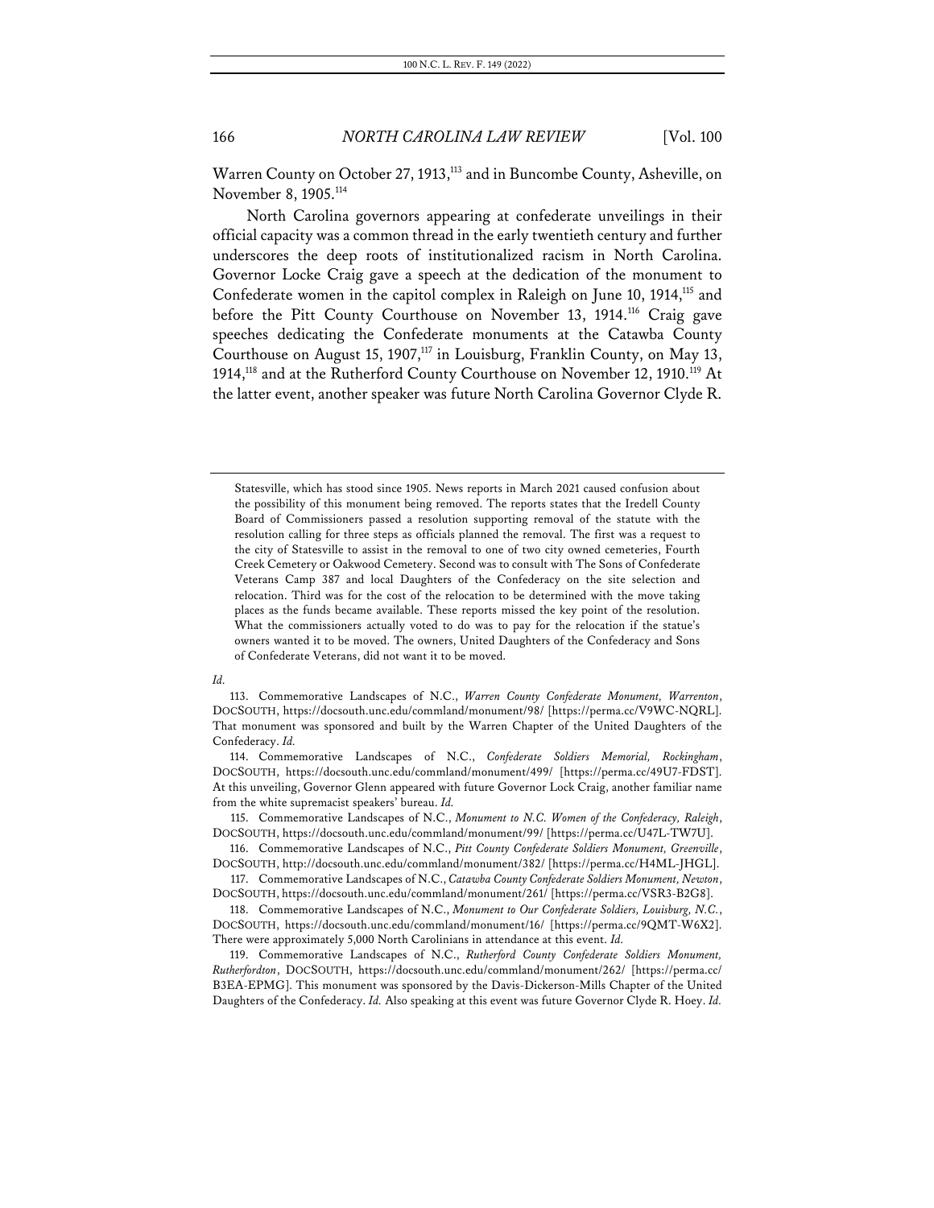Warren County on October 27, 1913,[113] and in Buncombe County, Asheville, on November 8, 1905.[114]

North Carolina governors appearing at confederate unveilings in their official capacity was a common thread in the early twentieth century and further underscores the deep roots of institutionalized racism in North Carolina. Governor Locke Craig gave a speech at the dedication of the monument to Confederate women in the capitol complex in Raleigh on June 10, 1914,[115] and before the Pitt County Courthouse on November 13, 1914.[116] Craig gave speeches dedicating the Confederate monuments at the Catawba County Courthouse on August 15, 1907,[117] in Louisburg, Franklin County, on May 13, 1914,[118] and at the Rutherford County Courthouse on November 12, 1910.[119] At the latter event, another speaker was future North Carolina Governor Clyde R.

---

> Statesville, which has stood since 1905. News reports in March 2021 caused confusion about the possibility of this monument being removed. The reports states that the Iredell County Board of Commissioners passed a resolution supporting removal of the statute with the resolution calling for three steps as officials planned the removal. The first was a request to the city of Statesville to assist in the removal to one of two city owned cemeteries, Fourth Creek Cemetery or Oakwood Cemetery. Second was to consult with The Sons of Confederate Veterans Camp 387 and local Daughters of the Confederacy on the site selection and relocation. Third was for the cost of the relocation to be determined with the move taking places as the funds became available. These reports missed the key point of the resolution. What the commissioners actually voted to do was to pay for the relocation if the statue's owners wanted it to be moved. The owners, United Daughters of the Confederacy and Sons of Confederate Veterans, did not want it to be moved.

*Id.*

113. Commemorative Landscapes of N.C., *Warren County Confederate Monument, Warrenton*, DOCSOUTH, https://docsouth.unc.edu/commland/monument/98/ [https://perma.cc/V9WC-NQRL]. That monument was sponsored and built by the Warren Chapter of the United Daughters of the Confederacy. *Id.*

114. Commemorative Landscapes of N.C., *Confederate Soldiers Memorial, Rockingham*, DOCSOUTH, https://docsouth.unc.edu/commland/monument/499/ [https://perma.cc/49U7-FDST]. At this unveiling, Governor Glenn appeared with future Governor Lock Craig, another familiar name from the white supremacist speakers' bureau. *Id.*

115. Commemorative Landscapes of N.C., *Monument to N.C. Women of the Confederacy, Raleigh*, DOCSOUTH, https://docsouth.unc.edu/commland/monument/99/ [https://perma.cc/U47L-TW7U].

116. Commemorative Landscapes of N.C., *Pitt County Confederate Soldiers Monument, Greenville*, DOCSOUTH, http://docsouth.unc.edu/commland/monument/382/ [https://perma.cc/H4ML-JHGL].

117. Commemorative Landscapes of N.C., *Catawba County Confederate Soldiers Monument, Newton*, DOCSOUTH, https://docsouth.unc.edu/commland/monument/261/ [https://perma.cc/VSR3-B2G8].

118. Commemorative Landscapes of N.C., *Monument to Our Confederate Soldiers, Louisburg, N.C.*, DOCSOUTH, https://docsouth.unc.edu/commland/monument/16/ [https://perma.cc/9QMT-W6X2]. There were approximately 5,000 North Carolinians in attendance at this event. *Id.*

119. Commemorative Landscapes of N.C., *Rutherford County Confederate Soldiers Monument, Rutherfordton*, DOCSOUTH, https://docsouth.unc.edu/commland/monument/262/ [https://perma.cc/B3EA-EPMG]. This monument was sponsored by the Davis-Dickerson-Mills Chapter of the United Daughters of the Confederacy. *Id.* Also speaking at this event was future Governor Clyde R. Hoey. *Id.*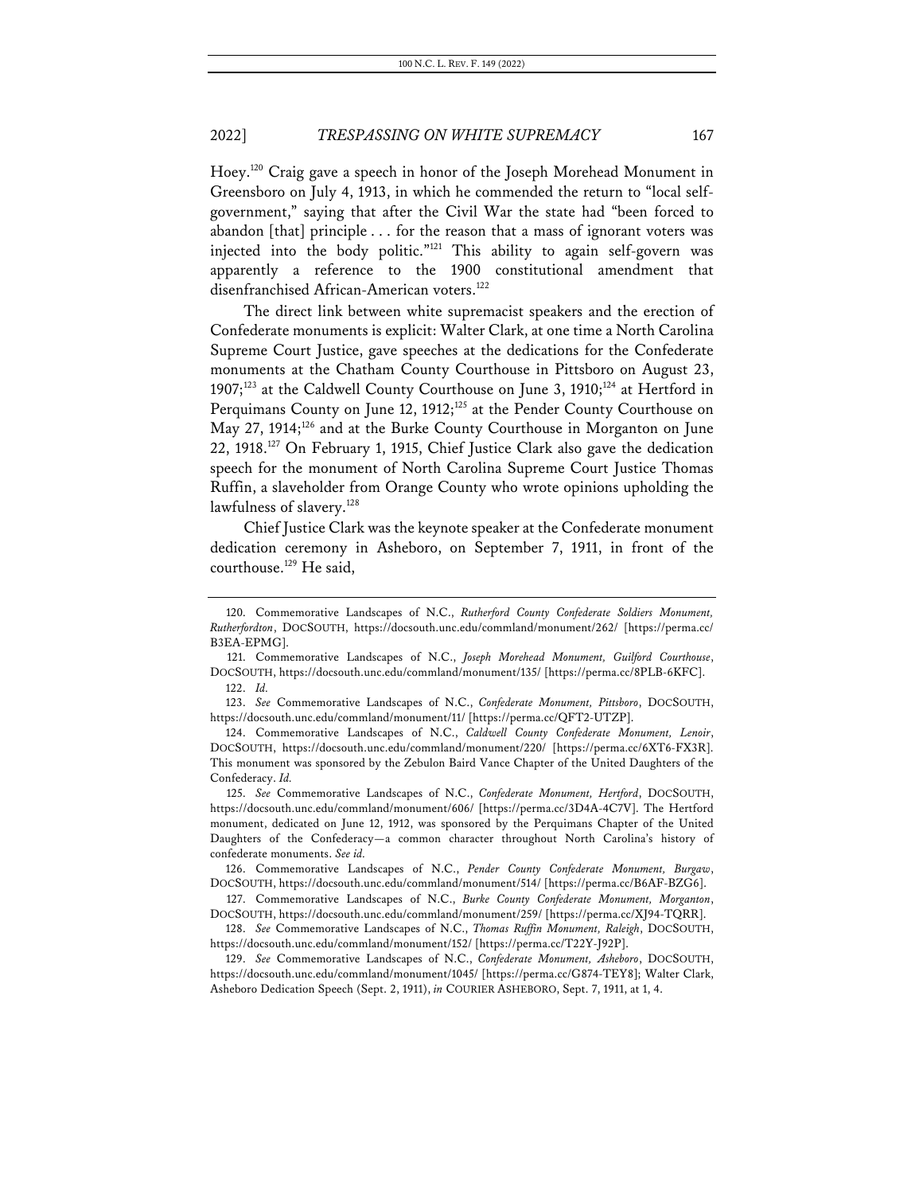Hoey.[120] Craig gave a speech in honor of the Joseph Morehead Monument in Greensboro on July 4, 1913, in which he commended the return to "local self-government," saying that after the Civil War the state had "been forced to abandon [that] principle . . . for the reason that a mass of ignorant voters was injected into the body politic."[121] This ability to again self-govern was apparently a reference to the 1900 constitutional amendment that disenfranchised African-American voters.[122]

The direct link between white supremacist speakers and the erection of Confederate monuments is explicit: Walter Clark, at one time a North Carolina Supreme Court Justice, gave speeches at the dedications for the Confederate monuments at the Chatham County Courthouse in Pittsboro on August 23, 1907;[123] at the Caldwell County Courthouse on June 3, 1910;[124] at Hertford in Perquimans County on June 12, 1912;[125] at the Pender County Courthouse on May 27, 1914;[126] and at the Burke County Courthouse in Morganton on June 22, 1918.[127] On February 1, 1915, Chief Justice Clark also gave the dedication speech for the monument of North Carolina Supreme Court Justice Thomas Ruffin, a slaveholder from Orange County who wrote opinions upholding the lawfulness of slavery.[128]

Chief Justice Clark was the keynote speaker at the Confederate monument dedication ceremony in Asheboro, on September 7, 1911, in front of the courthouse.[129] He said,

---

120. Commemorative Landscapes of N.C., *Rutherford County Confederate Soldiers Monument, Rutherfordton*, DOCSOUTH, https://docsouth.unc.edu/commland/monument/262/ [https://perma.cc/B3EA-EPMG].

121. Commemorative Landscapes of N.C., *Joseph Morehead Monument, Guilford Courthouse*, DOCSOUTH, https://docsouth.unc.edu/commland/monument/135/ [https://perma.cc/8PLB-6KFC].

122. *Id.*

123. *See* Commemorative Landscapes of N.C., *Confederate Monument, Pittsboro*, DOCSOUTH, https://docsouth.unc.edu/commland/monument/11/ [https://perma.cc/QFT2-UTZP].

124. Commemorative Landscapes of N.C., *Caldwell County Confederate Monument, Lenoir*, DOCSOUTH, https://docsouth.unc.edu/commland/monument/220/ [https://perma.cc/6XT6-FX3R]. This monument was sponsored by the Zebulon Baird Vance Chapter of the United Daughters of the Confederacy. *Id.*

125. *See* Commemorative Landscapes of N.C., *Confederate Monument, Hertford*, DOCSOUTH, https://docsouth.unc.edu/commland/monument/606/ [https://perma.cc/3D4A-4C7V]. The Hertford monument, dedicated on June 12, 1912, was sponsored by the Perquimans Chapter of the United Daughters of the Confederacy—a common character throughout North Carolina's history of confederate monuments. *See id.*

126. Commemorative Landscapes of N.C., *Pender County Confederate Monument, Burgaw*, DOCSOUTH, https://docsouth.unc.edu/commland/monument/514/ [https://perma.cc/B6AF-BZG6].

127. Commemorative Landscapes of N.C., *Burke County Confederate Monument, Morganton*, DOCSOUTH, https://docsouth.unc.edu/commland/monument/259/ [https://perma.cc/XJ94-TQRR].

128. *See* Commemorative Landscapes of N.C., *Thomas Ruffin Monument, Raleigh*, DOCSOUTH, https://docsouth.unc.edu/commland/monument/152/ [https://perma.cc/T22Y-J92P].

129. *See* Commemorative Landscapes of N.C., *Confederate Monument, Asheboro*, DOCSOUTH, https://docsouth.unc.edu/commland/monument/1045/ [https://perma.cc/G874-TEY8]; Walter Clark, Asheboro Dedication Speech (Sept. 2, 1911), *in* COURIER ASHEBORO, Sept. 7, 1911, at 1, 4.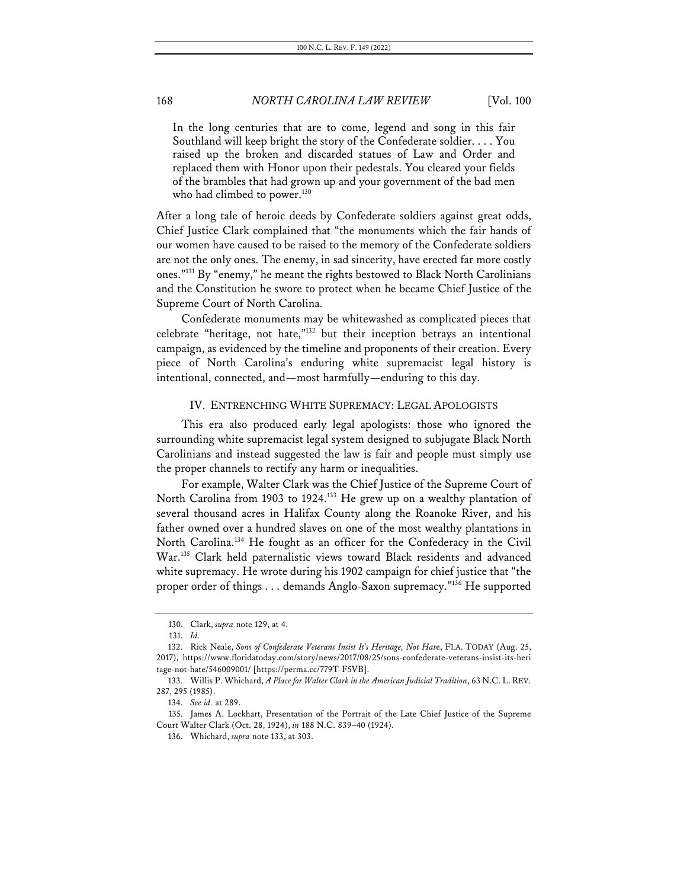> In the long centuries that are to come, legend and song in this fair Southland will keep bright the story of the Confederate soldier. . . . You raised up the broken and discarded statues of Law and Order and replaced them with Honor upon their pedestals. You cleared your fields of the brambles that had grown up and your government of the bad men who had climbed to power.[130]

After a long tale of heroic deeds by Confederate soldiers against great odds, Chief Justice Clark complained that "the monuments which the fair hands of our women have caused to be raised to the memory of the Confederate soldiers are not the only ones. The enemy, in sad sincerity, have erected far more costly ones."[131] By "enemy," he meant the rights bestowed to Black North Carolinians and the Constitution he swore to protect when he became Chief Justice of the Supreme Court of North Carolina.

Confederate monuments may be whitewashed as complicated pieces that celebrate "heritage, not hate,"[132] but their inception betrays an intentional campaign, as evidenced by the timeline and proponents of their creation. Every piece of North Carolina's enduring white supremacist legal history is intentional, connected, and—most harmfully—enduring to this day.

## IV. ENTRENCHING WHITE SUPREMACY: LEGAL APOLOGISTS

This era also produced early legal apologists: those who ignored the surrounding white supremacist legal system designed to subjugate Black North Carolinians and instead suggested the law is fair and people must simply use the proper channels to rectify any harm or inequalities.

For example, Walter Clark was the Chief Justice of the Supreme Court of North Carolina from 1903 to 1924.[133] He grew up on a wealthy plantation of several thousand acres in Halifax County along the Roanoke River, and his father owned over a hundred slaves on one of the most wealthy plantations in North Carolina.[134] He fought as an officer for the Confederacy in the Civil War.[135] Clark held paternalistic views toward Black residents and advanced white supremacy. He wrote during his 1902 campaign for chief justice that "the proper order of things . . . demands Anglo-Saxon supremacy."[136] He supported

---

130. Clark, *supra* note 129, at 4.

131. *Id.*

132. Rick Neale, *Sons of Confederate Veterans Insist It's Heritage, Not Hate*, FLA. TODAY (Aug. 25, 2017), https://www.floridatoday.com/story/news/2017/08/25/sons-confederate-veterans-insist-its-heritage-not-hate/546009001/ [https://perma.cc/779T-F5VB].

133. Willis P. Whichard, *A Place for Walter Clark in the American Judicial Tradition*, 63 N.C. L. REV. 287, 295 (1985).

134. *See id.* at 289.

135. James A. Lockhart, Presentation of the Portrait of the Late Chief Justice of the Supreme Court Walter Clark (Oct. 28, 1924), *in* 188 N.C. 839–40 (1924).

136. Whichard, *supra* note 133, at 303.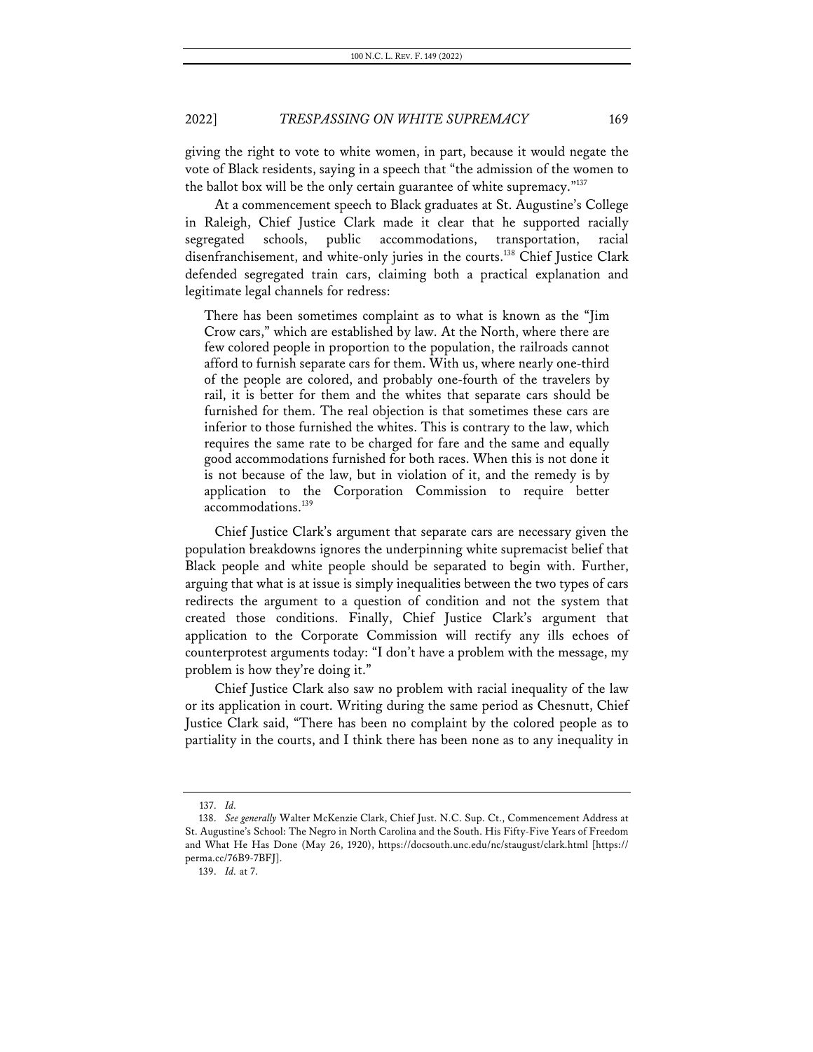giving the right to vote to white women, in part, because it would negate the vote of Black residents, saying in a speech that "the admission of the women to the ballot box will be the only certain guarantee of white supremacy."[137]

At a commencement speech to Black graduates at St. Augustine's College in Raleigh, Chief Justice Clark made it clear that he supported racially segregated schools, public accommodations, transportation, racial disenfranchisement, and white-only juries in the courts.[138] Chief Justice Clark defended segregated train cars, claiming both a practical explanation and legitimate legal channels for redress:

> There has been sometimes complaint as to what is known as the "Jim Crow cars," which are established by law. At the North, where there are few colored people in proportion to the population, the railroads cannot afford to furnish separate cars for them. With us, where nearly one-third of the people are colored, and probably one-fourth of the travelers by rail, it is better for them and the whites that separate cars should be furnished for them. The real objection is that sometimes these cars are inferior to those furnished the whites. This is contrary to the law, which requires the same rate to be charged for fare and the same and equally good accommodations furnished for both races. When this is not done it is not because of the law, but in violation of it, and the remedy is by application to the Corporation Commission to require better accommodations.[139]

Chief Justice Clark's argument that separate cars are necessary given the population breakdowns ignores the underpinning white supremacist belief that Black people and white people should be separated to begin with. Further, arguing that what is at issue is simply inequalities between the two types of cars redirects the argument to a question of condition and not the system that created those conditions. Finally, Chief Justice Clark's argument that application to the Corporate Commission will rectify any ills echoes of counterprotest arguments today: "I don't have a problem with the message, my problem is how they're doing it."

Chief Justice Clark also saw no problem with racial inequality of the law or its application in court. Writing during the same period as Chesnutt, Chief Justice Clark said, "There has been no complaint by the colored people as to partiality in the courts, and I think there has been none as to any inequality in

---

137. *Id.*

138. *See generally* Walter McKenzie Clark, Chief Just. N.C. Sup. Ct., Commencement Address at St. Augustine's School: The Negro in North Carolina and the South. His Fifty-Five Years of Freedom and What He Has Done (May 26, 1920), https://docsouth.unc.edu/nc/staugust/clark.html [https://perma.cc/76B9-7BFJ].

139. *Id.* at 7.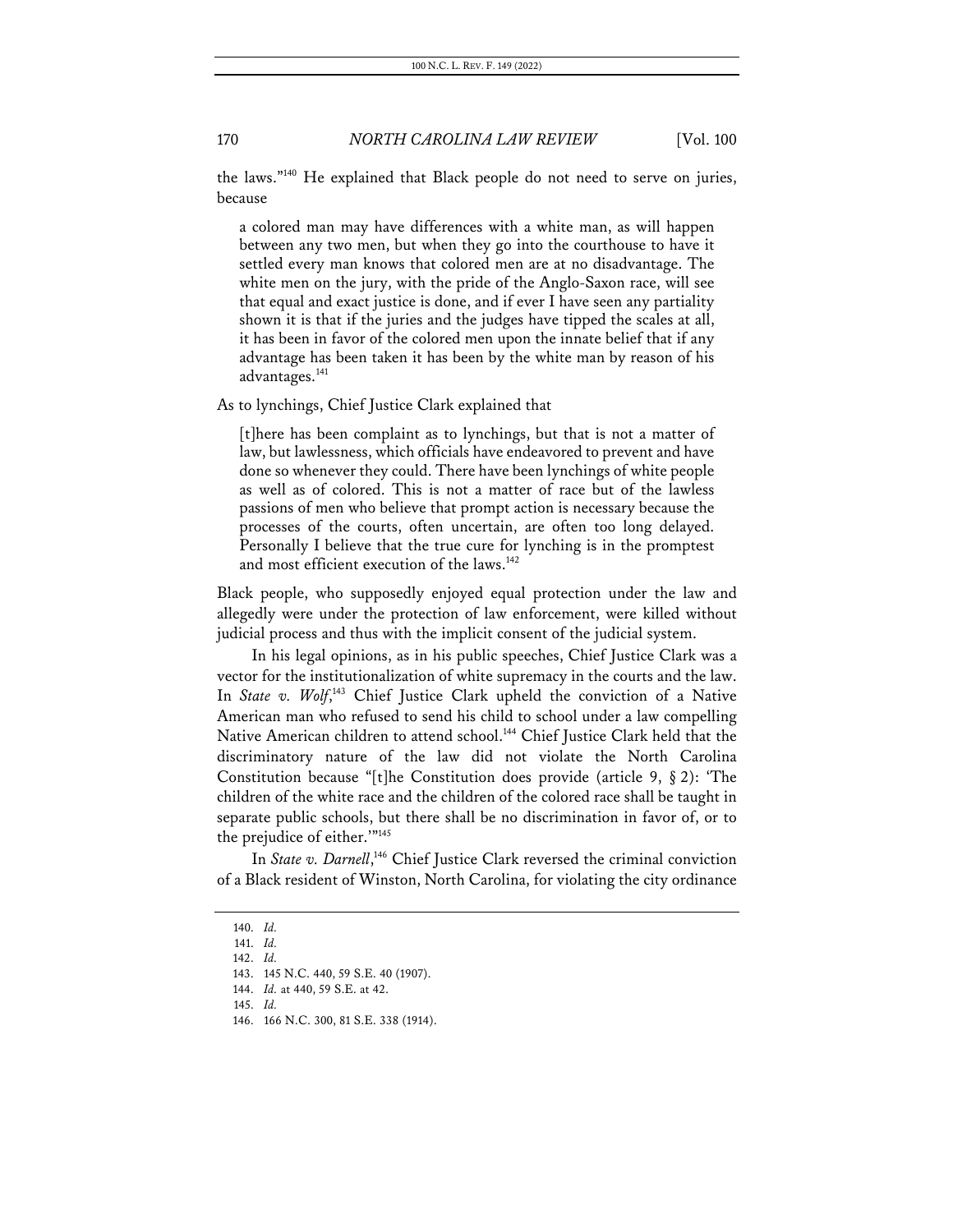the laws."[140] He explained that Black people do not need to serve on juries, because

> a colored man may have differences with a white man, as will happen between any two men, but when they go into the courthouse to have it settled every man knows that colored men are at no disadvantage. The white men on the jury, with the pride of the Anglo-Saxon race, will see that equal and exact justice is done, and if ever I have seen any partiality shown it is that if the juries and the judges have tipped the scales at all, it has been in favor of the colored men upon the innate belief that if any advantage has been taken it has been by the white man by reason of his advantages.[141]

As to lynchings, Chief Justice Clark explained that

> [t]here has been complaint as to lynchings, but that is not a matter of law, but lawlessness, which officials have endeavored to prevent and have done so whenever they could. There have been lynchings of white people as well as of colored. This is not a matter of race but of the lawless passions of men who believe that prompt action is necessary because the processes of the courts, often uncertain, are often too long delayed. Personally I believe that the true cure for lynching is in the promptest and most efficient execution of the laws.[142]

Black people, who supposedly enjoyed equal protection under the law and allegedly were under the protection of law enforcement, were killed without judicial process and thus with the implicit consent of the judicial system.

In his legal opinions, as in his public speeches, Chief Justice Clark was a vector for the institutionalization of white supremacy in the courts and the law. In *State v. Wolf*,[143] Chief Justice Clark upheld the conviction of a Native American man who refused to send his child to school under a law compelling Native American children to attend school.[144] Chief Justice Clark held that the discriminatory nature of the law did not violate the North Carolina Constitution because "[t]he Constitution does provide (article 9, § 2): 'The children of the white race and the children of the colored race shall be taught in separate public schools, but there shall be no discrimination in favor of, or to the prejudice of either.'"[145]

In *State v. Darnell*,[146] Chief Justice Clark reversed the criminal conviction of a Black resident of Winston, North Carolina, for violating the city ordinance

---

140. *Id.*

141. *Id.*

142. *Id.*

143. 145 N.C. 440, 59 S.E. 40 (1907).

144. *Id.* at 440, 59 S.E. at 42.

145. *Id.*

146. 166 N.C. 300, 81 S.E. 338 (1914).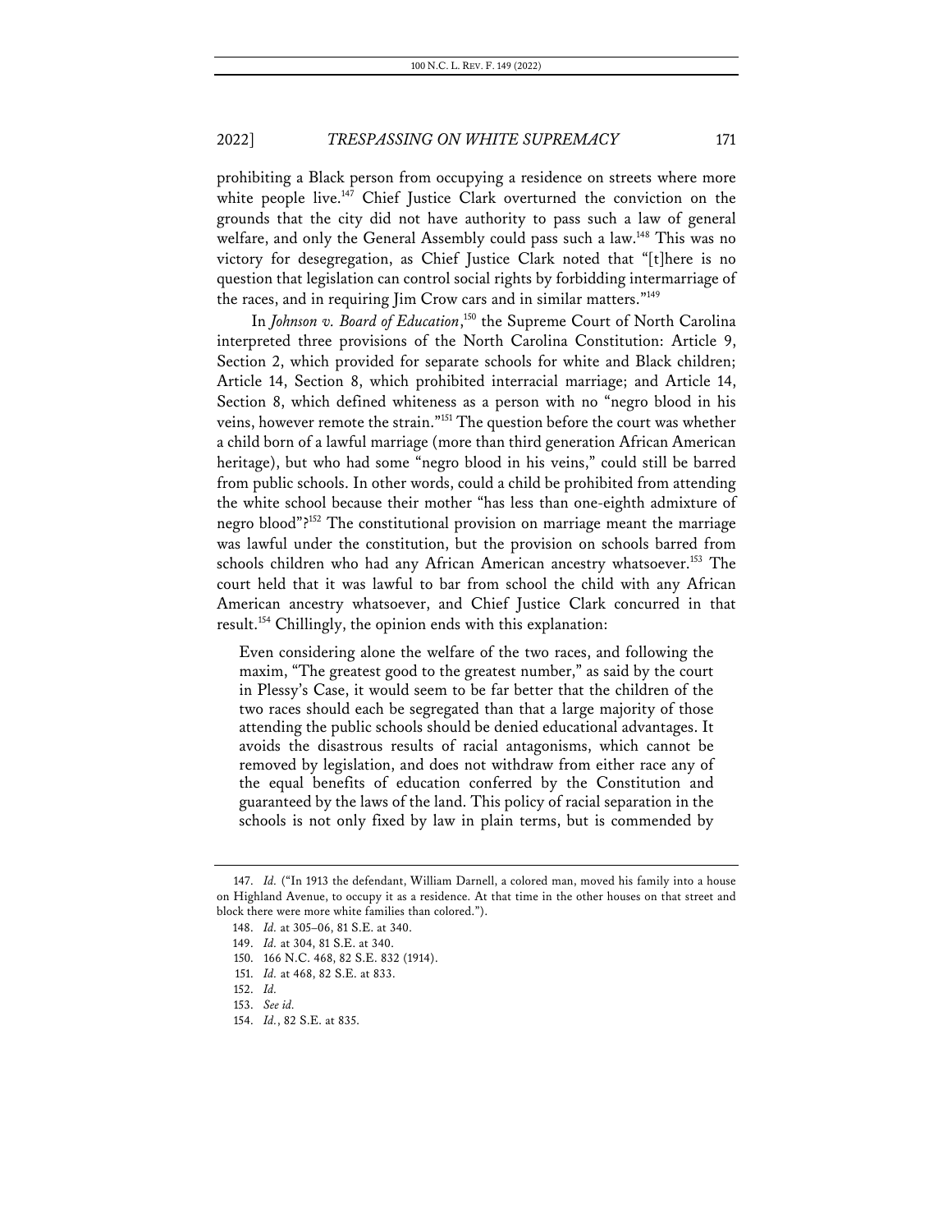prohibiting a Black person from occupying a residence on streets where more white people live.[147] Chief Justice Clark overturned the conviction on the grounds that the city did not have authority to pass such a law of general welfare, and only the General Assembly could pass such a law.[148] This was no victory for desegregation, as Chief Justice Clark noted that "[t]here is no question that legislation can control social rights by forbidding intermarriage of the races, and in requiring Jim Crow cars and in similar matters."[149]

In *Johnson v. Board of Education*,[150] the Supreme Court of North Carolina interpreted three provisions of the North Carolina Constitution: Article 9, Section 2, which provided for separate schools for white and Black children; Article 14, Section 8, which prohibited interracial marriage; and Article 14, Section 8, which defined whiteness as a person with no "negro blood in his veins, however remote the strain."[151] The question before the court was whether a child born of a lawful marriage (more than third generation African American heritage), but who had some "negro blood in his veins," could still be barred from public schools. In other words, could a child be prohibited from attending the white school because their mother "has less than one-eighth admixture of negro blood"?[152] The constitutional provision on marriage meant the marriage was lawful under the constitution, but the provision on schools barred from schools children who had any African American ancestry whatsoever.[153] The court held that it was lawful to bar from school the child with any African American ancestry whatsoever, and Chief Justice Clark concurred in that result.[154] Chillingly, the opinion ends with this explanation:

> Even considering alone the welfare of the two races, and following the maxim, "The greatest good to the greatest number," as said by the court in Plessy's Case, it would seem to be far better that the children of the two races should each be segregated than that a large majority of those attending the public schools should be denied educational advantages. It avoids the disastrous results of racial antagonisms, which cannot be removed by legislation, and does not withdraw from either race any of the equal benefits of education conferred by the Constitution and guaranteed by the laws of the land. This policy of racial separation in the schools is not only fixed by law in plain terms, but is commended by

---

147. *Id.* ("In 1913 the defendant, William Darnell, a colored man, moved his family into a house on Highland Avenue, to occupy it as a residence. At that time in the other houses on that street and block there were more white families than colored.").

148. *Id.* at 305–06, 81 S.E. at 340.

149. *Id.* at 304, 81 S.E. at 340.

150. 166 N.C. 468, 82 S.E. 832 (1914).

151. *Id.* at 468, 82 S.E. at 833.

152. *Id.*

153. *See id.*

154. *Id.*, 82 S.E. at 835.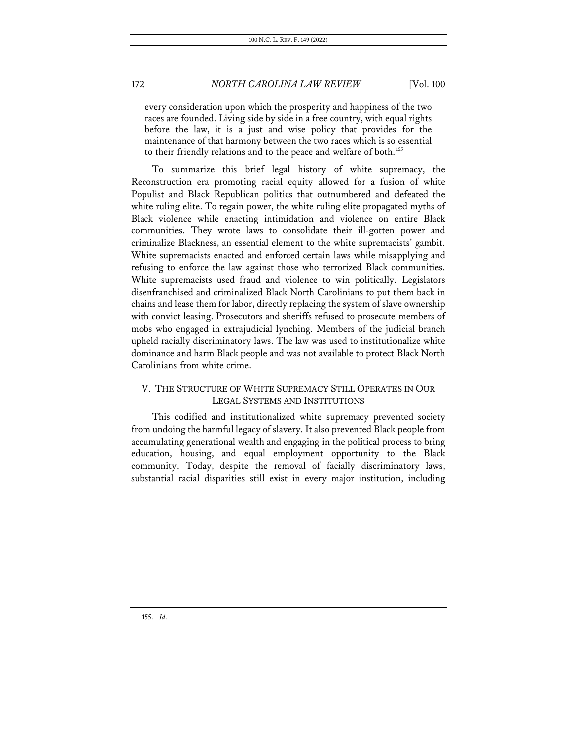> every consideration upon which the prosperity and happiness of the two races are founded. Living side by side in a free country, with equal rights before the law, it is a just and wise policy that provides for the maintenance of that harmony between the two races which is so essential to their friendly relations and to the peace and welfare of both.[155]

To summarize this brief legal history of white supremacy, the Reconstruction era promoting racial equity allowed for a fusion of white Populist and Black Republican politics that outnumbered and defeated the white ruling elite. To regain power, the white ruling elite propagated myths of Black violence while enacting intimidation and violence on entire Black communities. They wrote laws to consolidate their ill-gotten power and criminalize Blackness, an essential element to the white supremacists' gambit. White supremacists enacted and enforced certain laws while misapplying and refusing to enforce the law against those who terrorized Black communities. White supremacists used fraud and violence to win politically. Legislators disenfranchised and criminalized Black North Carolinians to put them back in chains and lease them for labor, directly replacing the system of slave ownership with convict leasing. Prosecutors and sheriffs refused to prosecute members of mobs who engaged in extrajudicial lynching. Members of the judicial branch upheld racially discriminatory laws. The law was used to institutionalize white dominance and harm Black people and was not available to protect Black North Carolinians from white crime.

## V. THE STRUCTURE OF WHITE SUPREMACY STILL OPERATES IN OUR LEGAL SYSTEMS AND INSTITUTIONS

This codified and institutionalized white supremacy prevented society from undoing the harmful legacy of slavery. It also prevented Black people from accumulating generational wealth and engaging in the political process to bring education, housing, and equal employment opportunity to the Black community. Today, despite the removal of facially discriminatory laws, substantial racial disparities still exist in every major institution, including

155. *Id.*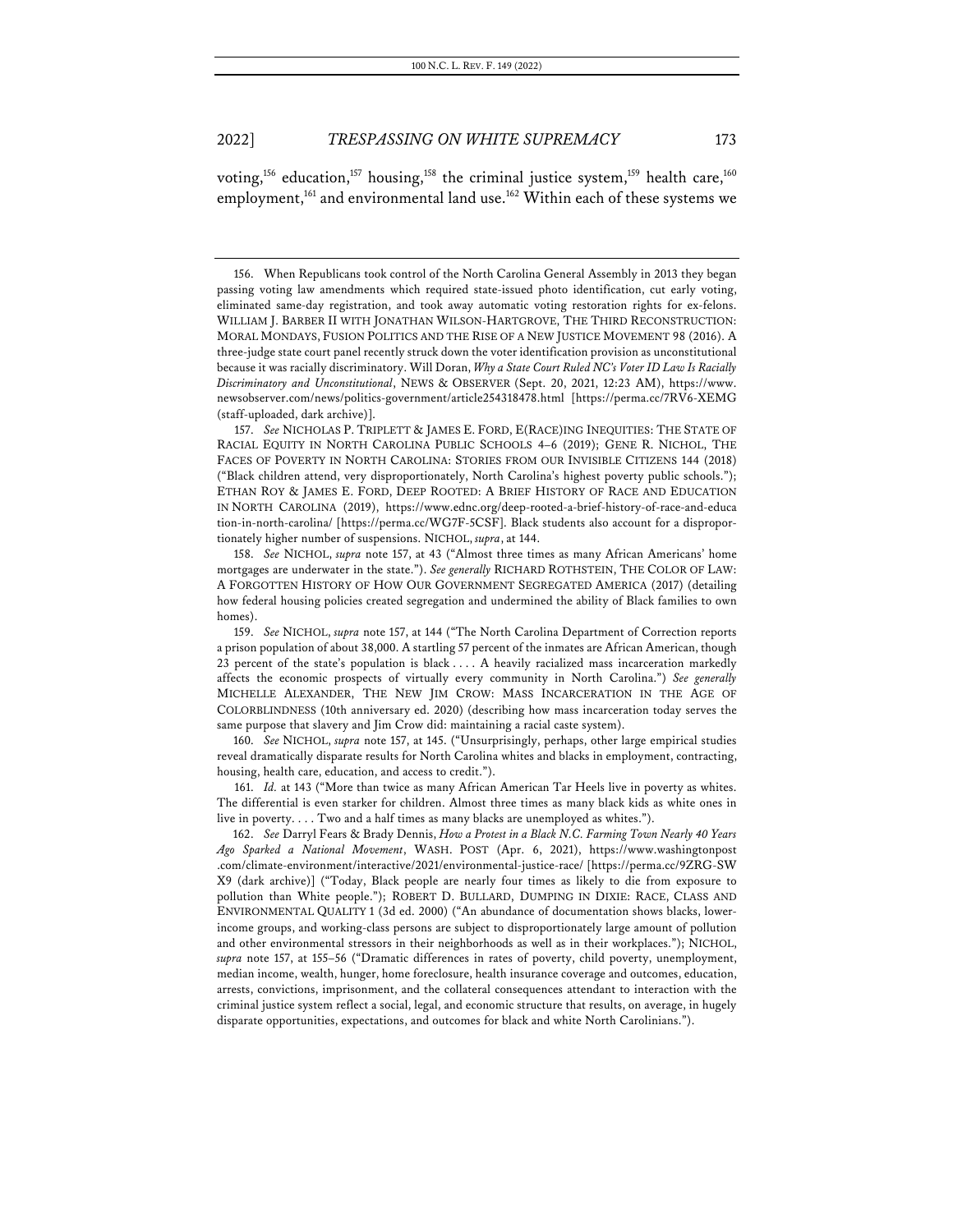voting,[156] education,[157] housing,[158] the criminal justice system,[159] health care,[160] employment,[161] and environmental land use.[162] Within each of these systems we

---

156. When Republicans took control of the North Carolina General Assembly in 2013 they began passing voting law amendments which required state-issued photo identification, cut early voting, eliminated same-day registration, and took away automatic voting restoration rights for ex-felons. WILLIAM J. BARBER II WITH JONATHAN WILSON-HARTGROVE, THE THIRD RECONSTRUCTION: MORAL MONDAYS, FUSION POLITICS AND THE RISE OF A NEW JUSTICE MOVEMENT 98 (2016). A three-judge state court panel recently struck down the voter identification provision as unconstitutional because it was racially discriminatory. Will Doran, *Why a State Court Ruled NC's Voter ID Law Is Racially Discriminatory and Unconstitutional*, NEWS & OBSERVER (Sept. 20, 2021, 12:23 AM), https://www.newsobserver.com/news/politics-government/article254318478.html [https://perma.cc/7RV6-XEMG (staff-uploaded, dark archive)].

157. *See* NICHOLAS P. TRIPLETT & JAMES E. FORD, E(RACE)ING INEQUITIES: THE STATE OF RACIAL EQUITY IN NORTH CAROLINA PUBLIC SCHOOLS 4–6 (2019); GENE R. NICHOL, THE FACES OF POVERTY IN NORTH CAROLINA: STORIES FROM OUR INVISIBLE CITIZENS 144 (2018) ("Black children attend, very disproportionately, North Carolina's highest poverty public schools."); ETHAN ROY & JAMES E. FORD, DEEP ROOTED: A BRIEF HISTORY OF RACE AND EDUCATION IN NORTH CAROLINA (2019), https://www.ednc.org/deep-rooted-a-brief-history-of-race-and-education-in-north-carolina/ [https://perma.cc/WG7F-5CSF]. Black students also account for a disproportionately higher number of suspensions. NICHOL, *supra*, at 144.

158. *See* NICHOL, *supra* note 157, at 43 ("Almost three times as many African Americans' home mortgages are underwater in the state."). *See generally* RICHARD ROTHSTEIN, THE COLOR OF LAW: A FORGOTTEN HISTORY OF HOW OUR GOVERNMENT SEGREGATED AMERICA (2017) (detailing how federal housing policies created segregation and undermined the ability of Black families to own homes).

159. *See* NICHOL, *supra* note 157, at 144 ("The North Carolina Department of Correction reports a prison population of about 38,000. A startling 57 percent of the inmates are African American, though 23 percent of the state's population is black . . . . A heavily racialized mass incarceration markedly affects the economic prospects of virtually every community in North Carolina.") *See generally* MICHELLE ALEXANDER, THE NEW JIM CROW: MASS INCARCERATION IN THE AGE OF COLORBLINDNESS (10th anniversary ed. 2020) (describing how mass incarceration today serves the same purpose that slavery and Jim Crow did: maintaining a racial caste system).

160. *See* NICHOL, *supra* note 157, at 145. ("Unsurprisingly, perhaps, other large empirical studies reveal dramatically disparate results for North Carolina whites and blacks in employment, contracting, housing, health care, education, and access to credit.").

161. *Id.* at 143 ("More than twice as many African American Tar Heels live in poverty as whites. The differential is even starker for children. Almost three times as many black kids as white ones in live in poverty. . . . Two and a half times as many blacks are unemployed as whites.").

162. *See* Darryl Fears & Brady Dennis, *How a Protest in a Black N.C. Farming Town Nearly 40 Years Ago Sparked a National Movement*, WASH. POST (Apr. 6, 2021), https://www.washingtonpost.com/climate-environment/interactive/2021/environmental-justice-race/ [https://perma.cc/9ZRG-SWX9 (dark archive)] ("Today, Black people are nearly four times as likely to die from exposure to pollution than White people."); ROBERT D. BULLARD, DUMPING IN DIXIE: RACE, CLASS AND ENVIRONMENTAL QUALITY 1 (3d ed. 2000) ("An abundance of documentation shows blacks, lower-income groups, and working-class persons are subject to disproportionately large amount of pollution and other environmental stressors in their neighborhoods as well as in their workplaces."); NICHOL, *supra* note 157, at 155–56 ("Dramatic differences in rates of poverty, child poverty, unemployment, median income, wealth, hunger, home foreclosure, health insurance coverage and outcomes, education, arrests, convictions, imprisonment, and the collateral consequences attendant to interaction with the criminal justice system reflect a social, legal, and economic structure that results, on average, in hugely disparate opportunities, expectations, and outcomes for black and white North Carolinians.").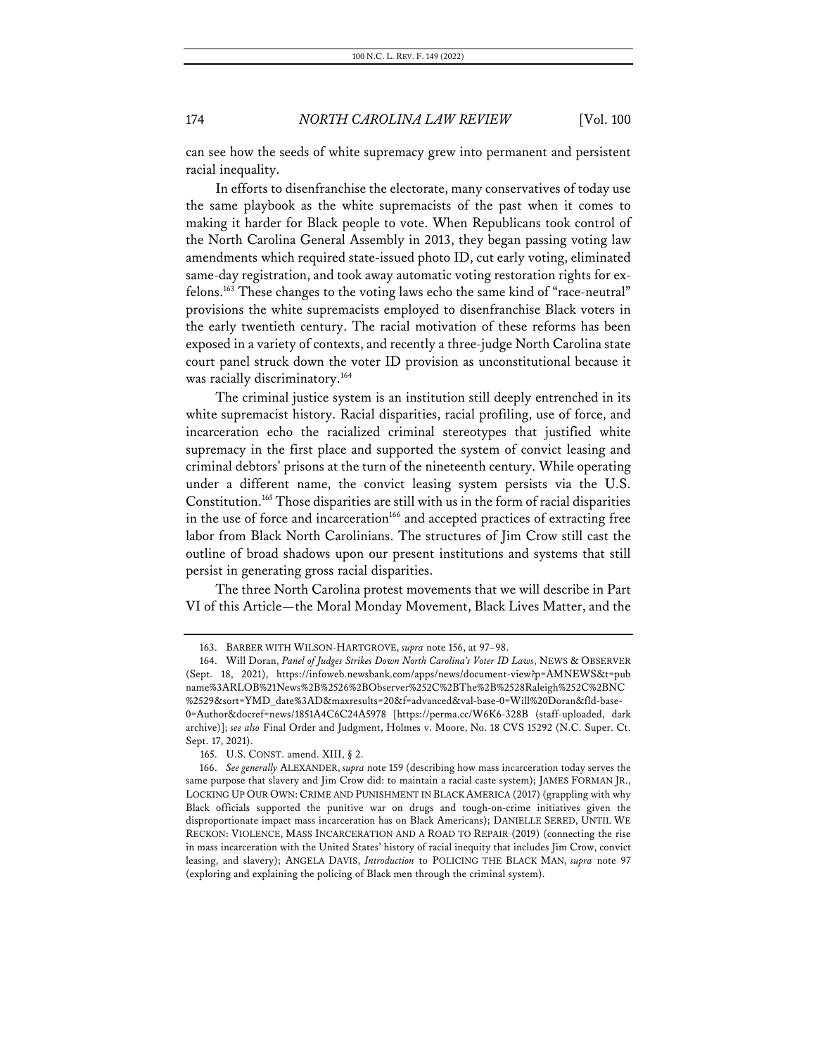can see how the seeds of white supremacy grew into permanent and persistent racial inequality.

In efforts to disenfranchise the electorate, many conservatives of today use the same playbook as the white supremacists of the past when it comes to making it harder for Black people to vote. When Republicans took control of the North Carolina General Assembly in 2013, they began passing voting law amendments which required state-issued photo ID, cut early voting, eliminated same-day registration, and took away automatic voting restoration rights for ex-felons.[163] These changes to the voting laws echo the same kind of "race-neutral" provisions the white supremacists employed to disenfranchise Black voters in the early twentieth century. The racial motivation of these reforms has been exposed in a variety of contexts, and recently a three-judge North Carolina state court panel struck down the voter ID provision as unconstitutional because it was racially discriminatory.[164]

The criminal justice system is an institution still deeply entrenched in its white supremacist history. Racial disparities, racial profiling, use of force, and incarceration echo the racialized criminal stereotypes that justified white supremacy in the first place and supported the system of convict leasing and criminal debtors' prisons at the turn of the nineteenth century. While operating under a different name, the convict leasing system persists via the U.S. Constitution.[165] Those disparities are still with us in the form of racial disparities in the use of force and incarceration[166] and accepted practices of extracting free labor from Black North Carolinians. The structures of Jim Crow still cast the outline of broad shadows upon our present institutions and systems that still persist in generating gross racial disparities.

The three North Carolina protest movements that we will describe in Part VI of this Article—the Moral Monday Movement, Black Lives Matter, and the

---

163. BARBER WITH WILSON-HARTGROVE, *supra* note 156, at 97–98.

164. Will Doran, *Panel of Judges Strikes Down North Carolina's Voter ID Laws*, NEWS & OBSERVER (Sept. 18, 2021), https://infoweb.newsbank.com/apps/news/document-view?p=AMNEWS&t=pubname%3ARLOB%21News%2B%2526%2BObserver%252C%2BThe%2B%2528Raleigh%252C%2BNC%2529&sort=YMD_date%3AD&maxresults=20&f=advanced&val-base-0=Will%20Doran&fld-base-0=Author&docref=news/1851A4C6C24A5978 [https://perma.cc/W6K6-328B (staff-uploaded, dark archive)]; *see also* Final Order and Judgment, Holmes v. Moore, No. 18 CVS 15292 (N.C. Super. Ct. Sept. 17, 2021).

165. U.S. CONST. amend. XIII, § 2.

166. *See generally* ALEXANDER, *supra* note 159 (describing how mass incarceration today serves the same purpose that slavery and Jim Crow did: to maintain a racial caste system); JAMES FORMAN JR., LOCKING UP OUR OWN: CRIME AND PUNISHMENT IN BLACK AMERICA (2017) (grappling with why Black officials supported the punitive war on drugs and tough-on-crime initiatives given the disproportionate impact mass incarceration has on Black Americans); DANIELLE SERED, UNTIL WE RECKON: VIOLENCE, MASS INCARCERATION AND A ROAD TO REPAIR (2019) (connecting the rise in mass incarceration with the United States' history of racial inequity that includes Jim Crow, convict leasing, and slavery); ANGELA DAVIS, *Introduction* to POLICING THE BLACK MAN, *supra* note 97 (exploring and explaining the policing of Black men through the criminal system).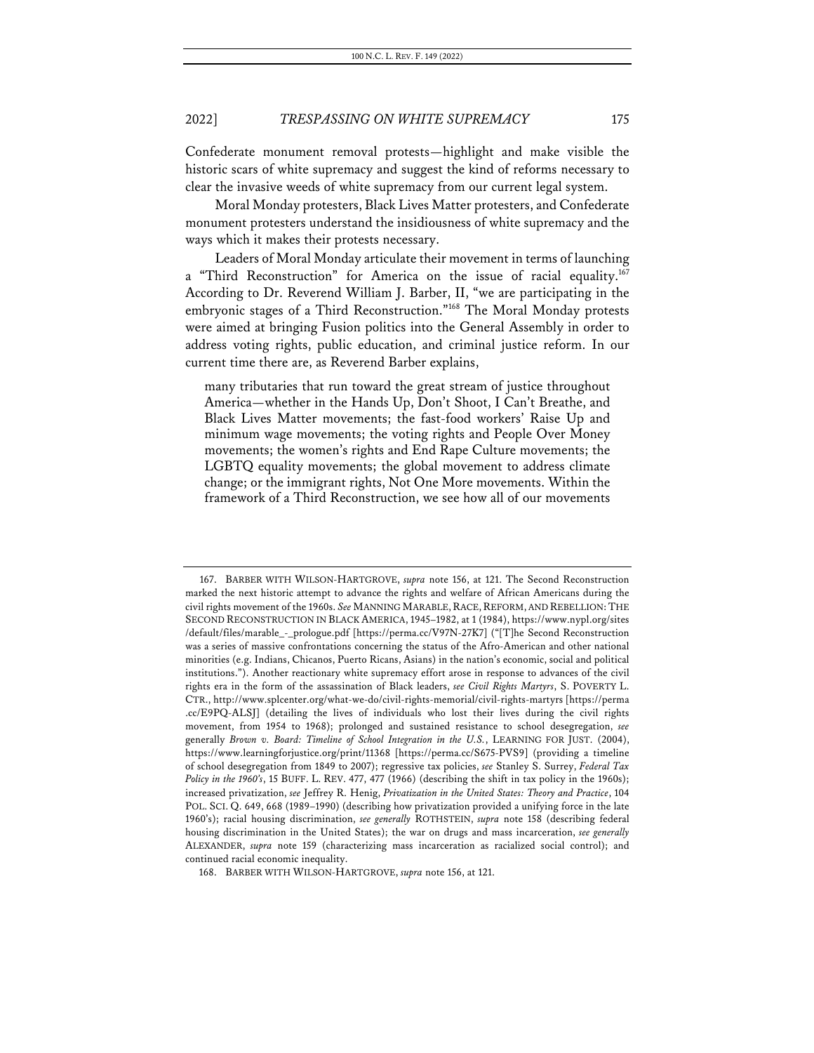Confederate monument removal protests—highlight and make visible the historic scars of white supremacy and suggest the kind of reforms necessary to clear the invasive weeds of white supremacy from our current legal system.

Moral Monday protesters, Black Lives Matter protesters, and Confederate monument protesters understand the insidiousness of white supremacy and the ways which it makes their protests necessary.

Leaders of Moral Monday articulate their movement in terms of launching a "Third Reconstruction" for America on the issue of racial equality.[167] According to Dr. Reverend William J. Barber, II, "we are participating in the embryonic stages of a Third Reconstruction."[168] The Moral Monday protests were aimed at bringing Fusion politics into the General Assembly in order to address voting rights, public education, and criminal justice reform. In our current time there are, as Reverend Barber explains,

> many tributaries that run toward the great stream of justice throughout America—whether in the Hands Up, Don't Shoot, I Can't Breathe, and Black Lives Matter movements; the fast-food workers' Raise Up and minimum wage movements; the voting rights and People Over Money movements; the women's rights and End Rape Culture movements; the LGBTQ equality movements; the global movement to address climate change; or the immigrant rights, Not One More movements. Within the framework of a Third Reconstruction, we see how all of our movements

---

167. BARBER WITH WILSON-HARTGROVE, *supra* note 156, at 121. The Second Reconstruction marked the next historic attempt to advance the rights and welfare of African Americans during the civil rights movement of the 1960s. *See* MANNING MARABLE, RACE, REFORM, AND REBELLION: THE SECOND RECONSTRUCTION IN BLACK AMERICA, 1945–1982, at 1 (1984), https://www.nypl.org/sites/default/files/marable_-_prologue.pdf [https://perma.cc/V97N-27K7] ("[T]he Second Reconstruction was a series of massive confrontations concerning the status of the Afro-American and other national minorities (e.g. Indians, Chicanos, Puerto Ricans, Asians) in the nation's economic, social and political institutions."). Another reactionary white supremacy effort arose in response to advances of the civil rights era in the form of the assassination of Black leaders, *see Civil Rights Martyrs*, S. POVERTY L. CTR., http://www.splcenter.org/what-we-do/civil-rights-memorial/civil-rights-martyrs [https://perma.cc/E9PQ-ALSJ] (detailing the lives of individuals who lost their lives during the civil rights movement, from 1954 to 1968); prolonged and sustained resistance to school desegregation, *see* generally *Brown v. Board: Timeline of School Integration in the U.S.*, LEARNING FOR JUST. (2004), https://www.learningforjustice.org/print/11368 [https://perma.cc/S675-PVS9] (providing a timeline of school desegregation from 1849 to 2007); regressive tax policies, *see* Stanley S. Surrey, *Federal Tax Policy in the 1960's*, 15 BUFF. L. REV. 477, 477 (1966) (describing the shift in tax policy in the 1960s); increased privatization, *see* Jeffrey R. Henig, *Privatization in the United States: Theory and Practice*, 104 POL. SCI. Q. 649, 668 (1989–1990) (describing how privatization provided a unifying force in the late 1960's); racial housing discrimination, *see generally* ROTHSTEIN, *supra* note 158 (describing federal housing discrimination in the United States); the war on drugs and mass incarceration, *see generally* ALEXANDER, *supra* note 159 (characterizing mass incarceration as racialized social control); and continued racial economic inequality.

168. BARBER WITH WILSON-HARTGROVE, *supra* note 156, at 121.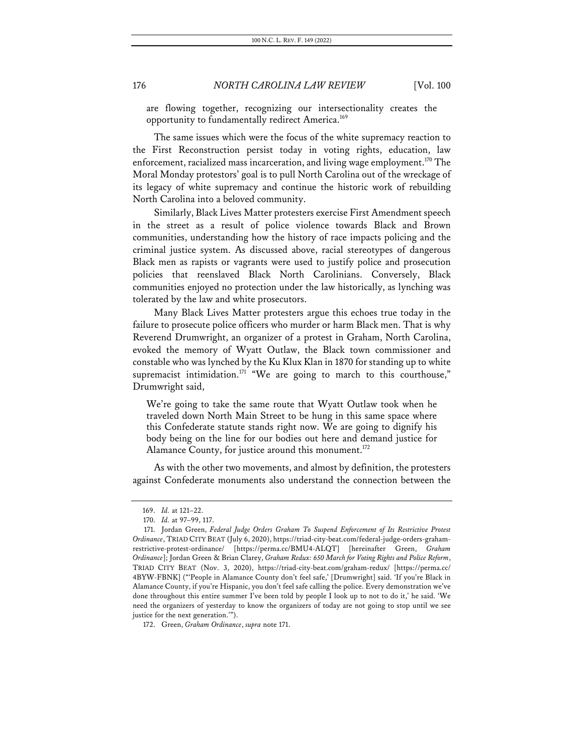are flowing together, recognizing our intersectionality creates the opportunity to fundamentally redirect America.[169]

The same issues which were the focus of the white supremacy reaction to the First Reconstruction persist today in voting rights, education, law enforcement, racialized mass incarceration, and living wage employment.[170] The Moral Monday protestors' goal is to pull North Carolina out of the wreckage of its legacy of white supremacy and continue the historic work of rebuilding North Carolina into a beloved community.

Similarly, Black Lives Matter protesters exercise First Amendment speech in the street as a result of police violence towards Black and Brown communities, understanding how the history of race impacts policing and the criminal justice system. As discussed above, racial stereotypes of dangerous Black men as rapists or vagrants were used to justify police and prosecution policies that reenslaved Black North Carolinians. Conversely, Black communities enjoyed no protection under the law historically, as lynching was tolerated by the law and white prosecutors.

Many Black Lives Matter protesters argue this echoes true today in the failure to prosecute police officers who murder or harm Black men. That is why Reverend Drumwright, an organizer of a protest in Graham, North Carolina, evoked the memory of Wyatt Outlaw, the Black town commissioner and constable who was lynched by the Ku Klux Klan in 1870 for standing up to white supremacist intimidation.[171] "We are going to march to this courthouse," Drumwright said,

> We're going to take the same route that Wyatt Outlaw took when he traveled down North Main Street to be hung in this same space where this Confederate statute stands right now. We are going to dignify his body being on the line for our bodies out here and demand justice for Alamance County, for justice around this monument.[172]

As with the other two movements, and almost by definition, the protesters against Confederate monuments also understand the connection between the

---

169. *Id.* at 121–22.

170. *Id.* at 97–99, 117.

171. Jordan Green, *Federal Judge Orders Graham To Suspend Enforcement of Its Restrictive Protest Ordinance*, TRIAD CITY BEAT (July 6, 2020), https://triad-city-beat.com/federal-judge-orders-graham-restrictive-protest-ordinance/ [https://perma.cc/BMU4-ALQT] [hereinafter Green, *Graham Ordinance*]; Jordan Green & Brian Clarey, *Graham Redux: 650 March for Voting Rights and Police Reform*, TRIAD CITY BEAT (Nov. 3, 2020), https://triad-city-beat.com/graham-redux/ [https://perma.cc/4BYW-FBNK] ("'People in Alamance County don't feel safe,' [Drumwright] said. 'If you're Black in Alamance County, if you're Hispanic, you don't feel safe calling the police. Every demonstration we've done throughout this entire summer I've been told by people I look up to not to do it,' he said. 'We need the organizers of yesterday to know the organizers of today are not going to stop until we see justice for the next generation.'").

172. Green, *Graham Ordinance*, *supra* note 171.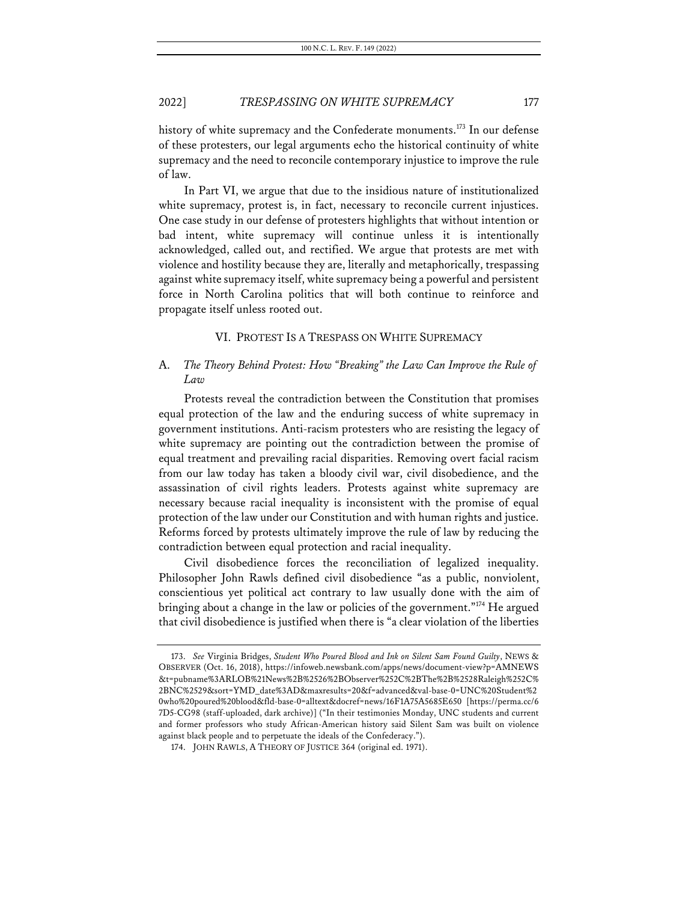history of white supremacy and the Confederate monuments.[173] In our defense of these protesters, our legal arguments echo the historical continuity of white supremacy and the need to reconcile contemporary injustice to improve the rule of law.

In Part VI, we argue that due to the insidious nature of institutionalized white supremacy, protest is, in fact, necessary to reconcile current injustices. One case study in our defense of protesters highlights that without intention or bad intent, white supremacy will continue unless it is intentionally acknowledged, called out, and rectified. We argue that protests are met with violence and hostility because they are, literally and metaphorically, trespassing against white supremacy itself, white supremacy being a powerful and persistent force in North Carolina politics that will both continue to reinforce and propagate itself unless rooted out.

## VI. PROTEST IS A TRESPASS ON WHITE SUPREMACY

### A. *The Theory Behind Protest: How "Breaking" the Law Can Improve the Rule of Law*

Protests reveal the contradiction between the Constitution that promises equal protection of the law and the enduring success of white supremacy in government institutions. Anti-racism protesters who are resisting the legacy of white supremacy are pointing out the contradiction between the promise of equal treatment and prevailing racial disparities. Removing overt facial racism from our law today has taken a bloody civil war, civil disobedience, and the assassination of civil rights leaders. Protests against white supremacy are necessary because racial inequality is inconsistent with the promise of equal protection of the law under our Constitution and with human rights and justice. Reforms forced by protests ultimately improve the rule of law by reducing the contradiction between equal protection and racial inequality.

Civil disobedience forces the reconciliation of legalized inequality. Philosopher John Rawls defined civil disobedience "as a public, nonviolent, conscientious yet political act contrary to law usually done with the aim of bringing about a change in the law or policies of the government."[174] He argued that civil disobedience is justified when there is "a clear violation of the liberties

---

173. *See* Virginia Bridges, *Student Who Poured Blood and Ink on Silent Sam Found Guilty*, NEWS & OBSERVER (Oct. 16, 2018), https://infoweb.newsbank.com/apps/news/document-view?p=AMNEWS&t=pubname%3ARLOB%21News%2B%2526%2BObserver%252C%2BThe%2B%2528Raleigh%252C%2BNC%2529&sort=YMD_date%3AD&maxresults=20&f=advanced&val-base-0=UNC%20Student%20who%20poured%20blood&fld-base-0=alltext&docref=news/16F1A75A5685E650 [https://perma.cc/67D5-CG98 (staff-uploaded, dark archive)] ("In their testimonies Monday, UNC students and current and former professors who study African-American history said Silent Sam was built on violence against black people and to perpetuate the ideals of the Confederacy.").

174. JOHN RAWLS, A THEORY OF JUSTICE 364 (original ed. 1971).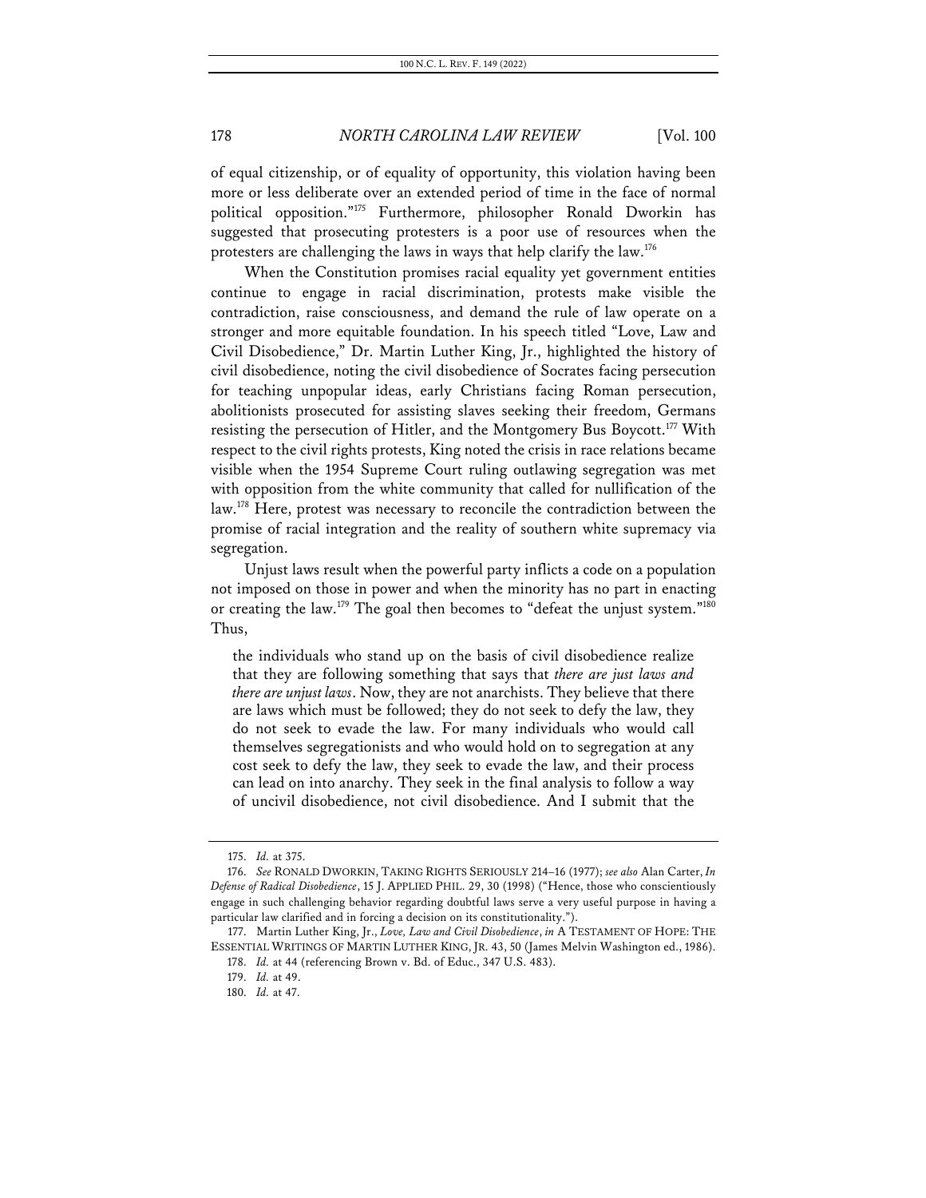of equal citizenship, or of equality of opportunity, this violation having been more or less deliberate over an extended period of time in the face of normal political opposition."[175] Furthermore, philosopher Ronald Dworkin has suggested that prosecuting protesters is a poor use of resources when the protesters are challenging the laws in ways that help clarify the law.[176]

When the Constitution promises racial equality yet government entities continue to engage in racial discrimination, protests make visible the contradiction, raise consciousness, and demand the rule of law operate on a stronger and more equitable foundation. In his speech titled "Love, Law and Civil Disobedience," Dr. Martin Luther King, Jr., highlighted the history of civil disobedience, noting the civil disobedience of Socrates facing persecution for teaching unpopular ideas, early Christians facing Roman persecution, abolitionists prosecuted for assisting slaves seeking their freedom, Germans resisting the persecution of Hitler, and the Montgomery Bus Boycott.[177] With respect to the civil rights protests, King noted the crisis in race relations became visible when the 1954 Supreme Court ruling outlawing segregation was met with opposition from the white community that called for nullification of the law.[178] Here, protest was necessary to reconcile the contradiction between the promise of racial integration and the reality of southern white supremacy via segregation.

Unjust laws result when the powerful party inflicts a code on a population not imposed on those in power and when the minority has no part in enacting or creating the law.[179] The goal then becomes to "defeat the unjust system."[180] Thus,

> the individuals who stand up on the basis of civil disobedience realize that they are following something that says that *there are just laws and there are unjust laws*. Now, they are not anarchists. They believe that there are laws which must be followed; they do not seek to defy the law, they do not seek to evade the law. For many individuals who would call themselves segregationists and who would hold on to segregation at any cost seek to defy the law, they seek to evade the law, and their process can lead on into anarchy. They seek in the final analysis to follow a way of uncivil disobedience, not civil disobedience. And I submit that the

175. *Id.* at 375.

176. *See* RONALD DWORKIN, TAKING RIGHTS SERIOUSLY 214–16 (1977); *see also* Alan Carter, *In Defense of Radical Disobedience*, 15 J. APPLIED PHIL. 29, 30 (1998) ("Hence, those who conscientiously engage in such challenging behavior regarding doubtful laws serve a very useful purpose in having a particular law clarified and in forcing a decision on its constitutionality.").

177. Martin Luther King, Jr., *Love, Law and Civil Disobedience*, *in* A TESTAMENT OF HOPE: THE ESSENTIAL WRITINGS OF MARTIN LUTHER KING, JR. 43, 50 (James Melvin Washington ed., 1986).

178. *Id.* at 44 (referencing Brown v. Bd. of Educ., 347 U.S. 483).

179. *Id.* at 49.

180. *Id.* at 47.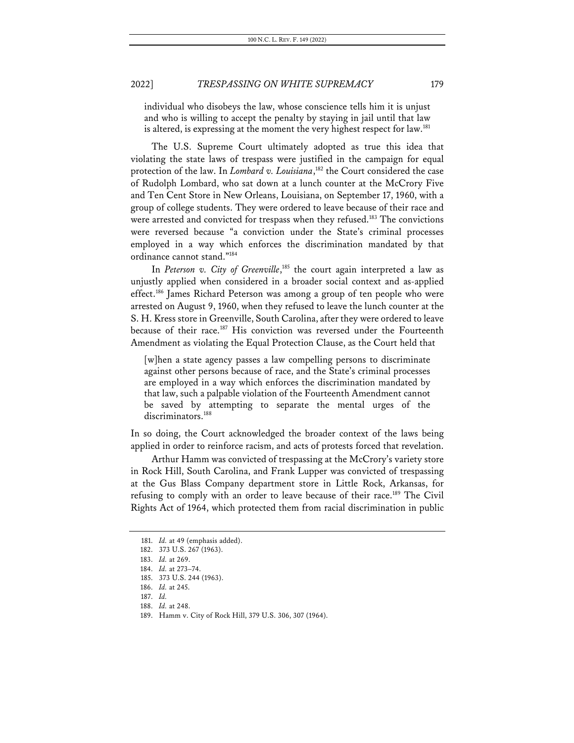individual who disobeys the law, whose conscience tells him it is unjust and who is willing to accept the penalty by staying in jail until that law is altered, is expressing at the moment the very highest respect for law.[181]

The U.S. Supreme Court ultimately adopted as true this idea that violating the state laws of trespass were justified in the campaign for equal protection of the law. In *Lombard v. Louisiana*,[182] the Court considered the case of Rudolph Lombard, who sat down at a lunch counter at the McCrory Five and Ten Cent Store in New Orleans, Louisiana, on September 17, 1960, with a group of college students. They were ordered to leave because of their race and were arrested and convicted for trespass when they refused.[183] The convictions were reversed because "a conviction under the State's criminal processes employed in a way which enforces the discrimination mandated by that ordinance cannot stand."[184]

In *Peterson v. City of Greenville*,[185] the court again interpreted a law as unjustly applied when considered in a broader social context and as-applied effect.[186] James Richard Peterson was among a group of ten people who were arrested on August 9, 1960, when they refused to leave the lunch counter at the S. H. Kress store in Greenville, South Carolina, after they were ordered to leave because of their race.[187] His conviction was reversed under the Fourteenth Amendment as violating the Equal Protection Clause, as the Court held that

> [w]hen a state agency passes a law compelling persons to discriminate against other persons because of race, and the State's criminal processes are employed in a way which enforces the discrimination mandated by that law, such a palpable violation of the Fourteenth Amendment cannot be saved by attempting to separate the mental urges of the discriminators.[188]

In so doing, the Court acknowledged the broader context of the laws being applied in order to reinforce racism, and acts of protests forced that revelation.

Arthur Hamm was convicted of trespassing at the McCrory's variety store in Rock Hill, South Carolina, and Frank Lupper was convicted of trespassing at the Gus Blass Company department store in Little Rock, Arkansas, for refusing to comply with an order to leave because of their race.[189] The Civil Rights Act of 1964, which protected them from racial discrimination in public

---

181. *Id.* at 49 (emphasis added).
182. 373 U.S. 267 (1963).
183. *Id.* at 269.
184. *Id.* at 273–74.
185. 373 U.S. 244 (1963).
186. *Id.* at 245.
187. *Id.*
188. *Id.* at 248.
189. Hamm v. City of Rock Hill, 379 U.S. 306, 307 (1964).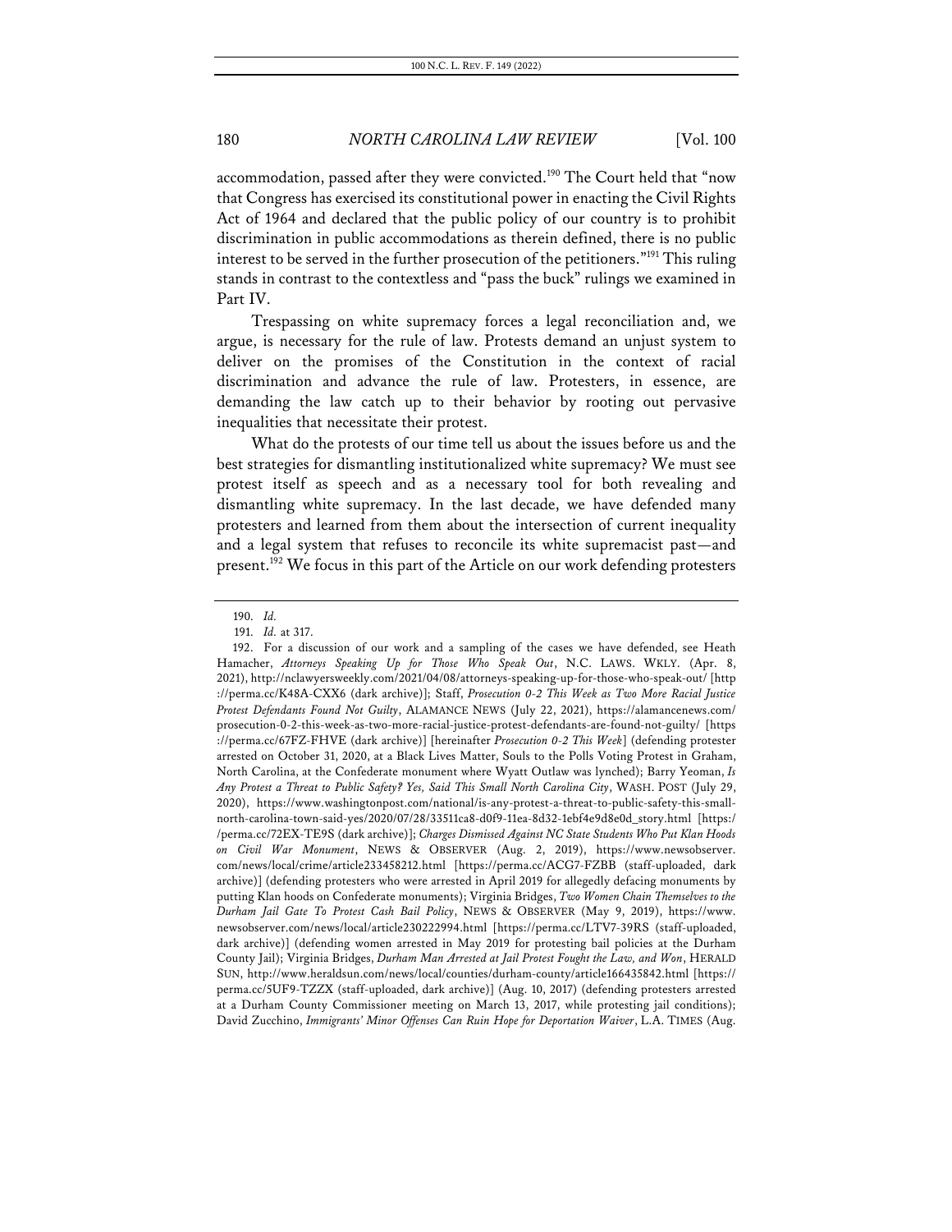accommodation, passed after they were convicted.[190] The Court held that "now that Congress has exercised its constitutional power in enacting the Civil Rights Act of 1964 and declared that the public policy of our country is to prohibit discrimination in public accommodations as therein defined, there is no public interest to be served in the further prosecution of the petitioners."[191] This ruling stands in contrast to the contextless and "pass the buck" rulings we examined in Part IV.

Trespassing on white supremacy forces a legal reconciliation and, we argue, is necessary for the rule of law. Protests demand an unjust system to deliver on the promises of the Constitution in the context of racial discrimination and advance the rule of law. Protesters, in essence, are demanding the law catch up to their behavior by rooting out pervasive inequalities that necessitate their protest.

What do the protests of our time tell us about the issues before us and the best strategies for dismantling institutionalized white supremacy? We must see protest itself as speech and as a necessary tool for both revealing and dismantling white supremacy. In the last decade, we have defended many protesters and learned from them about the intersection of current inequality and a legal system that refuses to reconcile its white supremacist past—and present.[192] We focus in this part of the Article on our work defending protesters

---

190. *Id.*

191. *Id.* at 317.

192. For a discussion of our work and a sampling of the cases we have defended, see Heath Hamacher, *Attorneys Speaking Up for Those Who Speak Out*, N.C. LAWS. WKLY. (Apr. 8, 2021), http://nclawyersweekly.com/2021/04/08/attorneys-speaking-up-for-those-who-speak-out/ [http://perma.cc/K48A-CXX6 (dark archive)]; Staff, *Prosecution 0-2 This Week as Two More Racial Justice Protest Defendants Found Not Guilty*, ALAMANCE NEWS (July 22, 2021), https://alamancenews.com/prosecution-0-2-this-week-as-two-more-racial-justice-protest-defendants-are-found-not-guilty/ [https://perma.cc/67FZ-FHVE (dark archive)] [hereinafter *Prosecution 0-2 This Week*] (defending protester arrested on October 31, 2020, at a Black Lives Matter, Souls to the Polls Voting Protest in Graham, North Carolina, at the Confederate monument where Wyatt Outlaw was lynched); Barry Yeoman, *Is Any Protest a Threat to Public Safety? Yes, Said This Small North Carolina City*, WASH. POST (July 29, 2020), https://www.washingtonpost.com/national/is-any-protest-a-threat-to-public-safety-this-small-north-carolina-town-said-yes/2020/07/28/33511ca8-d0f9-11ea-8d32-1ebf4e9d8e0d_story.html [https://perma.cc/72EX-TE9S (dark archive)]; *Charges Dismissed Against NC State Students Who Put Klan Hoods on Civil War Monument*, NEWS & OBSERVER (Aug. 2, 2019), https://www.newsobserver.com/news/local/crime/article233458212.html [https://perma.cc/ACG7-FZBB (staff-uploaded, dark archive)] (defending protesters who were arrested in April 2019 for allegedly defacing monuments by putting Klan hoods on Confederate monuments); Virginia Bridges, *Two Women Chain Themselves to the Durham Jail Gate To Protest Cash Bail Policy*, NEWS & OBSERVER (May 9, 2019), https://www.newsobserver.com/news/local/article230222994.html [https://perma.cc/LTV7-39RS (staff-uploaded, dark archive)] (defending women arrested in May 2019 for protesting bail policies at the Durham County Jail); Virginia Bridges, *Durham Man Arrested at Jail Protest Fought the Law, and Won*, HERALD SUN, http://www.heraldsun.com/news/local/counties/durham-county/article166435842.html [https://perma.cc/5UF9-TZZX (staff-uploaded, dark archive)] (Aug. 10, 2017) (defending protesters arrested at a Durham County Commissioner meeting on March 13, 2017, while protesting jail conditions); David Zucchino, *Immigrants' Minor Offenses Can Ruin Hope for Deportation Waiver*, L.A. TIMES (Aug.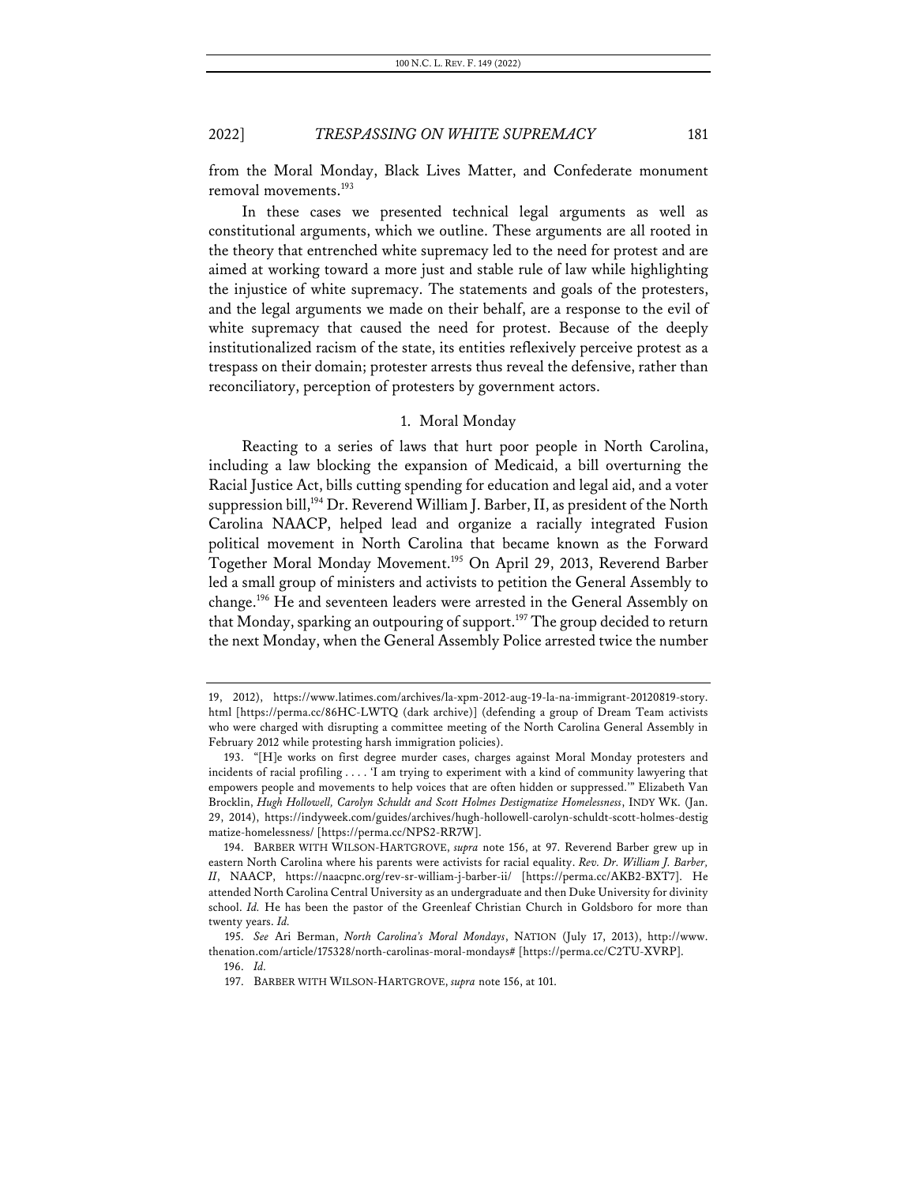from the Moral Monday, Black Lives Matter, and Confederate monument removal movements.[193]

In these cases we presented technical legal arguments as well as constitutional arguments, which we outline. These arguments are all rooted in the theory that entrenched white supremacy led to the need for protest and are aimed at working toward a more just and stable rule of law while highlighting the injustice of white supremacy. The statements and goals of the protesters, and the legal arguments we made on their behalf, are a response to the evil of white supremacy that caused the need for protest. Because of the deeply institutionalized racism of the state, its entities reflexively perceive protest as a trespass on their domain; protester arrests thus reveal the defensive, rather than reconciliatory, perception of protesters by government actors.

### 1. Moral Monday

Reacting to a series of laws that hurt poor people in North Carolina, including a law blocking the expansion of Medicaid, a bill overturning the Racial Justice Act, bills cutting spending for education and legal aid, and a voter suppression bill,[194] Dr. Reverend William J. Barber, II, as president of the North Carolina NAACP, helped lead and organize a racially integrated Fusion political movement in North Carolina that became known as the Forward Together Moral Monday Movement.[195] On April 29, 2013, Reverend Barber led a small group of ministers and activists to petition the General Assembly to change.[196] He and seventeen leaders were arrested in the General Assembly on that Monday, sparking an outpouring of support.[197] The group decided to return the next Monday, when the General Assembly Police arrested twice the number

---

19, 2012), https://www.latimes.com/archives/la-xpm-2012-aug-19-la-na-immigrant-20120819-story.html [https://perma.cc/86HC-LWTQ (dark archive)] (defending a group of Dream Team activists who were charged with disrupting a committee meeting of the North Carolina General Assembly in February 2012 while protesting harsh immigration policies).

193. "[H]e works on first degree murder cases, charges against Moral Monday protesters and incidents of racial profiling . . . . 'I am trying to experiment with a kind of community lawyering that empowers people and movements to help voices that are often hidden or suppressed.'" Elizabeth Van Brocklin, *Hugh Hollowell, Carolyn Schuldt and Scott Holmes Destigmatize Homelessness*, INDY WK. (Jan. 29, 2014), https://indyweek.com/guides/archives/hugh-hollowell-carolyn-schuldt-scott-holmes-destigmatize-homelessness/ [https://perma.cc/NPS2-RR7W].

194. BARBER WITH WILSON-HARTGROVE, *supra* note 156, at 97. Reverend Barber grew up in eastern North Carolina where his parents were activists for racial equality. *Rev. Dr. William J. Barber, II*, NAACP, https://naacpnc.org/rev-sr-william-j-barber-ii/ [https://perma.cc/AKB2-BXT7]. He attended North Carolina Central University as an undergraduate and then Duke University for divinity school. *Id.* He has been the pastor of the Greenleaf Christian Church in Goldsboro for more than twenty years. *Id.*

195. *See* Ari Berman, *North Carolina's Moral Mondays*, NATION (July 17, 2013), http://www.thenation.com/article/175328/north-carolinas-moral-mondays# [https://perma.cc/C2TU-XVRP].

196. *Id.*

197. BARBER WITH WILSON-HARTGROVE, *supra* note 156, at 101.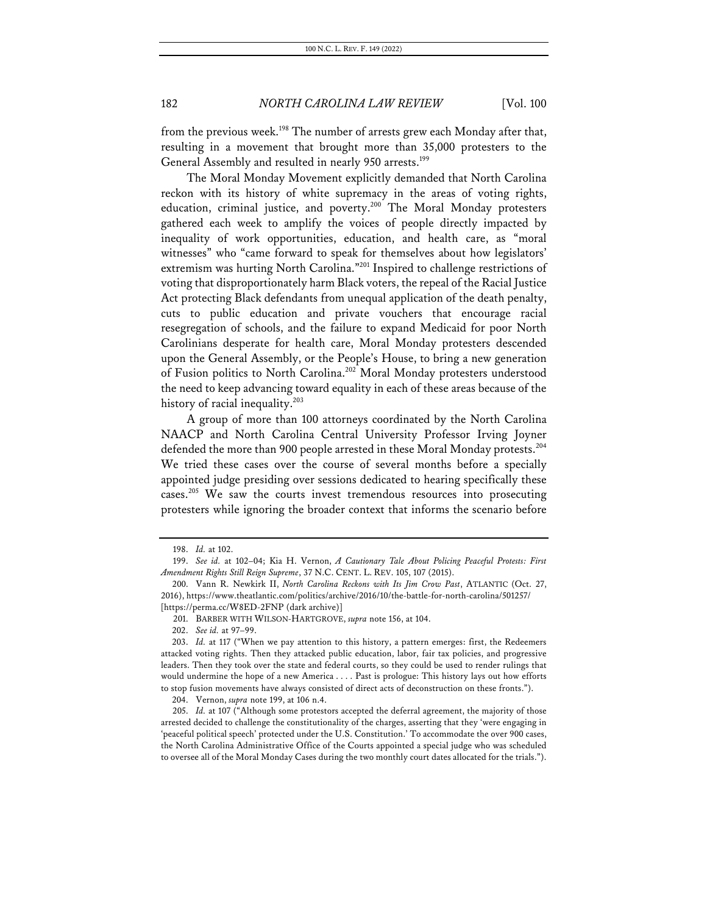from the previous week.[198] The number of arrests grew each Monday after that, resulting in a movement that brought more than 35,000 protesters to the General Assembly and resulted in nearly 950 arrests.[199]

The Moral Monday Movement explicitly demanded that North Carolina reckon with its history of white supremacy in the areas of voting rights, education, criminal justice, and poverty.[200] The Moral Monday protesters gathered each week to amplify the voices of people directly impacted by inequality of work opportunities, education, and health care, as "moral witnesses" who "came forward to speak for themselves about how legislators' extremism was hurting North Carolina."[201] Inspired to challenge restrictions of voting that disproportionately harm Black voters, the repeal of the Racial Justice Act protecting Black defendants from unequal application of the death penalty, cuts to public education and private vouchers that encourage racial resegregation of schools, and the failure to expand Medicaid for poor North Carolinians desperate for health care, Moral Monday protesters descended upon the General Assembly, or the People's House, to bring a new generation of Fusion politics to North Carolina.[202] Moral Monday protesters understood the need to keep advancing toward equality in each of these areas because of the history of racial inequality.[203]

A group of more than 100 attorneys coordinated by the North Carolina NAACP and North Carolina Central University Professor Irving Joyner defended the more than 900 people arrested in these Moral Monday protests.[204] We tried these cases over the course of several months before a specially appointed judge presiding over sessions dedicated to hearing specifically these cases.[205] We saw the courts invest tremendous resources into prosecuting protesters while ignoring the broader context that informs the scenario before

---

198. *Id.* at 102.

199. *See id.* at 102–04; Kia H. Vernon, *A Cautionary Tale About Policing Peaceful Protests: First Amendment Rights Still Reign Supreme*, 37 N.C. CENT. L. REV. 105, 107 (2015).

200. Vann R. Newkirk II, *North Carolina Reckons with Its Jim Crow Past*, ATLANTIC (Oct. 27, 2016), https://www.theatlantic.com/politics/archive/2016/10/the-battle-for-north-carolina/501257/ [https://perma.cc/W8ED-2FNP (dark archive)]

201. BARBER WITH WILSON-HARTGROVE, *supra* note 156, at 104.

202. *See id.* at 97–99.

203. *Id.* at 117 ("When we pay attention to this history, a pattern emerges: first, the Redeemers attacked voting rights. Then they attacked public education, labor, fair tax policies, and progressive leaders. Then they took over the state and federal courts, so they could be used to render rulings that would undermine the hope of a new America . . . . Past is prologue: This history lays out how efforts to stop fusion movements have always consisted of direct acts of deconstruction on these fronts.").

204. Vernon, *supra* note 199, at 106 n.4.

205. *Id.* at 107 ("Although some protestors accepted the deferral agreement, the majority of those arrested decided to challenge the constitutionality of the charges, asserting that they 'were engaging in 'peaceful political speech' protected under the U.S. Constitution.' To accommodate the over 900 cases, the North Carolina Administrative Office of the Courts appointed a special judge who was scheduled to oversee all of the Moral Monday Cases during the two monthly court dates allocated for the trials.").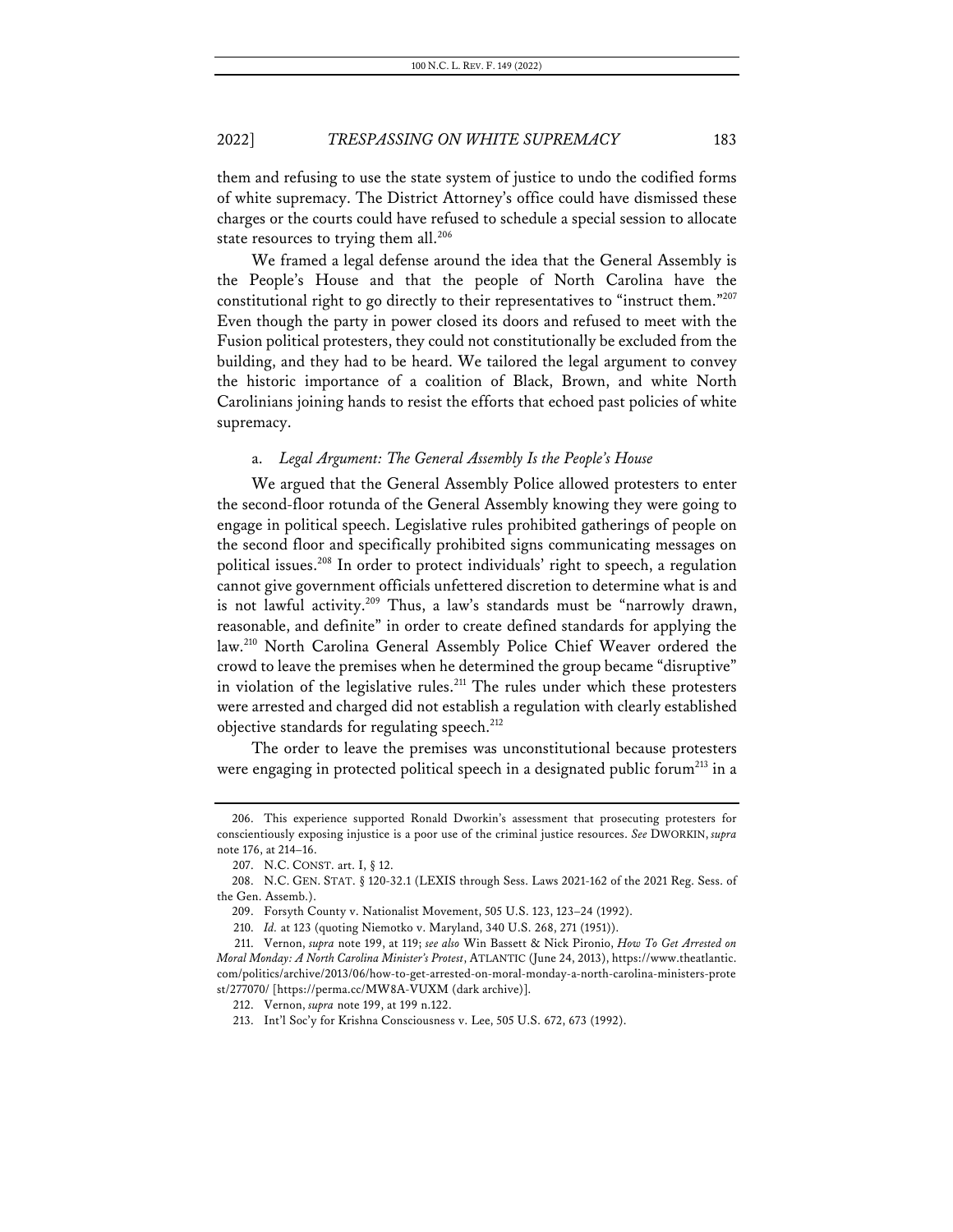them and refusing to use the state system of justice to undo the codified forms of white supremacy. The District Attorney's office could have dismissed these charges or the courts could have refused to schedule a special session to allocate state resources to trying them all.[206]

We framed a legal defense around the idea that the General Assembly is the People's House and that the people of North Carolina have the constitutional right to go directly to their representatives to "instruct them."[207] Even though the party in power closed its doors and refused to meet with the Fusion political protesters, they could not constitutionally be excluded from the building, and they had to be heard. We tailored the legal argument to convey the historic importance of a coalition of Black, Brown, and white North Carolinians joining hands to resist the efforts that echoed past policies of white supremacy.

### a. *Legal Argument: The General Assembly Is the People's House*

We argued that the General Assembly Police allowed protesters to enter the second-floor rotunda of the General Assembly knowing they were going to engage in political speech. Legislative rules prohibited gatherings of people on the second floor and specifically prohibited signs communicating messages on political issues.[208] In order to protect individuals' right to speech, a regulation cannot give government officials unfettered discretion to determine what is and is not lawful activity.[209] Thus, a law's standards must be "narrowly drawn, reasonable, and definite" in order to create defined standards for applying the law.[210] North Carolina General Assembly Police Chief Weaver ordered the crowd to leave the premises when he determined the group became "disruptive" in violation of the legislative rules.[211] The rules under which these protesters were arrested and charged did not establish a regulation with clearly established objective standards for regulating speech.[212]

The order to leave the premises was unconstitutional because protesters were engaging in protected political speech in a designated public forum[213] in a

---

206. This experience supported Ronald Dworkin's assessment that prosecuting protesters for conscientiously exposing injustice is a poor use of the criminal justice resources. *See* DWORKIN, *supra* note 176, at 214–16.

207. N.C. CONST. art. I, § 12.

208. N.C. GEN. STAT. § 120-32.1 (LEXIS through Sess. Laws 2021-162 of the 2021 Reg. Sess. of the Gen. Assemb.).

209. Forsyth County v. Nationalist Movement, 505 U.S. 123, 123–24 (1992).

210. *Id.* at 123 (quoting Niemotko v. Maryland, 340 U.S. 268, 271 (1951)).

211. Vernon, *supra* note 199, at 119; *see also* Win Bassett & Nick Pironio, *How To Get Arrested on Moral Monday: A North Carolina Minister's Protest*, ATLANTIC (June 24, 2013), https://www.theatlantic.com/politics/archive/2013/06/how-to-get-arrested-on-moral-monday-a-north-carolina-ministers-protest/277070/ [https://perma.cc/MW8A-VUXM (dark archive)].

212. Vernon, *supra* note 199, at 199 n.122.

213. Int'l Soc'y for Krishna Consciousness v. Lee, 505 U.S. 672, 673 (1992).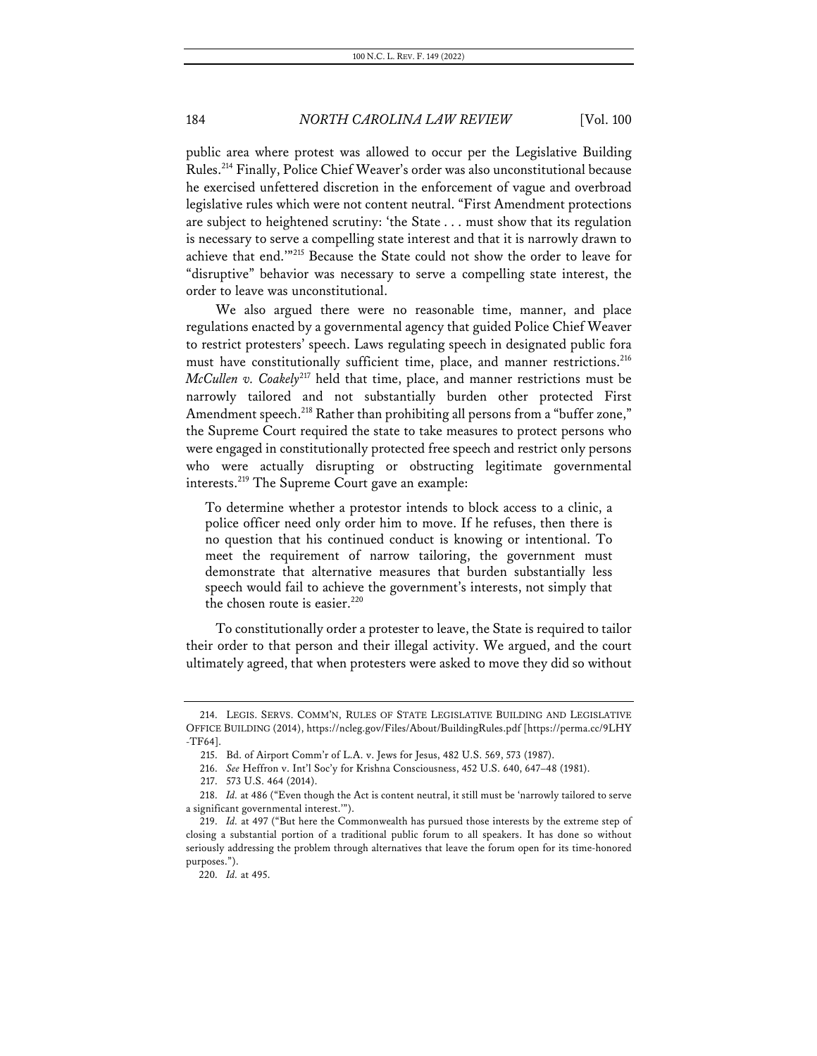public area where protest was allowed to occur per the Legislative Building Rules.[214] Finally, Police Chief Weaver's order was also unconstitutional because he exercised unfettered discretion in the enforcement of vague and overbroad legislative rules which were not content neutral. "First Amendment protections are subject to heightened scrutiny: 'the State . . . must show that its regulation is necessary to serve a compelling state interest and that it is narrowly drawn to achieve that end.'"[215] Because the State could not show the order to leave for "disruptive" behavior was necessary to serve a compelling state interest, the order to leave was unconstitutional.

We also argued there were no reasonable time, manner, and place regulations enacted by a governmental agency that guided Police Chief Weaver to restrict protesters' speech. Laws regulating speech in designated public fora must have constitutionally sufficient time, place, and manner restrictions.[216] *McCullen v. Coakely*[217] held that time, place, and manner restrictions must be narrowly tailored and not substantially burden other protected First Amendment speech.[218] Rather than prohibiting all persons from a "buffer zone," the Supreme Court required the state to take measures to protect persons who were engaged in constitutionally protected free speech and restrict only persons who were actually disrupting or obstructing legitimate governmental interests.[219] The Supreme Court gave an example:

> To determine whether a protestor intends to block access to a clinic, a police officer need only order him to move. If he refuses, then there is no question that his continued conduct is knowing or intentional. To meet the requirement of narrow tailoring, the government must demonstrate that alternative measures that burden substantially less speech would fail to achieve the government's interests, not simply that the chosen route is easier.[220]

To constitutionally order a protester to leave, the State is required to tailor their order to that person and their illegal activity. We argued, and the court ultimately agreed, that when protesters were asked to move they did so without

---

214. LEGIS. SERVS. COMM'N, RULES OF STATE LEGISLATIVE BUILDING AND LEGISLATIVE OFFICE BUILDING (2014), https://ncleg.gov/Files/About/BuildingRules.pdf [https://perma.cc/9LHY-TF64].

215. Bd. of Airport Comm'r of L.A. v. Jews for Jesus, 482 U.S. 569, 573 (1987).

216. *See* Heffron v. Int'l Soc'y for Krishna Consciousness, 452 U.S. 640, 647–48 (1981).

217. 573 U.S. 464 (2014).

218. *Id.* at 486 ("Even though the Act is content neutral, it still must be 'narrowly tailored to serve a significant governmental interest.'").

219. *Id.* at 497 ("But here the Commonwealth has pursued those interests by the extreme step of closing a substantial portion of a traditional public forum to all speakers. It has done so without seriously addressing the problem through alternatives that leave the forum open for its time-honored purposes.").

220. *Id.* at 495.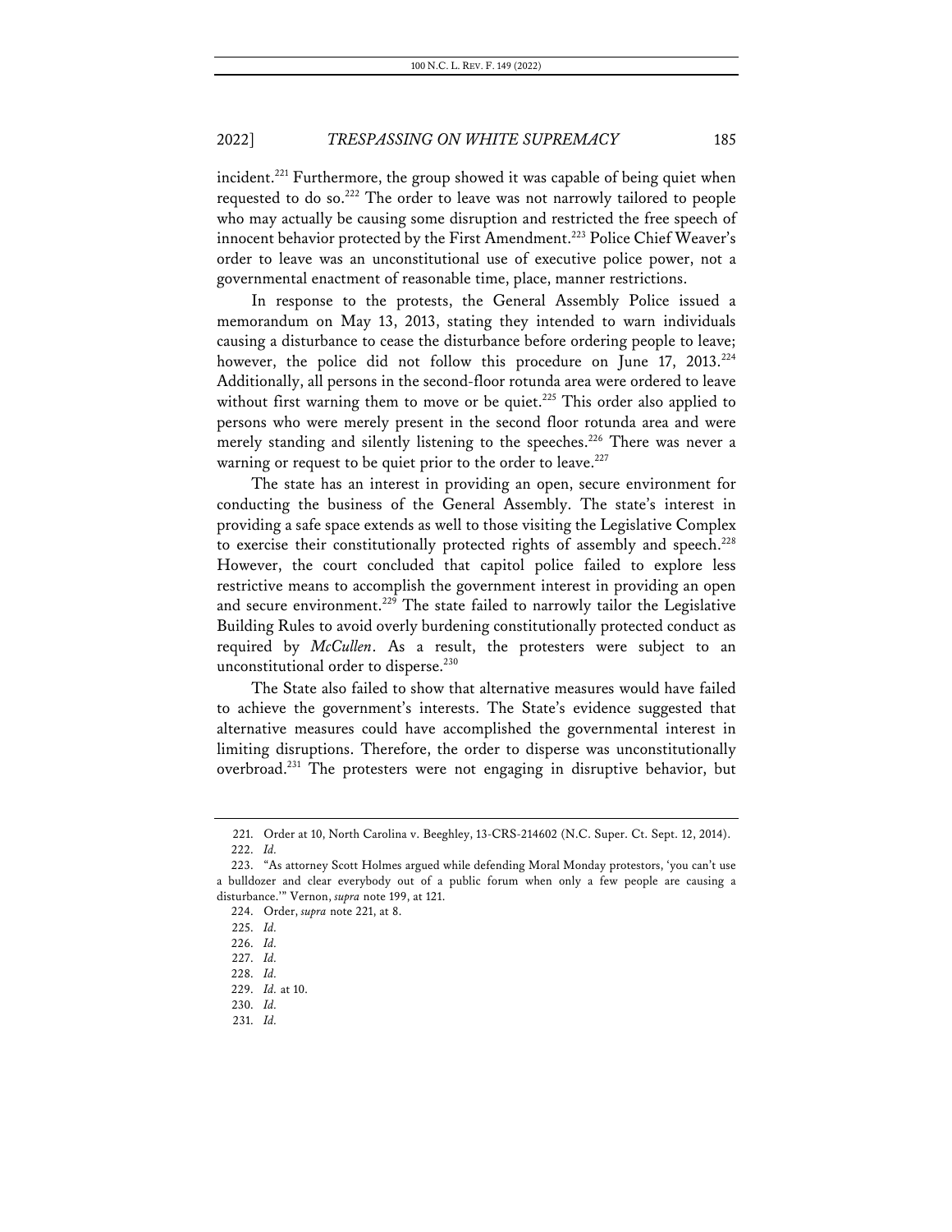incident.[221] Furthermore, the group showed it was capable of being quiet when requested to do so.[222] The order to leave was not narrowly tailored to people who may actually be causing some disruption and restricted the free speech of innocent behavior protected by the First Amendment.[223] Police Chief Weaver's order to leave was an unconstitutional use of executive police power, not a governmental enactment of reasonable time, place, manner restrictions.

In response to the protests, the General Assembly Police issued a memorandum on May 13, 2013, stating they intended to warn individuals causing a disturbance to cease the disturbance before ordering people to leave; however, the police did not follow this procedure on June 17, 2013.[224] Additionally, all persons in the second-floor rotunda area were ordered to leave without first warning them to move or be quiet.[225] This order also applied to persons who were merely present in the second floor rotunda area and were merely standing and silently listening to the speeches.[226] There was never a warning or request to be quiet prior to the order to leave.[227]

The state has an interest in providing an open, secure environment for conducting the business of the General Assembly. The state's interest in providing a safe space extends as well to those visiting the Legislative Complex to exercise their constitutionally protected rights of assembly and speech.[228] However, the court concluded that capitol police failed to explore less restrictive means to accomplish the government interest in providing an open and secure environment.[229] The state failed to narrowly tailor the Legislative Building Rules to avoid overly burdening constitutionally protected conduct as required by *McCullen*. As a result, the protesters were subject to an unconstitutional order to disperse.[230]

The State also failed to show that alternative measures would have failed to achieve the government's interests. The State's evidence suggested that alternative measures could have accomplished the governmental interest in limiting disruptions. Therefore, the order to disperse was unconstitutionally overbroad.[231] The protesters were not engaging in disruptive behavior, but

---

221. Order at 10, North Carolina v. Beeghley, 13-CRS-214602 (N.C. Super. Ct. Sept. 12, 2014).

222. *Id.*

223. "As attorney Scott Holmes argued while defending Moral Monday protestors, 'you can't use a bulldozer and clear everybody out of a public forum when only a few people are causing a disturbance.'" Vernon, *supra* note 199, at 121.

224. Order, *supra* note 221, at 8.

225. *Id.*

226. *Id.*

227. *Id.*

228. *Id.*

229. *Id.* at 10.

230. *Id.*

231. *Id.*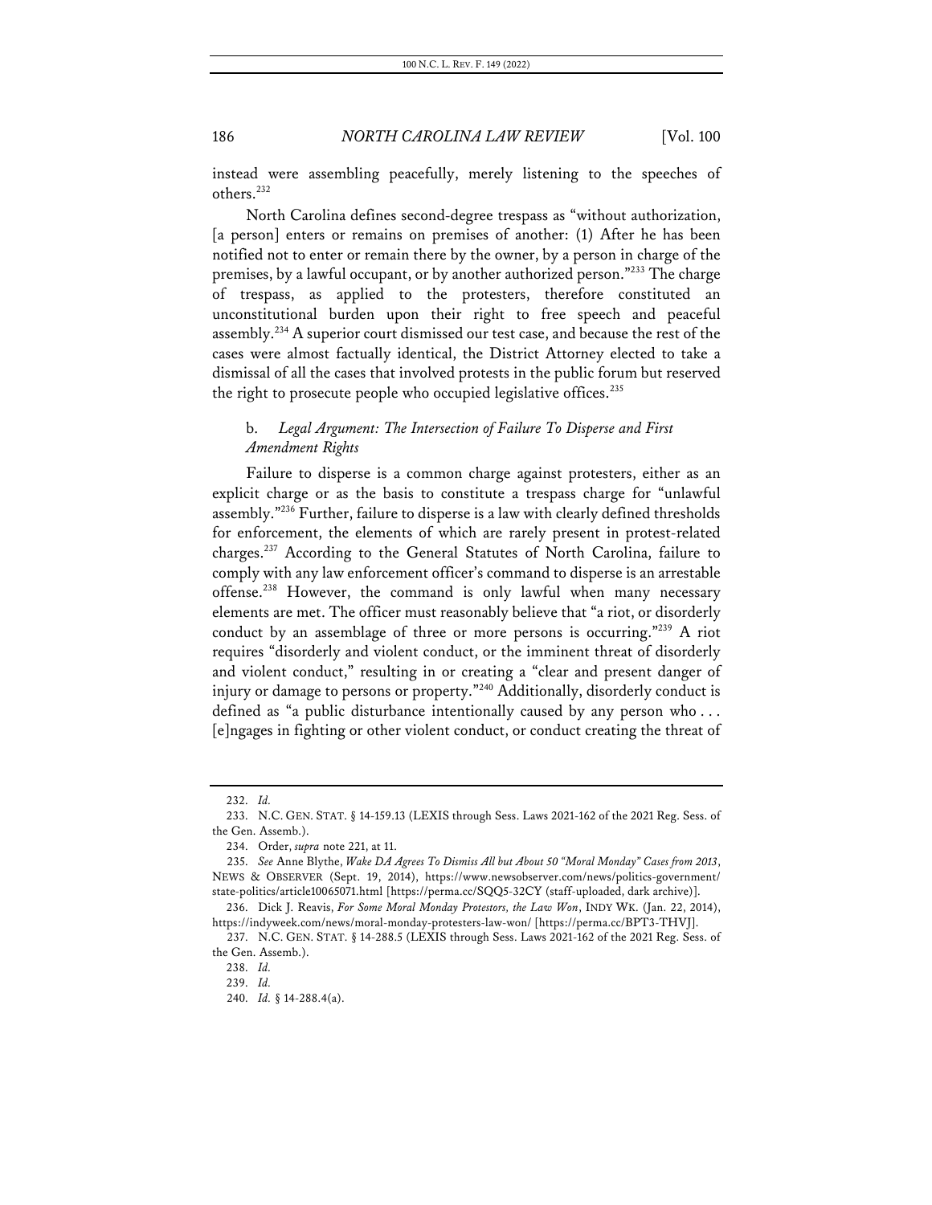instead were assembling peacefully, merely listening to the speeches of others.[232]

North Carolina defines second-degree trespass as "without authorization, [a person] enters or remains on premises of another: (1) After he has been notified not to enter or remain there by the owner, by a person in charge of the premises, by a lawful occupant, or by another authorized person."[233] The charge of trespass, as applied to the protesters, therefore constituted an unconstitutional burden upon their right to free speech and peaceful assembly.[234] A superior court dismissed our test case, and because the rest of the cases were almost factually identical, the District Attorney elected to take a dismissal of all the cases that involved protests in the public forum but reserved the right to prosecute people who occupied legislative offices.[235]

### b. *Legal Argument: The Intersection of Failure To Disperse and First Amendment Rights*

Failure to disperse is a common charge against protesters, either as an explicit charge or as the basis to constitute a trespass charge for "unlawful assembly."[236] Further, failure to disperse is a law with clearly defined thresholds for enforcement, the elements of which are rarely present in protest-related charges.[237] According to the General Statutes of North Carolina, failure to comply with any law enforcement officer's command to disperse is an arrestable offense.[238] However, the command is only lawful when many necessary elements are met. The officer must reasonably believe that "a riot, or disorderly conduct by an assemblage of three or more persons is occurring."[239] A riot requires "disorderly and violent conduct, or the imminent threat of disorderly and violent conduct," resulting in or creating a "clear and present danger of injury or damage to persons or property."[240] Additionally, disorderly conduct is defined as "a public disturbance intentionally caused by any person who . . . [e]ngages in fighting or other violent conduct, or conduct creating the threat of

---

232. *Id.*

233. N.C. GEN. STAT. § 14-159.13 (LEXIS through Sess. Laws 2021-162 of the 2021 Reg. Sess. of the Gen. Assemb.).

234. Order, *supra* note 221, at 11.

235. *See* Anne Blythe, *Wake DA Agrees To Dismiss All but About 50 "Moral Monday" Cases from 2013*, NEWS & OBSERVER (Sept. 19, 2014), https://www.newsobserver.com/news/politics-government/state-politics/article10065071.html [https://perma.cc/SQQ5-32CY (staff-uploaded, dark archive)].

236. Dick J. Reavis, *For Some Moral Monday Protestors, the Law Won*, INDY WK. (Jan. 22, 2014), https://indyweek.com/news/moral-monday-protesters-law-won/ [https://perma.cc/BPT3-THVJ].

237. N.C. GEN. STAT. § 14-288.5 (LEXIS through Sess. Laws 2021-162 of the 2021 Reg. Sess. of the Gen. Assemb.).

238. *Id.*

239. *Id.*

240. *Id.* § 14-288.4(a).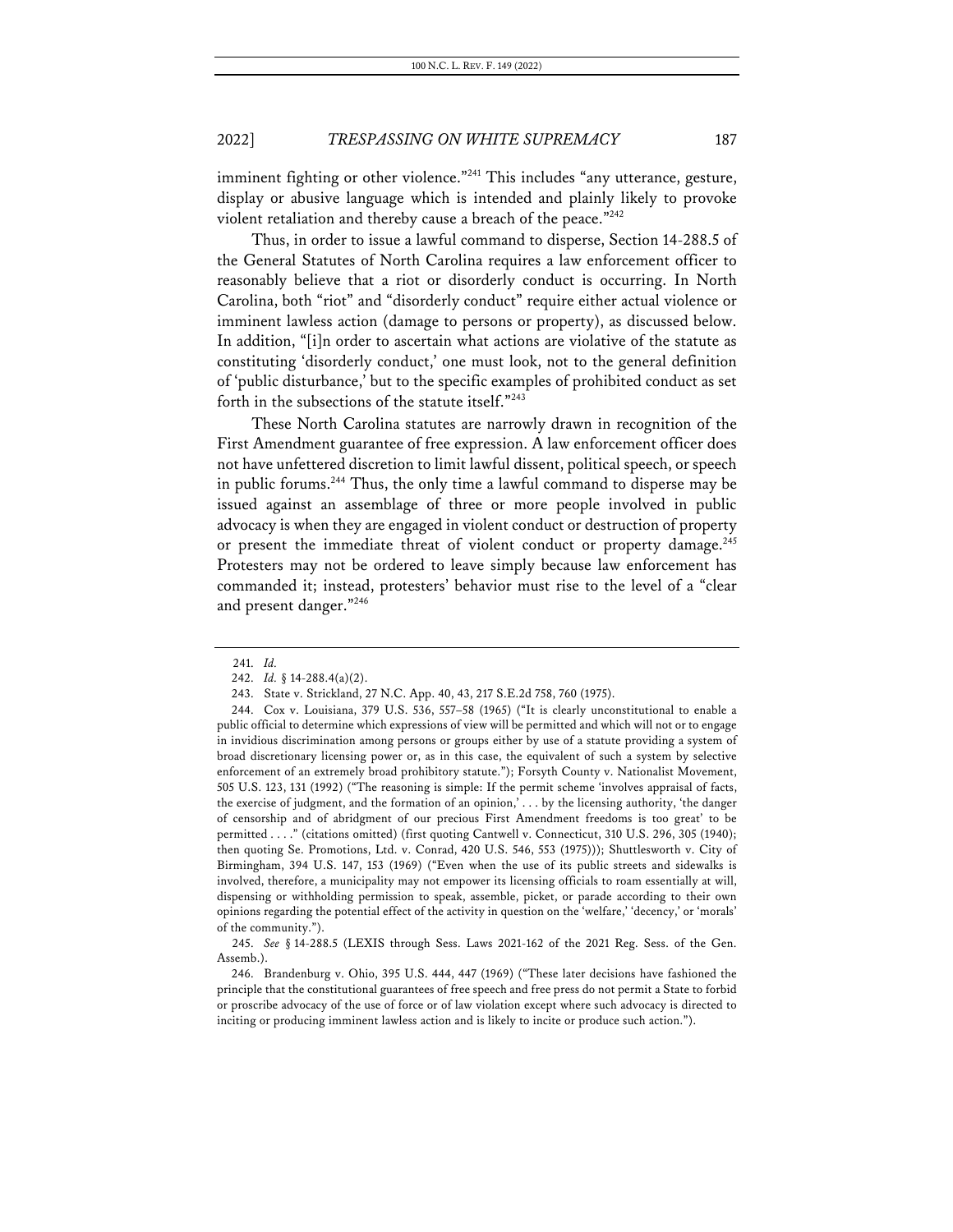imminent fighting or other violence."[241] This includes "any utterance, gesture, display or abusive language which is intended and plainly likely to provoke violent retaliation and thereby cause a breach of the peace."[242]

Thus, in order to issue a lawful command to disperse, Section 14-288.5 of the General Statutes of North Carolina requires a law enforcement officer to reasonably believe that a riot or disorderly conduct is occurring. In North Carolina, both "riot" and "disorderly conduct" require either actual violence or imminent lawless action (damage to persons or property), as discussed below. In addition, "[i]n order to ascertain what actions are violative of the statute as constituting 'disorderly conduct,' one must look, not to the general definition of 'public disturbance,' but to the specific examples of prohibited conduct as set forth in the subsections of the statute itself."[243]

These North Carolina statutes are narrowly drawn in recognition of the First Amendment guarantee of free expression. A law enforcement officer does not have unfettered discretion to limit lawful dissent, political speech, or speech in public forums.[244] Thus, the only time a lawful command to disperse may be issued against an assemblage of three or more people involved in public advocacy is when they are engaged in violent conduct or destruction of property or present the immediate threat of violent conduct or property damage.[245] Protesters may not be ordered to leave simply because law enforcement has commanded it; instead, protesters' behavior must rise to the level of a "clear and present danger."[246]

---

241. *Id.*

242. *Id.* § 14-288.4(a)(2).

243. State v. Strickland, 27 N.C. App. 40, 43, 217 S.E.2d 758, 760 (1975).

244. Cox v. Louisiana, 379 U.S. 536, 557–58 (1965) ("It is clearly unconstitutional to enable a public official to determine which expressions of view will be permitted and which will not or to engage in invidious discrimination among persons or groups either by use of a statute providing a system of broad discretionary licensing power or, as in this case, the equivalent of such a system by selective enforcement of an extremely broad prohibitory statute."); Forsyth County v. Nationalist Movement, 505 U.S. 123, 131 (1992) ("The reasoning is simple: If the permit scheme 'involves appraisal of facts, the exercise of judgment, and the formation of an opinion,' . . . by the licensing authority, 'the danger of censorship and of abridgment of our precious First Amendment freedoms is too great' to be permitted . . . ." (citations omitted) (first quoting Cantwell v. Connecticut, 310 U.S. 296, 305 (1940); then quoting Se. Promotions, Ltd. v. Conrad, 420 U.S. 546, 553 (1975))); Shuttlesworth v. City of Birmingham, 394 U.S. 147, 153 (1969) ("Even when the use of its public streets and sidewalks is involved, therefore, a municipality may not empower its licensing officials to roam essentially at will, dispensing or withholding permission to speak, assemble, picket, or parade according to their own opinions regarding the potential effect of the activity in question on the 'welfare,' 'decency,' or 'morals' of the community.").

245. *See* § 14-288.5 (LEXIS through Sess. Laws 2021-162 of the 2021 Reg. Sess. of the Gen. Assemb.).

246. Brandenburg v. Ohio, 395 U.S. 444, 447 (1969) ("These later decisions have fashioned the principle that the constitutional guarantees of free speech and free press do not permit a State to forbid or proscribe advocacy of the use of force or of law violation except where such advocacy is directed to inciting or producing imminent lawless action and is likely to incite or produce such action.").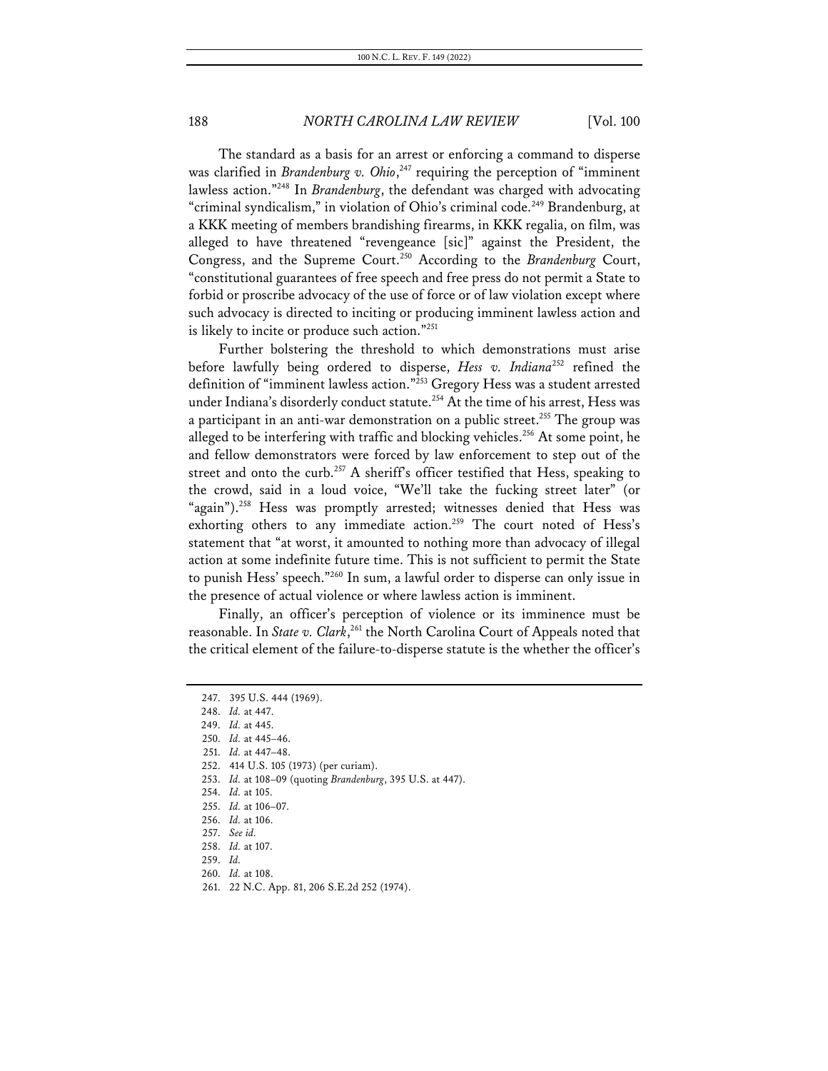The standard as a basis for an arrest or enforcing a command to disperse was clarified in *Brandenburg v. Ohio*,[247] requiring the perception of "imminent lawless action."[248] In *Brandenburg*, the defendant was charged with advocating "criminal syndicalism," in violation of Ohio's criminal code.[249] Brandenburg, at a KKK meeting of members brandishing firearms, in KKK regalia, on film, was alleged to have threatened "revengeance [sic]" against the President, the Congress, and the Supreme Court.[250] According to the *Brandenburg* Court, "constitutional guarantees of free speech and free press do not permit a State to forbid or proscribe advocacy of the use of force or of law violation except where such advocacy is directed to inciting or producing imminent lawless action and is likely to incite or produce such action."[251]

Further bolstering the threshold to which demonstrations must arise before lawfully being ordered to disperse, *Hess v. Indiana*[252] refined the definition of "imminent lawless action."[253] Gregory Hess was a student arrested under Indiana's disorderly conduct statute.[254] At the time of his arrest, Hess was a participant in an anti-war demonstration on a public street.[255] The group was alleged to be interfering with traffic and blocking vehicles.[256] At some point, he and fellow demonstrators were forced by law enforcement to step out of the street and onto the curb.[257] A sheriff's officer testified that Hess, speaking to the crowd, said in a loud voice, "We'll take the fucking street later" (or "again").[258] Hess was promptly arrested; witnesses denied that Hess was exhorting others to any immediate action.[259] The court noted of Hess's statement that "at worst, it amounted to nothing more than advocacy of illegal action at some indefinite future time. This is not sufficient to permit the State to punish Hess' speech."[260] In sum, a lawful order to disperse can only issue in the presence of actual violence or where lawless action is imminent.

Finally, an officer's perception of violence or its imminence must be reasonable. In *State v. Clark*,[261] the North Carolina Court of Appeals noted that the critical element of the failure-to-disperse statute is the whether the officer's

---

247. 395 U.S. 444 (1969).

248. *Id.* at 447.

249. *Id.* at 445.

250. *Id.* at 445–46.

251. *Id.* at 447–48.

252. 414 U.S. 105 (1973) (per curiam).

253. *Id.* at 108–09 (quoting *Brandenburg*, 395 U.S. at 447).

254. *Id.* at 105.

255. *Id.* at 106–07.

256. *Id.* at 106.

257. *See id.*

258. *Id.* at 107.

259. *Id.*

260. *Id.* at 108.

261. 22 N.C. App. 81, 206 S.E.2d 252 (1974).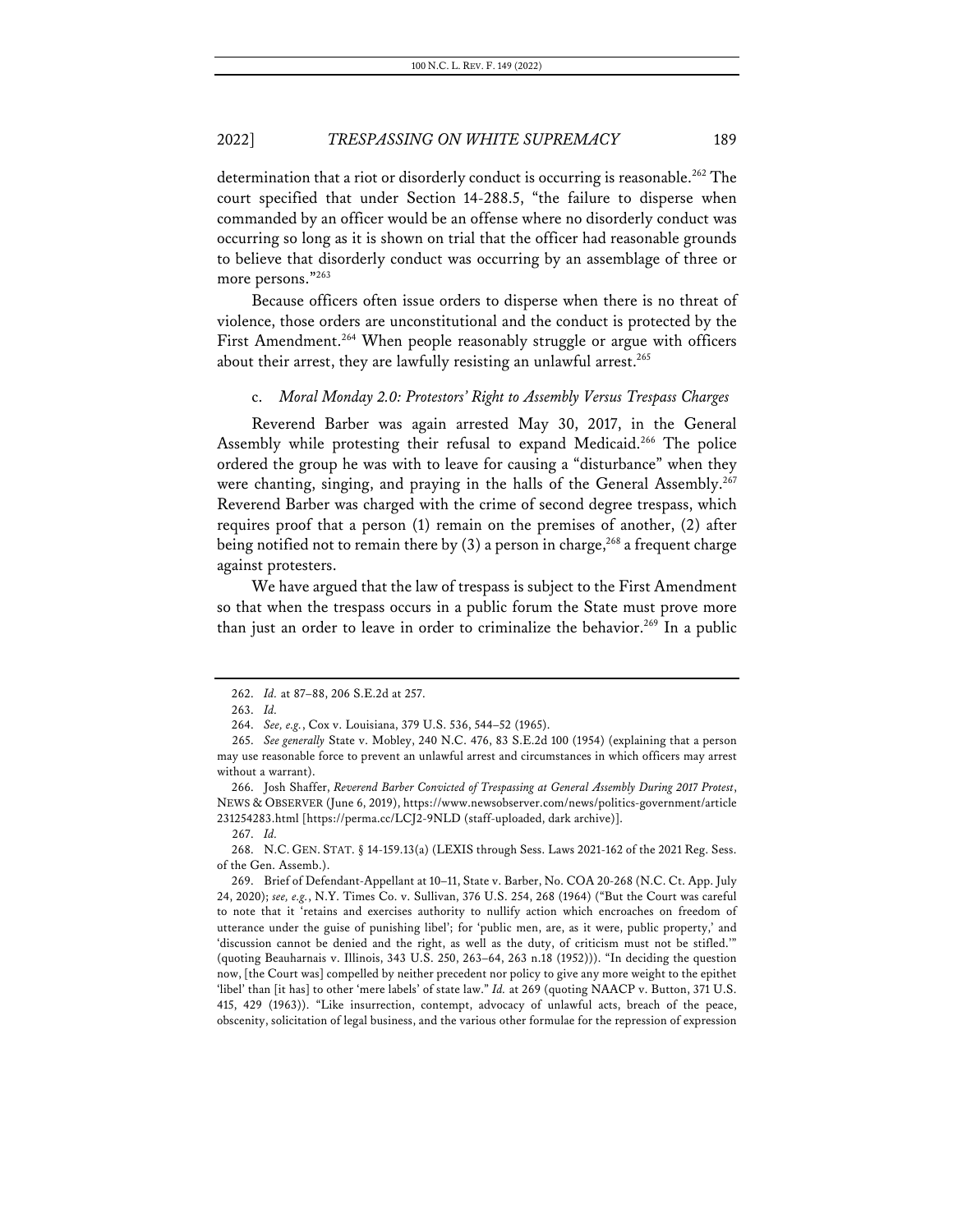determination that a riot or disorderly conduct is occurring is reasonable.[262] The court specified that under Section 14-288.5, "the failure to disperse when commanded by an officer would be an offense where no disorderly conduct was occurring so long as it is shown on trial that the officer had reasonable grounds to believe that disorderly conduct was occurring by an assemblage of three or more persons."[263]

Because officers often issue orders to disperse when there is no threat of violence, those orders are unconstitutional and the conduct is protected by the First Amendment.[264] When people reasonably struggle or argue with officers about their arrest, they are lawfully resisting an unlawful arrest.[265]

### c. *Moral Monday 2.0: Protestors' Right to Assembly Versus Trespass Charges*

Reverend Barber was again arrested May 30, 2017, in the General Assembly while protesting their refusal to expand Medicaid.[266] The police ordered the group he was with to leave for causing a "disturbance" when they were chanting, singing, and praying in the halls of the General Assembly.[267] Reverend Barber was charged with the crime of second degree trespass, which requires proof that a person (1) remain on the premises of another, (2) after being notified not to remain there by (3) a person in charge,[268] a frequent charge against protesters.

We have argued that the law of trespass is subject to the First Amendment so that when the trespass occurs in a public forum the State must prove more than just an order to leave in order to criminalize the behavior.[269] In a public

---

262. *Id.* at 87–88, 206 S.E.2d at 257.

263. *Id.*

264. *See, e.g.*, Cox v. Louisiana, 379 U.S. 536, 544–52 (1965).

265. *See generally* State v. Mobley, 240 N.C. 476, 83 S.E.2d 100 (1954) (explaining that a person may use reasonable force to prevent an unlawful arrest and circumstances in which officers may arrest without a warrant).

266. Josh Shaffer, *Reverend Barber Convicted of Trespassing at General Assembly During 2017 Protest*, NEWS & OBSERVER (June 6, 2019), https://www.newsobserver.com/news/politics-government/article231254283.html [https://perma.cc/LCJ2-9NLD (staff-uploaded, dark archive)].

267. *Id.*

268. N.C. GEN. STAT. § 14-159.13(a) (LEXIS through Sess. Laws 2021-162 of the 2021 Reg. Sess. of the Gen. Assemb.).

269. Brief of Defendant-Appellant at 10–11, State v. Barber, No. COA 20-268 (N.C. Ct. App. July 24, 2020); *see, e.g.*, N.Y. Times Co. v. Sullivan, 376 U.S. 254, 268 (1964) ("But the Court was careful to note that it 'retains and exercises authority to nullify action which encroaches on freedom of utterance under the guise of punishing libel'; for 'public men, are, as it were, public property,' and 'discussion cannot be denied and the right, as well as the duty, of criticism must not be stifled.'" (quoting Beauharnais v. Illinois, 343 U.S. 250, 263–64, 263 n.18 (1952))). "In deciding the question now, [the Court was] compelled by neither precedent nor policy to give any more weight to the epithet 'libel' than [it has] to other 'mere labels' of state law." *Id.* at 269 (quoting NAACP v. Button, 371 U.S. 415, 429 (1963)). "Like insurrection, contempt, advocacy of unlawful acts, breach of the peace, obscenity, solicitation of legal business, and the various other formulae for the repression of expression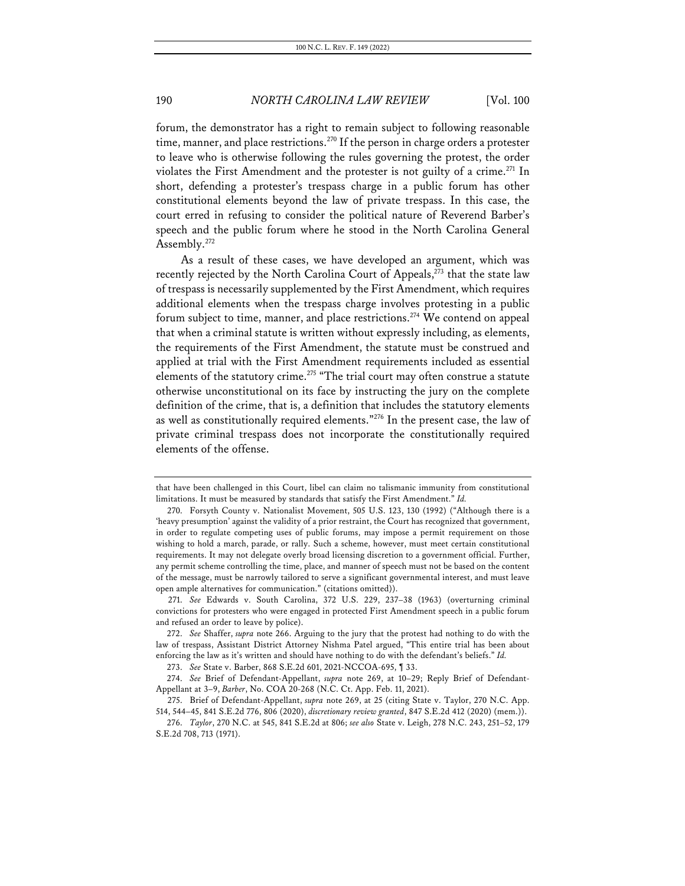forum, the demonstrator has a right to remain subject to following reasonable time, manner, and place restrictions.[270] If the person in charge orders a protester to leave who is otherwise following the rules governing the protest, the order violates the First Amendment and the protester is not guilty of a crime.[271] In short, defending a protester's trespass charge in a public forum has other constitutional elements beyond the law of private trespass. In this case, the court erred in refusing to consider the political nature of Reverend Barber's speech and the public forum where he stood in the North Carolina General Assembly.[272]

As a result of these cases, we have developed an argument, which was recently rejected by the North Carolina Court of Appeals,[273] that the state law of trespass is necessarily supplemented by the First Amendment, which requires additional elements when the trespass charge involves protesting in a public forum subject to time, manner, and place restrictions.[274] We contend on appeal that when a criminal statute is written without expressly including, as elements, the requirements of the First Amendment, the statute must be construed and applied at trial with the First Amendment requirements included as essential elements of the statutory crime.[275] "The trial court may often construe a statute otherwise unconstitutional on its face by instructing the jury on the complete definition of the crime, that is, a definition that includes the statutory elements as well as constitutionally required elements."[276] In the present case, the law of private criminal trespass does not incorporate the constitutionally required elements of the offense.

---

that have been challenged in this Court, libel can claim no talismanic immunity from constitutional limitations. It must be measured by standards that satisfy the First Amendment." *Id.*

270. Forsyth County v. Nationalist Movement, 505 U.S. 123, 130 (1992) ("Although there is a 'heavy presumption' against the validity of a prior restraint, the Court has recognized that government, in order to regulate competing uses of public forums, may impose a permit requirement on those wishing to hold a march, parade, or rally. Such a scheme, however, must meet certain constitutional requirements. It may not delegate overly broad licensing discretion to a government official. Further, any permit scheme controlling the time, place, and manner of speech must not be based on the content of the message, must be narrowly tailored to serve a significant governmental interest, and must leave open ample alternatives for communication." (citations omitted)).

271. *See* Edwards v. South Carolina, 372 U.S. 229, 237–38 (1963) (overturning criminal convictions for protesters who were engaged in protected First Amendment speech in a public forum and refused an order to leave by police).

272. *See* Shaffer, *supra* note 266. Arguing to the jury that the protest had nothing to do with the law of trespass, Assistant District Attorney Nishma Patel argued, "This entire trial has been about enforcing the law as it's written and should have nothing to do with the defendant's beliefs." *Id.*

273. *See* State v. Barber, 868 S.E.2d 601, 2021-NCCOA-695, ¶ 33.

274. *See* Brief of Defendant-Appellant, *supra* note 269, at 10–29; Reply Brief of Defendant-Appellant at 3–9, *Barber*, No. COA 20-268 (N.C. Ct. App. Feb. 11, 2021).

275. Brief of Defendant-Appellant, *supra* note 269, at 25 (citing State v. Taylor, 270 N.C. App. 514, 544–45, 841 S.E.2d 776, 806 (2020), *discretionary review granted*, 847 S.E.2d 412 (2020) (mem.)).

276. *Taylor*, 270 N.C. at 545, 841 S.E.2d at 806; *see also* State v. Leigh, 278 N.C. 243, 251–52, 179 S.E.2d 708, 713 (1971).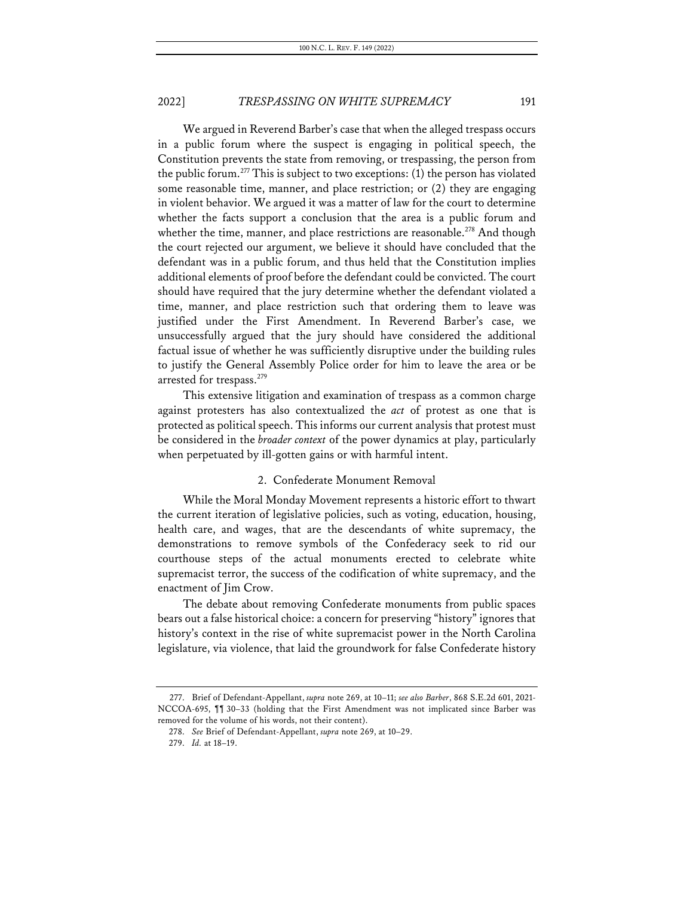We argued in Reverend Barber's case that when the alleged trespass occurs in a public forum where the suspect is engaging in political speech, the Constitution prevents the state from removing, or trespassing, the person from the public forum.[277] This is subject to two exceptions: (1) the person has violated some reasonable time, manner, and place restriction; or (2) they are engaging in violent behavior. We argued it was a matter of law for the court to determine whether the facts support a conclusion that the area is a public forum and whether the time, manner, and place restrictions are reasonable.[278] And though the court rejected our argument, we believe it should have concluded that the defendant was in a public forum, and thus held that the Constitution implies additional elements of proof before the defendant could be convicted. The court should have required that the jury determine whether the defendant violated a time, manner, and place restriction such that ordering them to leave was justified under the First Amendment. In Reverend Barber's case, we unsuccessfully argued that the jury should have considered the additional factual issue of whether he was sufficiently disruptive under the building rules to justify the General Assembly Police order for him to leave the area or be arrested for trespass.[279]

This extensive litigation and examination of trespass as a common charge against protesters has also contextualized the *act* of protest as one that is protected as political speech. This informs our current analysis that protest must be considered in the *broader context* of the power dynamics at play, particularly when perpetuated by ill-gotten gains or with harmful intent.

### 2. Confederate Monument Removal

While the Moral Monday Movement represents a historic effort to thwart the current iteration of legislative policies, such as voting, education, housing, health care, and wages, that are the descendants of white supremacy, the demonstrations to remove symbols of the Confederacy seek to rid our courthouse steps of the actual monuments erected to celebrate white supremacist terror, the success of the codification of white supremacy, and the enactment of Jim Crow.

The debate about removing Confederate monuments from public spaces bears out a false historical choice: a concern for preserving "history" ignores that history's context in the rise of white supremacist power in the North Carolina legislature, via violence, that laid the groundwork for false Confederate history

---

277. Brief of Defendant-Appellant, *supra* note 269, at 10–11; *see also Barber*, 868 S.E.2d 601, 2021-NCCOA-695, ¶¶ 30–33 (holding that the First Amendment was not implicated since Barber was removed for the volume of his words, not their content).

278. *See* Brief of Defendant-Appellant, *supra* note 269, at 10–29.

279. *Id.* at 18–19.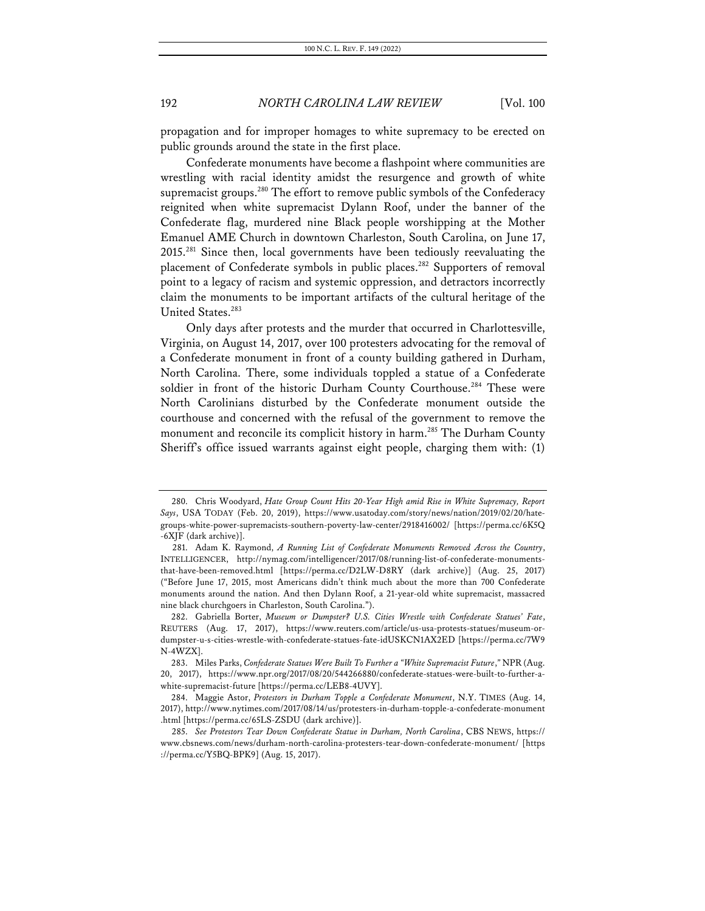propagation and for improper homages to white supremacy to be erected on public grounds around the state in the first place.

Confederate monuments have become a flashpoint where communities are wrestling with racial identity amidst the resurgence and growth of white supremacist groups.[280] The effort to remove public symbols of the Confederacy reignited when white supremacist Dylann Roof, under the banner of the Confederate flag, murdered nine Black people worshipping at the Mother Emanuel AME Church in downtown Charleston, South Carolina, on June 17, 2015.[281] Since then, local governments have been tediously reevaluating the placement of Confederate symbols in public places.[282] Supporters of removal point to a legacy of racism and systemic oppression, and detractors incorrectly claim the monuments to be important artifacts of the cultural heritage of the United States.[283]

Only days after protests and the murder that occurred in Charlottesville, Virginia, on August 14, 2017, over 100 protesters advocating for the removal of a Confederate monument in front of a county building gathered in Durham, North Carolina. There, some individuals toppled a statue of a Confederate soldier in front of the historic Durham County Courthouse.[284] These were North Carolinians disturbed by the Confederate monument outside the courthouse and concerned with the refusal of the government to remove the monument and reconcile its complicit history in harm.[285] The Durham County Sheriff's office issued warrants against eight people, charging them with: (1)

---

280. Chris Woodyard, *Hate Group Count Hits 20-Year High amid Rise in White Supremacy, Report Says*, USA TODAY (Feb. 20, 2019), https://www.usatoday.com/story/news/nation/2019/02/20/hate-groups-white-power-supremacists-southern-poverty-law-center/2918416002/ [https://perma.cc/6K5Q-6XJF (dark archive)].

281. Adam K. Raymond, *A Running List of Confederate Monuments Removed Across the Country*, INTELLIGENCER, http://nymag.com/intelligencer/2017/08/running-list-of-confederate-monuments-that-have-been-removed.html [https://perma.cc/D2LW-D8RY (dark archive)] (Aug. 25, 2017) ("Before June 17, 2015, most Americans didn't think much about the more than 700 Confederate monuments around the nation. And then Dylann Roof, a 21-year-old white supremacist, massacred nine black churchgoers in Charleston, South Carolina.").

282. Gabriella Borter, *Museum or Dumpster? U.S. Cities Wrestle with Confederate Statues' Fate*, REUTERS (Aug. 17, 2017), https://www.reuters.com/article/us-usa-protests-statues/museum-or-dumpster-u-s-cities-wrestle-with-confederate-statues-fate-idUSKCN1AX2ED [https://perma.cc/7W9N-4WZX].

283. Miles Parks, *Confederate Statues Were Built To Further a "White Supremacist Future*,*"* NPR (Aug. 20, 2017), https://www.npr.org/2017/08/20/544266880/confederate-statues-were-built-to-further-a-white-supremacist-future [https://perma.cc/LEB8-4UVY].

284. Maggie Astor, *Protestors in Durham Topple a Confederate Monument*, N.Y. TIMES (Aug. 14, 2017), http://www.nytimes.com/2017/08/14/us/protesters-in-durham-topple-a-confederate-monument.html [https://perma.cc/65LS-ZSDU (dark archive)].

285. *See Protestors Tear Down Confederate Statue in Durham, North Carolina*, CBS NEWS, https://www.cbsnews.com/news/durham-north-carolina-protesters-tear-down-confederate-monument/ [https://perma.cc/Y5BQ-BPK9] (Aug. 15, 2017).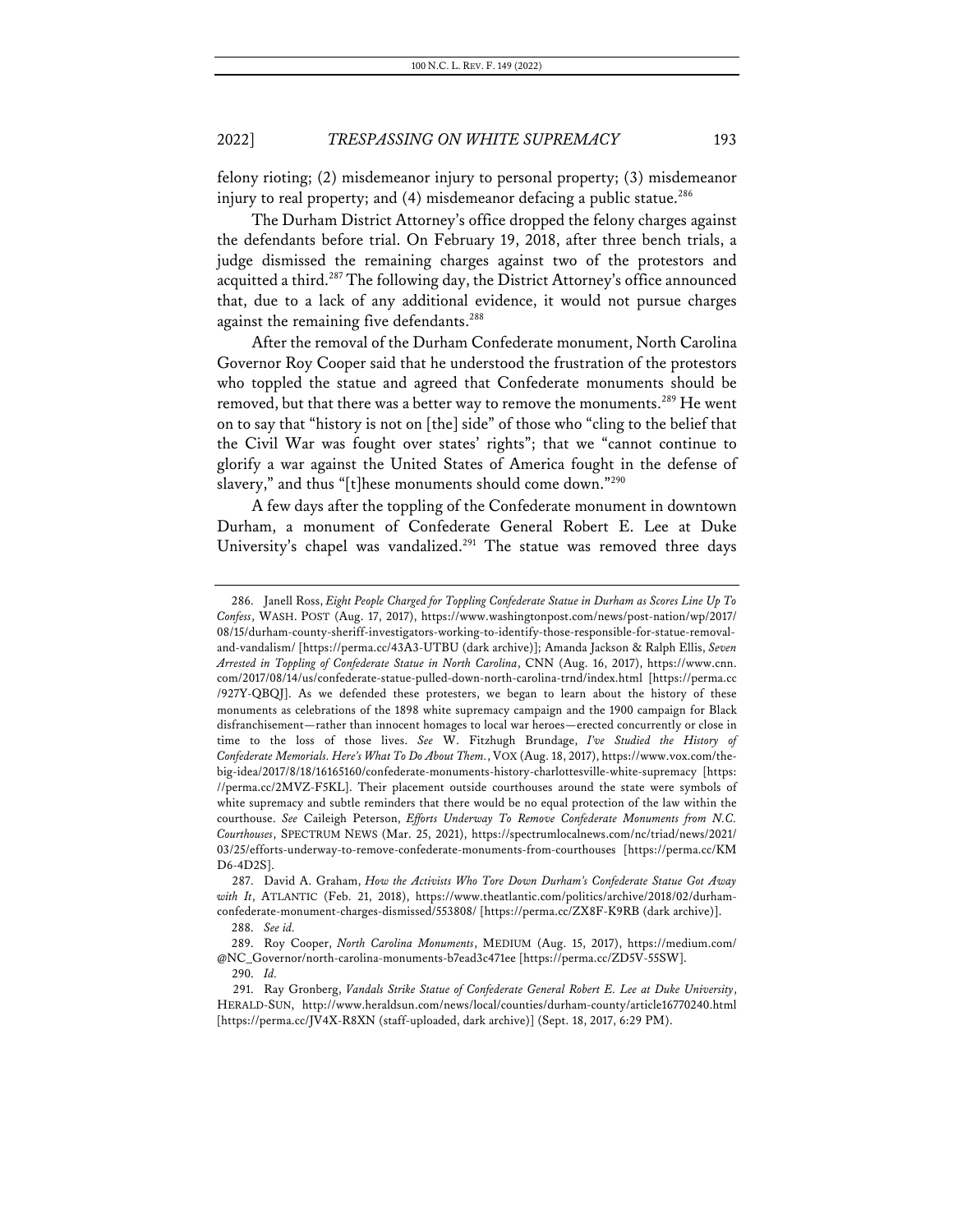felony rioting; (2) misdemeanor injury to personal property; (3) misdemeanor injury to real property; and (4) misdemeanor defacing a public statue.[286]

The Durham District Attorney's office dropped the felony charges against the defendants before trial. On February 19, 2018, after three bench trials, a judge dismissed the remaining charges against two of the protestors and acquitted a third.[287] The following day, the District Attorney's office announced that, due to a lack of any additional evidence, it would not pursue charges against the remaining five defendants.[288]

After the removal of the Durham Confederate monument, North Carolina Governor Roy Cooper said that he understood the frustration of the protestors who toppled the statue and agreed that Confederate monuments should be removed, but that there was a better way to remove the monuments.[289] He went on to say that "history is not on [the] side" of those who "cling to the belief that the Civil War was fought over states' rights"; that we "cannot continue to glorify a war against the United States of America fought in the defense of slavery," and thus "[t]hese monuments should come down."[290]

A few days after the toppling of the Confederate monument in downtown Durham, a monument of Confederate General Robert E. Lee at Duke University's chapel was vandalized.[291] The statue was removed three days

---

286. Janell Ross, *Eight People Charged for Toppling Confederate Statue in Durham as Scores Line Up To Confess*, WASH. POST (Aug. 17, 2017), https://www.washingtonpost.com/news/post-nation/wp/2017/08/15/durham-county-sheriff-investigators-working-to-identify-those-responsible-for-statue-removal-and-vandalism/ [https://perma.cc/43A3-UTBU (dark archive)]; Amanda Jackson & Ralph Ellis, *Seven Arrested in Toppling of Confederate Statue in North Carolina*, CNN (Aug. 16, 2017), https://www.cnn.com/2017/08/14/us/confederate-statue-pulled-down-north-carolina-trnd/index.html [https://perma.cc/927Y-QBQJ]. As we defended these protesters, we began to learn about the history of these monuments as celebrations of the 1898 white supremacy campaign and the 1900 campaign for Black disfranchisement—rather than innocent homages to local war heroes—erected concurrently or close in time to the loss of those lives. *See* W. Fitzhugh Brundage, *I've Studied the History of Confederate Memorials. Here's What To Do About Them.*, VOX (Aug. 18, 2017), https://www.vox.com/the-big-idea/2017/8/18/16165160/confederate-monuments-history-charlottesville-white-supremacy [https://perma.cc/2MVZ-F5KL]. Their placement outside courthouses around the state were symbols of white supremacy and subtle reminders that there would be no equal protection of the law within the courthouse. *See* Caileigh Peterson, *Efforts Underway To Remove Confederate Monuments from N.C. Courthouses*, SPECTRUM NEWS (Mar. 25, 2021), https://spectrumlocalnews.com/nc/triad/news/2021/03/25/efforts-underway-to-remove-confederate-monuments-from-courthouses [https://perma.cc/KMD6-4D2S].

287. David A. Graham, *How the Activists Who Tore Down Durham's Confederate Statue Got Away with It*, ATLANTIC (Feb. 21, 2018), https://www.theatlantic.com/politics/archive/2018/02/durham-confederate-monument-charges-dismissed/553808/ [https://perma.cc/ZX8F-K9RB (dark archive)].

288. *See id.*

289. Roy Cooper, *North Carolina Monuments*, MEDIUM (Aug. 15, 2017), https://medium.com/@NC_Governor/north-carolina-monuments-b7ead3c471ee [https://perma.cc/ZD5V-55SW].

290. *Id.*

291. Ray Gronberg, *Vandals Strike Statue of Confederate General Robert E. Lee at Duke University*, HERALD-SUN, http://www.heraldsun.com/news/local/counties/durham-county/article16770240.html [https://perma.cc/JV4X-R8XN (staff-uploaded, dark archive)] (Sept. 18, 2017, 6:29 PM).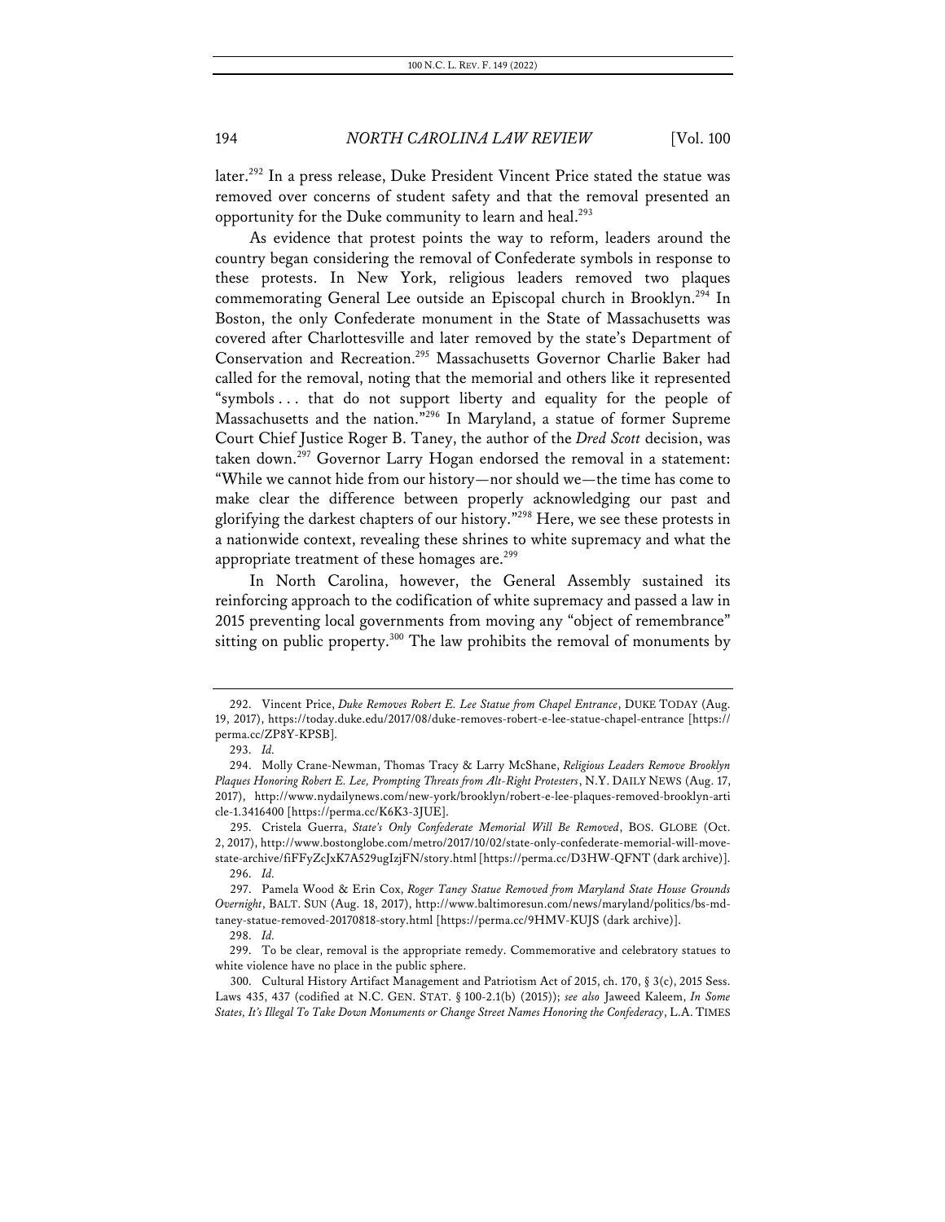later.[292] In a press release, Duke President Vincent Price stated the statue was removed over concerns of student safety and that the removal presented an opportunity for the Duke community to learn and heal.[293]

As evidence that protest points the way to reform, leaders around the country began considering the removal of Confederate symbols in response to these protests. In New York, religious leaders removed two plaques commemorating General Lee outside an Episcopal church in Brooklyn.[294] In Boston, the only Confederate monument in the State of Massachusetts was covered after Charlottesville and later removed by the state's Department of Conservation and Recreation.[295] Massachusetts Governor Charlie Baker had called for the removal, noting that the memorial and others like it represented "symbols . . . that do not support liberty and equality for the people of Massachusetts and the nation."[296] In Maryland, a statue of former Supreme Court Chief Justice Roger B. Taney, the author of the *Dred Scott* decision, was taken down.[297] Governor Larry Hogan endorsed the removal in a statement: "While we cannot hide from our history—nor should we—the time has come to make clear the difference between properly acknowledging our past and glorifying the darkest chapters of our history."[298] Here, we see these protests in a nationwide context, revealing these shrines to white supremacy and what the appropriate treatment of these homages are.[299]

In North Carolina, however, the General Assembly sustained its reinforcing approach to the codification of white supremacy and passed a law in 2015 preventing local governments from moving any "object of remembrance" sitting on public property.[300] The law prohibits the removal of monuments by

---

292. Vincent Price, *Duke Removes Robert E. Lee Statue from Chapel Entrance*, DUKE TODAY (Aug. 19, 2017), https://today.duke.edu/2017/08/duke-removes-robert-e-lee-statue-chapel-entrance [https://perma.cc/ZP8Y-KPSB].

293. *Id.*

294. Molly Crane-Newman, Thomas Tracy & Larry McShane, *Religious Leaders Remove Brooklyn Plaques Honoring Robert E. Lee, Prompting Threats from Alt-Right Protesters*, N.Y. DAILY NEWS (Aug. 17, 2017), http://www.nydailynews.com/new-york/brooklyn/robert-e-lee-plaques-removed-brooklyn-article-1.3416400 [https://perma.cc/K6K3-3JUE].

295. Cristela Guerra, *State's Only Confederate Memorial Will Be Removed*, BOS. GLOBE (Oct. 2, 2017), http://www.bostonglobe.com/metro/2017/10/02/state-only-confederate-memorial-will-move-state-archive/fiFFyZcJxK7A529ugIzjFN/story.html [https://perma.cc/D3HW-QFNT (dark archive)].

296. *Id.*

297. Pamela Wood & Erin Cox, *Roger Taney Statue Removed from Maryland State House Grounds Overnight*, BALT. SUN (Aug. 18, 2017), http://www.baltimoresun.com/news/maryland/politics/bs-md-taney-statue-removed-20170818-story.html [https://perma.cc/9HMV-KUJS (dark archive)].

298. *Id.*

299. To be clear, removal is the appropriate remedy. Commemorative and celebratory statues to white violence have no place in the public sphere.

300. Cultural History Artifact Management and Patriotism Act of 2015, ch. 170, § 3(c), 2015 Sess. Laws 435, 437 (codified at N.C. GEN. STAT. § 100-2.1(b) (2015)); *see also* Jaweed Kaleem, *In Some States, It's Illegal To Take Down Monuments or Change Street Names Honoring the Confederacy*, L.A. TIMES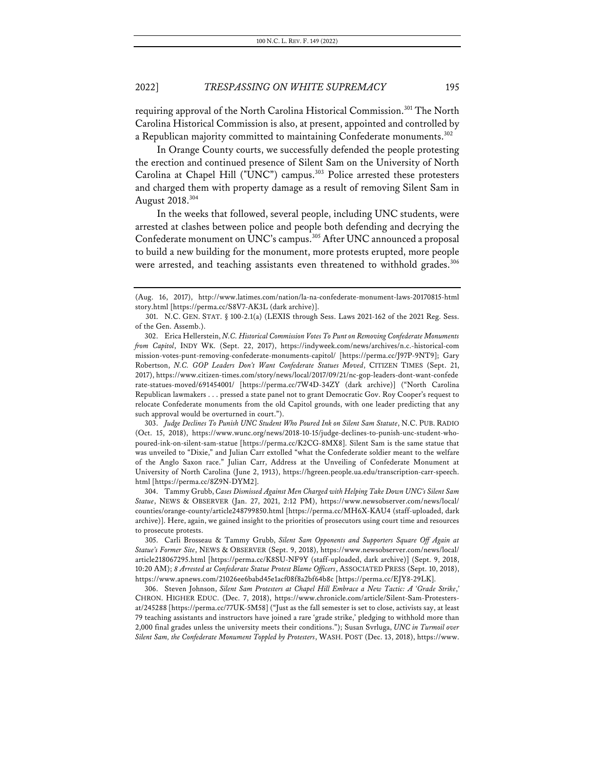requiring approval of the North Carolina Historical Commission.[301] The North Carolina Historical Commission is also, at present, appointed and controlled by a Republican majority committed to maintaining Confederate monuments.[302]

In Orange County courts, we successfully defended the people protesting the erection and continued presence of Silent Sam on the University of North Carolina at Chapel Hill ("UNC") campus.[303] Police arrested these protesters and charged them with property damage as a result of removing Silent Sam in August 2018.[304]

In the weeks that followed, several people, including UNC students, were arrested at clashes between police and people both defending and decrying the Confederate monument on UNC's campus.[305] After UNC announced a proposal to build a new building for the monument, more protests erupted, more people were arrested, and teaching assistants even threatened to withhold grades.[306]

---

(Aug. 16, 2017), http://www.latimes.com/nation/la-na-confederate-monument-laws-20170815-htmlstory.html [https://perma.cc/S8V7-AK3L (dark archive)].

301. N.C. GEN. STAT. § 100-2.1(a) (LEXIS through Sess. Laws 2021-162 of the 2021 Reg. Sess. of the Gen. Assemb.).

302. Erica Hellerstein, *N.C. Historical Commission Votes To Punt on Removing Confederate Monuments from Capitol*, INDY WK. (Sept. 22, 2017), https://indyweek.com/news/archives/n.c.-historical-commission-votes-punt-removing-confederate-monuments-capitol/ [https://perma.cc/J97P-9NT9]; Gary Robertson, *N.C. GOP Leaders Don't Want Confederate Statues Moved*, CITIZEN TIMES (Sept. 21, 2017), https://www.citizen-times.com/story/news/local/2017/09/21/nc-gop-leaders-dont-want-confederate-statues-moved/691454001/ [https://perma.cc/7W4D-34ZY (dark archive)] ("North Carolina Republican lawmakers . . . pressed a state panel not to grant Democratic Gov. Roy Cooper's request to relocate Confederate monuments from the old Capitol grounds, with one leader predicting that any such approval would be overturned in court.").

303. *Judge Declines To Punish UNC Student Who Poured Ink on Silent Sam Statute*, N.C. PUB. RADIO (Oct. 15, 2018), https://www.wunc.org/news/2018-10-15/judge-declines-to-punish-unc-student-who-poured-ink-on-silent-sam-statue [https://perma.cc/K2CG-8MX8]. Silent Sam is the same statue that was unveiled to "Dixie," and Julian Carr extolled "what the Confederate soldier meant to the welfare of the Anglo Saxon race." Julian Carr, Address at the Unveiling of Confederate Monument at University of North Carolina (June 2, 1913), https://hgreen.people.ua.edu/transcription-carr-speech.html [https://perma.cc/8Z9N-DYM2].

304. Tammy Grubb, *Cases Dismissed Against Men Charged with Helping Take Down UNC's Silent Sam Statue*, NEWS & OBSERVER (Jan. 27, 2021, 2:12 PM), https://www.newsobserver.com/news/local/counties/orange-county/article248799850.html [https://perma.cc/MH6X-KAU4 (staff-uploaded, dark archive)]. Here, again, we gained insight to the priorities of prosecutors using court time and resources to prosecute protests.

305. Carli Brosseau & Tammy Grubb, *Silent Sam Opponents and Supporters Square Off Again at Statue's Former Site*, NEWS & OBSERVER (Sept. 9, 2018), https://www.newsobserver.com/news/local/article218067295.html [https://perma.cc/K8SU-NF9Y (staff-uploaded, dark archive)] (Sept. 9, 2018, 10:20 AM); *8 Arrested at Confederate Statue Protest Blame Officers*, ASSOCIATED PRESS (Sept. 10, 2018), https://www.apnews.com/21026ee6babd45e1acf08f8a2bf64b8c [https://perma.cc/EJY8-29LK].

306. Steven Johnson, *Silent Sam Protesters at Chapel Hill Embrace a New Tactic: A 'Grade Strike*,*'* CHRON. HIGHER EDUC. (Dec. 7, 2018), https://www.chronicle.com/article/Silent-Sam-Protesters-at/245288 [https://perma.cc/77UK-5M58] ("Just as the fall semester is set to close, activists say, at least 79 teaching assistants and instructors have joined a rare 'grade strike,' pledging to withhold more than 2,000 final grades unless the university meets their conditions."); Susan Svrluga, *UNC in Turmoil over Silent Sam, the Confederate Monument Toppled by Protesters*, WASH. POST (Dec. 13, 2018), https://www.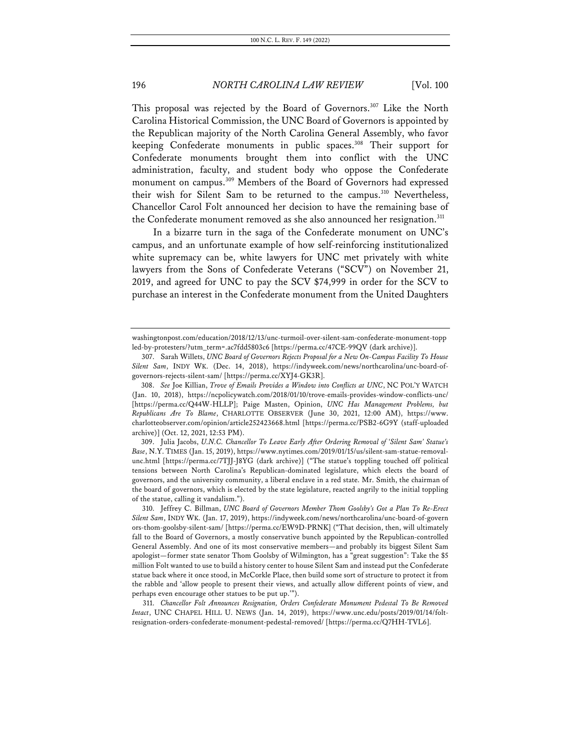This proposal was rejected by the Board of Governors.[307] Like the North Carolina Historical Commission, the UNC Board of Governors is appointed by the Republican majority of the North Carolina General Assembly, who favor keeping Confederate monuments in public spaces.[308] Their support for Confederate monuments brought them into conflict with the UNC administration, faculty, and student body who oppose the Confederate monument on campus.[309] Members of the Board of Governors had expressed their wish for Silent Sam to be returned to the campus.[310] Nevertheless, Chancellor Carol Folt announced her decision to have the remaining base of the Confederate monument removed as she also announced her resignation.[311]

In a bizarre turn in the saga of the Confederate monument on UNC's campus, and an unfortunate example of how self-reinforcing institutionalized white supremacy can be, white lawyers for UNC met privately with white lawyers from the Sons of Confederate Veterans ("SCV") on November 21, 2019, and agreed for UNC to pay the SCV $74,999 in order for the SCV to purchase an interest in the Confederate monument from the United Daughters

---

washingtonpost.com/education/2018/12/13/unc-turmoil-over-silent-sam-confederate-monument-toppled-by-protesters/?utm_term=.ac7fdd5803c6 [https://perma.cc/47CE-99QV (dark archive)].

307. Sarah Willets, *UNC Board of Governors Rejects Proposal for a New On-Campus Facility To House Silent Sam*, INDY WK. (Dec. 14, 2018), https://indyweek.com/news/northcarolina/unc-board-of-governors-rejects-silent-sam/ [https://perma.cc/XYJ4-GK3R].

308. *See* Joe Killian, *Trove of Emails Provides a Window into Conflicts at UNC*, NC POL'Y WATCH (Jan. 10, 2018), https://ncpolicywatch.com/2018/01/10/trove-emails-provides-window-conflicts-unc/ [https://perma.cc/Q44W-HLLP]; Paige Masten, Opinion, *UNC Has Management Problems, but Republicans Are To Blame*, CHARLOTTE OBSERVER (June 30, 2021, 12:00 AM), https://www.charlotteobserver.com/opinion/article252423668.html [https://perma.cc/PSB2-6G9Y (staff-uploaded archive)] (Oct. 12, 2021, 12:53 PM).

309. Julia Jacobs, *U.N.C. Chancellor To Leave Early After Ordering Removal of 'Silent Sam' Statue's Base*, N.Y. TIMES (Jan. 15, 2019), https://www.nytimes.com/2019/01/15/us/silent-sam-statue-removal-unc.html [https://perma.cc/7TJJ-J8YG (dark archive)] ("The statue's toppling touched off political tensions between North Carolina's Republican-dominated legislature, which elects the board of governors, and the university community, a liberal enclave in a red state. Mr. Smith, the chairman of the board of governors, which is elected by the state legislature, reacted angrily to the initial toppling of the statue, calling it vandalism.").

310. Jeffrey C. Billman, *UNC Board of Governors Member Thom Goolsby's Got a Plan To Re-Erect Silent Sam*, INDY WK. (Jan. 17, 2019), https://indyweek.com/news/northcarolina/unc-board-of-governors-thom-goolsby-silent-sam/ [https://perma.cc/EW9D-PRNK] ("That decision, then, will ultimately fall to the Board of Governors, a mostly conservative bunch appointed by the Republican-controlled General Assembly. And one of its most conservative members—and probably its biggest Silent Sam apologist—former state senator Thom Goolsby of Wilmington, has a "great suggestion": Take the $5 million Folt wanted to use to build a history center to house Silent Sam and instead put the Confederate statue back where it once stood, in McCorkle Place, then build some sort of structure to protect it from the rabble and 'allow people to present their views, and actually allow different points of view, and perhaps even encourage other statues to be put up.'").

311. *Chancellor Folt Announces Resignation, Orders Confederate Monument Pedestal To Be Removed Intact*, UNC CHAPEL HILL U. NEWS (Jan. 14, 2019), https://www.unc.edu/posts/2019/01/14/folt-resignation-orders-confederate-monument-pedestal-removed/ [https://perma.cc/Q7HH-TVL6].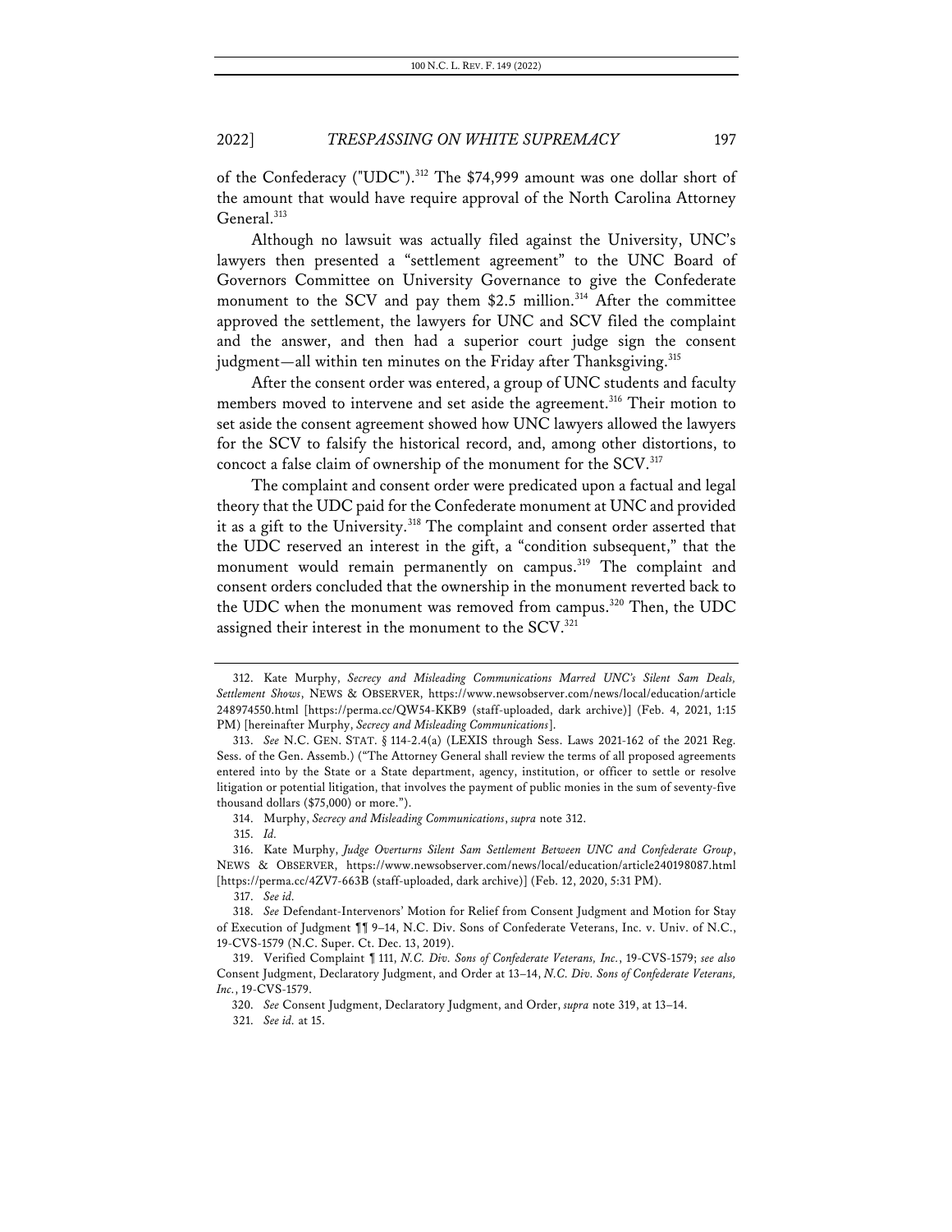of the Confederacy ("UDC").[312] The $74,999 amount was one dollar short of the amount that would have require approval of the North Carolina Attorney General.[313]

Although no lawsuit was actually filed against the University, UNC's lawyers then presented a "settlement agreement" to the UNC Board of Governors Committee on University Governance to give the Confederate monument to the SCV and pay them $2.5 million.[314] After the committee approved the settlement, the lawyers for UNC and SCV filed the complaint and the answer, and then had a superior court judge sign the consent judgment—all within ten minutes on the Friday after Thanksgiving.[315]

After the consent order was entered, a group of UNC students and faculty members moved to intervene and set aside the agreement.[316] Their motion to set aside the consent agreement showed how UNC lawyers allowed the lawyers for the SCV to falsify the historical record, and, among other distortions, to concoct a false claim of ownership of the monument for the SCV.[317]

The complaint and consent order were predicated upon a factual and legal theory that the UDC paid for the Confederate monument at UNC and provided it as a gift to the University.[318] The complaint and consent order asserted that the UDC reserved an interest in the gift, a "condition subsequent," that the monument would remain permanently on campus.[319] The complaint and consent orders concluded that the ownership in the monument reverted back to the UDC when the monument was removed from campus.[320] Then, the UDC assigned their interest in the monument to the SCV.[321]

---

312. Kate Murphy, *Secrecy and Misleading Communications Marred UNC's Silent Sam Deals, Settlement Shows*, NEWS & OBSERVER, https://www.newsobserver.com/news/local/education/article248974550.html [https://perma.cc/QW54-KKB9 (staff-uploaded, dark archive)] (Feb. 4, 2021, 1:15 PM) [hereinafter Murphy, *Secrecy and Misleading Communications*].

313. *See* N.C. GEN. STAT. § 114-2.4(a) (LEXIS through Sess. Laws 2021-162 of the 2021 Reg. Sess. of the Gen. Assemb.) ("The Attorney General shall review the terms of all proposed agreements entered into by the State or a State department, agency, institution, or officer to settle or resolve litigation or potential litigation, that involves the payment of public monies in the sum of seventy-five thousand dollars ($75,000) or more.").

314. Murphy, *Secrecy and Misleading Communications*, *supra* note 312.

315. *Id.*

316. Kate Murphy, *Judge Overturns Silent Sam Settlement Between UNC and Confederate Group*, NEWS & OBSERVER, https://www.newsobserver.com/news/local/education/article240198087.html [https://perma.cc/4ZV7-663B (staff-uploaded, dark archive)] (Feb. 12, 2020, 5:31 PM).

317. *See id.*

318. *See* Defendant-Intervenors' Motion for Relief from Consent Judgment and Motion for Stay of Execution of Judgment ¶¶ 9–14, N.C. Div. Sons of Confederate Veterans, Inc. v. Univ. of N.C., 19-CVS-1579 (N.C. Super. Ct. Dec. 13, 2019).

319. Verified Complaint ¶ 111, *N.C. Div. Sons of Confederate Veterans, Inc.*, 19-CVS-1579; *see also* Consent Judgment, Declaratory Judgment, and Order at 13–14, *N.C. Div. Sons of Confederate Veterans, Inc.*, 19-CVS-1579.

320. *See* Consent Judgment, Declaratory Judgment, and Order, *supra* note 319, at 13–14.

321. *See id.* at 15.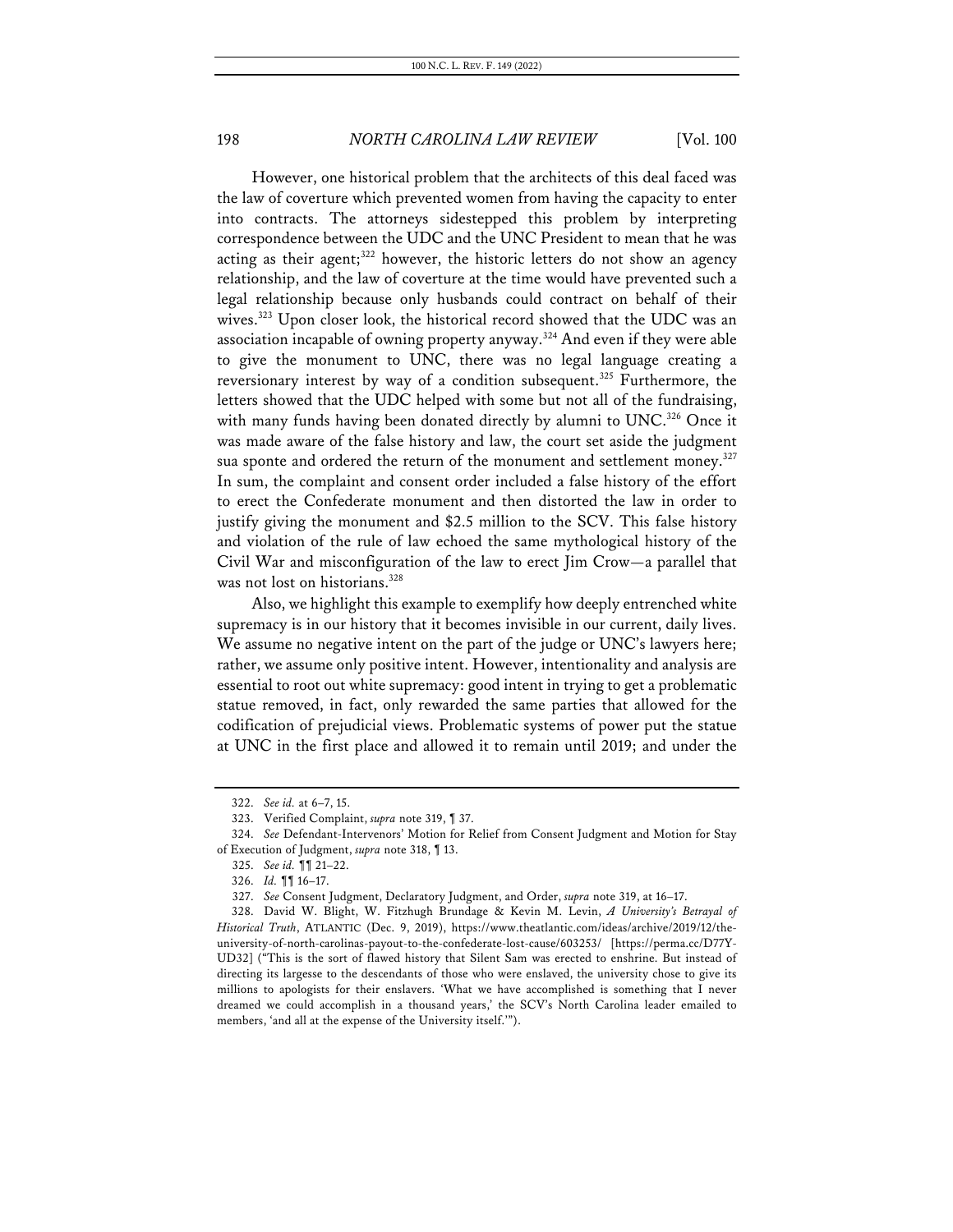However, one historical problem that the architects of this deal faced was the law of coverture which prevented women from having the capacity to enter into contracts. The attorneys sidestepped this problem by interpreting correspondence between the UDC and the UNC President to mean that he was acting as their agent;[322] however, the historic letters do not show an agency relationship, and the law of coverture at the time would have prevented such a legal relationship because only husbands could contract on behalf of their wives.[323] Upon closer look, the historical record showed that the UDC was an association incapable of owning property anyway.[324] And even if they were able to give the monument to UNC, there was no legal language creating a reversionary interest by way of a condition subsequent.[325] Furthermore, the letters showed that the UDC helped with some but not all of the fundraising, with many funds having been donated directly by alumni to UNC.[326] Once it was made aware of the false history and law, the court set aside the judgment sua sponte and ordered the return of the monument and settlement money.[327] In sum, the complaint and consent order included a false history of the effort to erect the Confederate monument and then distorted the law in order to justify giving the monument and $2.5 million to the SCV. This false history and violation of the rule of law echoed the same mythological history of the Civil War and misconfiguration of the law to erect Jim Crow—a parallel that was not lost on historians.[328]

Also, we highlight this example to exemplify how deeply entrenched white supremacy is in our history that it becomes invisible in our current, daily lives. We assume no negative intent on the part of the judge or UNC's lawyers here; rather, we assume only positive intent. However, intentionality and analysis are essential to root out white supremacy: good intent in trying to get a problematic statue removed, in fact, only rewarded the same parties that allowed for the codification of prejudicial views. Problematic systems of power put the statue at UNC in the first place and allowed it to remain until 2019; and under the

---

322. *See id.* at 6–7, 15.

323. Verified Complaint, *supra* note 319, ¶ 37.

324. *See* Defendant-Intervenors' Motion for Relief from Consent Judgment and Motion for Stay of Execution of Judgment, *supra* note 318, ¶ 13.

325. *See id.* ¶¶ 21–22.

326. *Id.* ¶¶ 16–17.

327. *See* Consent Judgment, Declaratory Judgment, and Order, *supra* note 319, at 16–17.

328. David W. Blight, W. Fitzhugh Brundage & Kevin M. Levin, *A University's Betrayal of Historical Truth*, ATLANTIC (Dec. 9, 2019), https://www.theatlantic.com/ideas/archive/2019/12/the-university-of-north-carolinas-payout-to-the-confederate-lost-cause/603253/ [https://perma.cc/D77Y-UD32] ("This is the sort of flawed history that Silent Sam was erected to enshrine. But instead of directing its largesse to the descendants of those who were enslaved, the university chose to give its millions to apologists for their enslavers. 'What we have accomplished is something that I never dreamed we could accomplish in a thousand years,' the SCV's North Carolina leader emailed to members, 'and all at the expense of the University itself.'").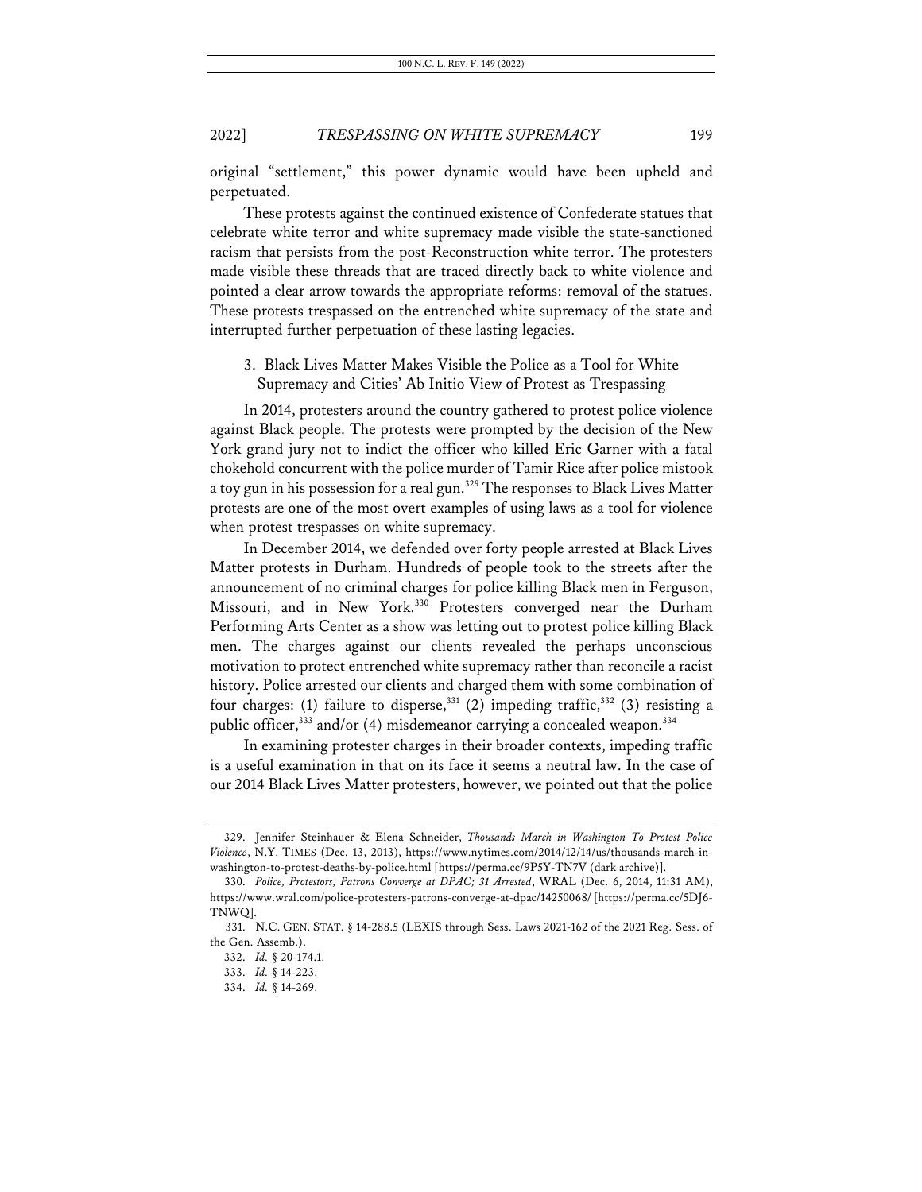original "settlement," this power dynamic would have been upheld and perpetuated.

These protests against the continued existence of Confederate statues that celebrate white terror and white supremacy made visible the state-sanctioned racism that persists from the post-Reconstruction white terror. The protesters made visible these threads that are traced directly back to white violence and pointed a clear arrow towards the appropriate reforms: removal of the statues. These protests trespassed on the entrenched white supremacy of the state and interrupted further perpetuation of these lasting legacies.

### 3. Black Lives Matter Makes Visible the Police as a Tool for White Supremacy and Cities' Ab Initio View of Protest as Trespassing

In 2014, protesters around the country gathered to protest police violence against Black people. The protests were prompted by the decision of the New York grand jury not to indict the officer who killed Eric Garner with a fatal chokehold concurrent with the police murder of Tamir Rice after police mistook a toy gun in his possession for a real gun.[329] The responses to Black Lives Matter protests are one of the most overt examples of using laws as a tool for violence when protest trespasses on white supremacy.

In December 2014, we defended over forty people arrested at Black Lives Matter protests in Durham. Hundreds of people took to the streets after the announcement of no criminal charges for police killing Black men in Ferguson, Missouri, and in New York.[330] Protesters converged near the Durham Performing Arts Center as a show was letting out to protest police killing Black men. The charges against our clients revealed the perhaps unconscious motivation to protect entrenched white supremacy rather than reconcile a racist history. Police arrested our clients and charged them with some combination of four charges: (1) failure to disperse,[331] (2) impeding traffic,[332] (3) resisting a public officer,[333] and/or (4) misdemeanor carrying a concealed weapon.[334]

In examining protester charges in their broader contexts, impeding traffic is a useful examination in that on its face it seems a neutral law. In the case of our 2014 Black Lives Matter protesters, however, we pointed out that the police

---

329. Jennifer Steinhauer & Elena Schneider, *Thousands March in Washington To Protest Police Violence*, N.Y. TIMES (Dec. 13, 2013), https://www.nytimes.com/2014/12/14/us/thousands-march-in-washington-to-protest-deaths-by-police.html [https://perma.cc/9P5Y-TN7V (dark archive)].

330. *Police, Protestors, Patrons Converge at DPAC; 31 Arrested*, WRAL (Dec. 6, 2014, 11:31 AM), https://www.wral.com/police-protesters-patrons-converge-at-dpac/14250068/ [https://perma.cc/5DJ6-TNWQ].

331. N.C. GEN. STAT. § 14-288.5 (LEXIS through Sess. Laws 2021-162 of the 2021 Reg. Sess. of the Gen. Assemb.).

332. *Id.* § 20-174.1.

333. *Id.* § 14-223.

334. *Id.* § 14-269.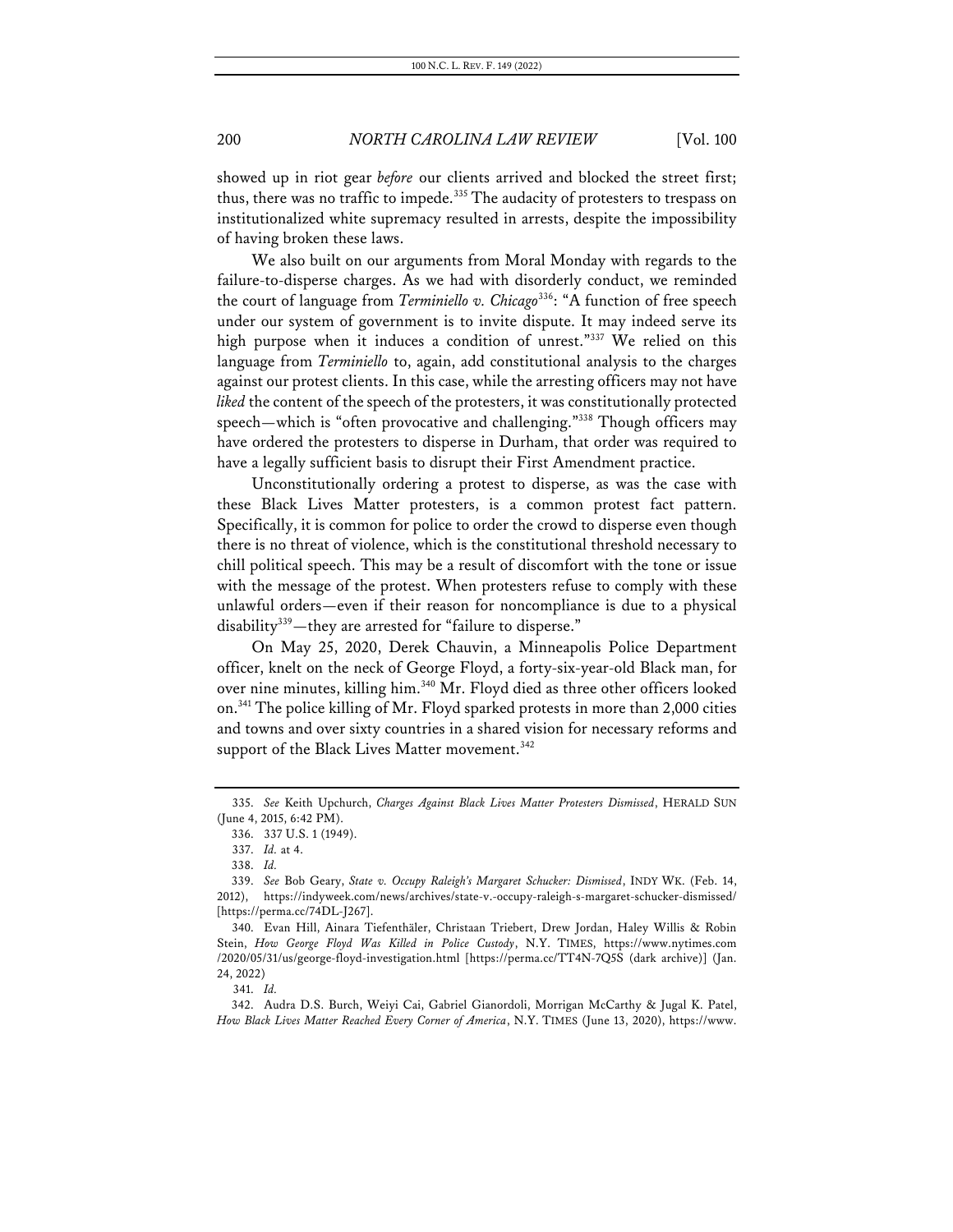showed up in riot gear *before* our clients arrived and blocked the street first; thus, there was no traffic to impede.[335] The audacity of protesters to trespass on institutionalized white supremacy resulted in arrests, despite the impossibility of having broken these laws.

We also built on our arguments from Moral Monday with regards to the failure-to-disperse charges. As we had with disorderly conduct, we reminded the court of language from *Terminiello v. Chicago*[336]: "A function of free speech under our system of government is to invite dispute. It may indeed serve its high purpose when it induces a condition of unrest."[337] We relied on this language from *Terminiello* to, again, add constitutional analysis to the charges against our protest clients. In this case, while the arresting officers may not have *liked* the content of the speech of the protesters, it was constitutionally protected speech—which is "often provocative and challenging."[338] Though officers may have ordered the protesters to disperse in Durham, that order was required to have a legally sufficient basis to disrupt their First Amendment practice.

Unconstitutionally ordering a protest to disperse, as was the case with these Black Lives Matter protesters, is a common protest fact pattern. Specifically, it is common for police to order the crowd to disperse even though there is no threat of violence, which is the constitutional threshold necessary to chill political speech. This may be a result of discomfort with the tone or issue with the message of the protest. When protesters refuse to comply with these unlawful orders—even if their reason for noncompliance is due to a physical disability[339]—they are arrested for "failure to disperse."

On May 25, 2020, Derek Chauvin, a Minneapolis Police Department officer, knelt on the neck of George Floyd, a forty-six-year-old Black man, for over nine minutes, killing him.[340] Mr. Floyd died as three other officers looked on.[341] The police killing of Mr. Floyd sparked protests in more than 2,000 cities and towns and over sixty countries in a shared vision for necessary reforms and support of the Black Lives Matter movement.[342]

---

335. *See* Keith Upchurch, *Charges Against Black Lives Matter Protesters Dismissed*, HERALD SUN (June 4, 2015, 6:42 PM).

336. 337 U.S. 1 (1949).

337. *Id.* at 4.

338. *Id.*

339. *See* Bob Geary, *State v. Occupy Raleigh's Margaret Schucker: Dismissed*, INDY WK. (Feb. 14, 2012), https://indyweek.com/news/archives/state-v.-occupy-raleigh-s-margaret-schucker-dismissed/ [https://perma.cc/74DL-J267].

340. Evan Hill, Ainara Tiefenthäler, Christaan Triebert, Drew Jordan, Haley Willis & Robin Stein, *How George Floyd Was Killed in Police Custody*, N.Y. TIMES, https://www.nytimes.com/2020/05/31/us/george-floyd-investigation.html [https://perma.cc/TT4N-7Q5S (dark archive)] (Jan. 24, 2022)

341. *Id.*

342. Audra D.S. Burch, Weiyi Cai, Gabriel Gianordoli, Morrigan McCarthy & Jugal K. Patel, *How Black Lives Matter Reached Every Corner of America*, N.Y. TIMES (June 13, 2020), https://www.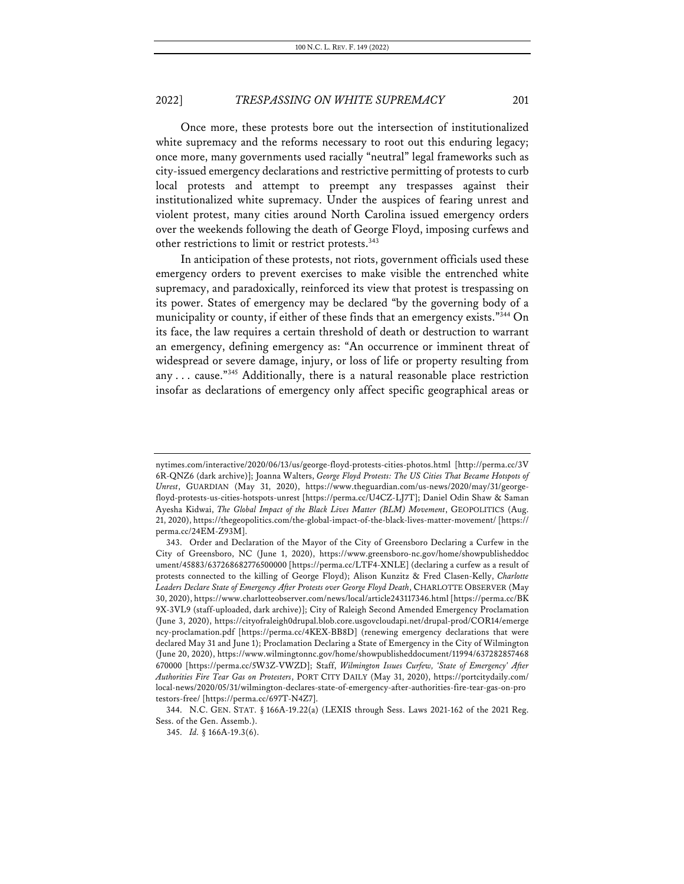Once more, these protests bore out the intersection of institutionalized white supremacy and the reforms necessary to root out this enduring legacy; once more, many governments used racially "neutral" legal frameworks such as city-issued emergency declarations and restrictive permitting of protests to curb local protests and attempt to preempt any trespasses against their institutionalized white supremacy. Under the auspices of fearing unrest and violent protest, many cities around North Carolina issued emergency orders over the weekends following the death of George Floyd, imposing curfews and other restrictions to limit or restrict protests.[343]

In anticipation of these protests, not riots, government officials used these emergency orders to prevent exercises to make visible the entrenched white supremacy, and paradoxically, reinforced its view that protest is trespassing on its power. States of emergency may be declared "by the governing body of a municipality or county, if either of these finds that an emergency exists."[344] On its face, the law requires a certain threshold of death or destruction to warrant an emergency, defining emergency as: "An occurrence or imminent threat of widespread or severe damage, injury, or loss of life or property resulting from any . . . cause."[345] Additionally, there is a natural reasonable place restriction insofar as declarations of emergency only affect specific geographical areas or

---

nytimes.com/interactive/2020/06/13/us/george-floyd-protests-cities-photos.html [http://perma.cc/3V6R-QNZ6 (dark archive)]; Joanna Walters, *George Floyd Protests: The US Cities That Became Hotspots of Unrest*, GUARDIAN (May 31, 2020), https://www.theguardian.com/us-news/2020/may/31/george-floyd-protests-us-cities-hotspots-unrest [https://perma.cc/U4CZ-LJ7T]; Daniel Odin Shaw & Saman Ayesha Kidwai, *The Global Impact of the Black Lives Matter (BLM) Movement*, GEOPOLITICS (Aug. 21, 2020), https://thegeopolitics.com/the-global-impact-of-the-black-lives-matter-movement/ [https://perma.cc/24EM-Z93M].

343. Order and Declaration of the Mayor of the City of Greensboro Declaring a Curfew in the City of Greensboro, NC (June 1, 2020), https://www.greensboro-nc.gov/home/showpublisheddocument/45883/637268682776500000 [https://perma.cc/LTF4-XNLE] (declaring a curfew as a result of protests connected to the killing of George Floyd); Alison Kunzitz & Fred Clasen-Kelly, *Charlotte Leaders Declare State of Emergency After Protests over George Floyd Death*, CHARLOTTE OBSERVER (May 30, 2020), https://www.charlotteobserver.com/news/local/article243117346.html [https://perma.cc/BK9X-3VL9 (staff-uploaded, dark archive)]; City of Raleigh Second Amended Emergency Proclamation (June 3, 2020), https://cityofraleigh0drupal.blob.core.usgovcloudapi.net/drupal-prod/COR14/emergency-proclamation.pdf [https://perma.cc/4KEX-BB8D] (renewing emergency declarations that were declared May 31 and June 1); Proclamation Declaring a State of Emergency in the City of Wilmington (June 20, 2020), https://www.wilmingtonnc.gov/home/showpublisheddocument/11994/637282857468670000 [https://perma.cc/5W3Z-VWZD]; Staff, *Wilmington Issues Curfew, 'State of Emergency' After Authorities Fire Tear Gas on Protesters*, PORT CITY DAILY (May 31, 2020), https://portcitydaily.com/local-news/2020/05/31/wilmington-declares-state-of-emergency-after-authorities-fire-tear-gas-on-protestors-free/ [https://perma.cc/697T-N4Z7].

344. N.C. GEN. STAT. § 166A-19.22(a) (LEXIS through Sess. Laws 2021-162 of the 2021 Reg. Sess. of the Gen. Assemb.).

345. *Id.* § 166A-19.3(6).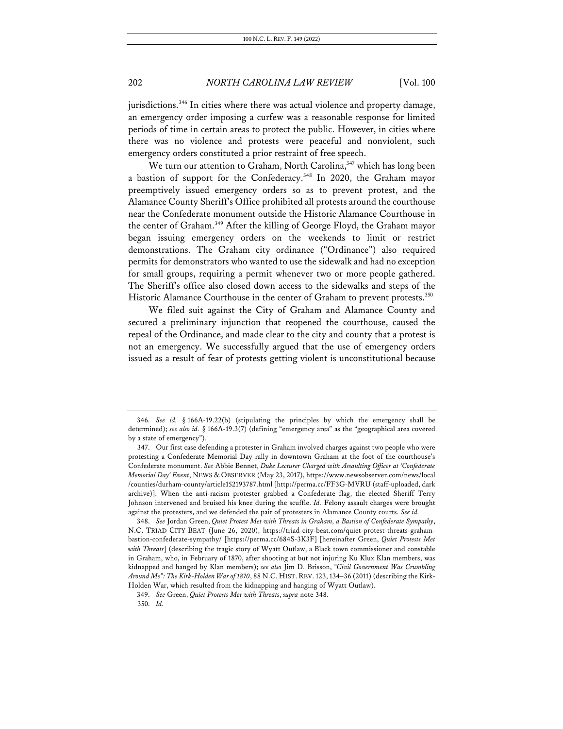jurisdictions.[346] In cities where there was actual violence and property damage, an emergency order imposing a curfew was a reasonable response for limited periods of time in certain areas to protect the public. However, in cities where there was no violence and protests were peaceful and nonviolent, such emergency orders constituted a prior restraint of free speech.

We turn our attention to Graham, North Carolina,[347] which has long been a bastion of support for the Confederacy.[348] In 2020, the Graham mayor preemptively issued emergency orders so as to prevent protest, and the Alamance County Sheriff's Office prohibited all protests around the courthouse near the Confederate monument outside the Historic Alamance Courthouse in the center of Graham.[349] After the killing of George Floyd, the Graham mayor began issuing emergency orders on the weekends to limit or restrict demonstrations. The Graham city ordinance ("Ordinance") also required permits for demonstrators who wanted to use the sidewalk and had no exception for small groups, requiring a permit whenever two or more people gathered. The Sheriff's office also closed down access to the sidewalks and steps of the Historic Alamance Courthouse in the center of Graham to prevent protests.[350]

We filed suit against the City of Graham and Alamance County and secured a preliminary injunction that reopened the courthouse, caused the repeal of the Ordinance, and made clear to the city and county that a protest is not an emergency. We successfully argued that the use of emergency orders issued as a result of fear of protests getting violent is unconstitutional because

---

346. *See id.* § 166A-19.22(b) (stipulating the principles by which the emergency shall be determined); *see also id.* § 166A-19.3(7) (defining "emergency area" as the "geographical area covered by a state of emergency").

347. Our first case defending a protester in Graham involved charges against two people who were protesting a Confederate Memorial Day rally in downtown Graham at the foot of the courthouse's Confederate monument. *See* Abbie Bennet, *Duke Lecturer Charged with Assaulting Officer at 'Confederate Memorial Day' Event*, NEWS & OBSERVER (May 23, 2017), https://www.newsobserver.com/news/local/counties/durham-county/article152193787.html [http://perma.cc/FF3G-MVRU (staff-uploaded, dark archive)]. When the anti-racism protester grabbed a Confederate flag, the elected Sheriff Terry Johnson intervened and bruised his knee during the scuffle. *Id.* Felony assault charges were brought against the protesters, and we defended the pair of protesters in Alamance County courts. *See id.*

348. *See* Jordan Green, *Quiet Protest Met with Threats in Graham, a Bastion of Confederate Sympathy*, N.C. TRIAD CITY BEAT (June 26, 2020), https://triad-city-beat.com/quiet-protest-threats-graham-bastion-confederate-sympathy/ [https://perma.cc/684S-3K3F] [hereinafter Green, *Quiet Protests Met with Threats*] (describing the tragic story of Wyatt Outlaw, a Black town commissioner and constable in Graham, who, in February of 1870, after shooting at but not injuring Ku Klux Klan members, was kidnapped and hanged by Klan members); *see also* Jim D. Brisson, *"Civil Government Was Crumbling Around Me": The Kirk-Holden War of 1870*, 88 N.C. HIST. REV. 123, 134–36 (2011) (describing the Kirk-Holden War, which resulted from the kidnapping and hanging of Wyatt Outlaw).

349. *See* Green, *Quiet Protests Met with Threats*, *supra* note 348.

350. *Id.*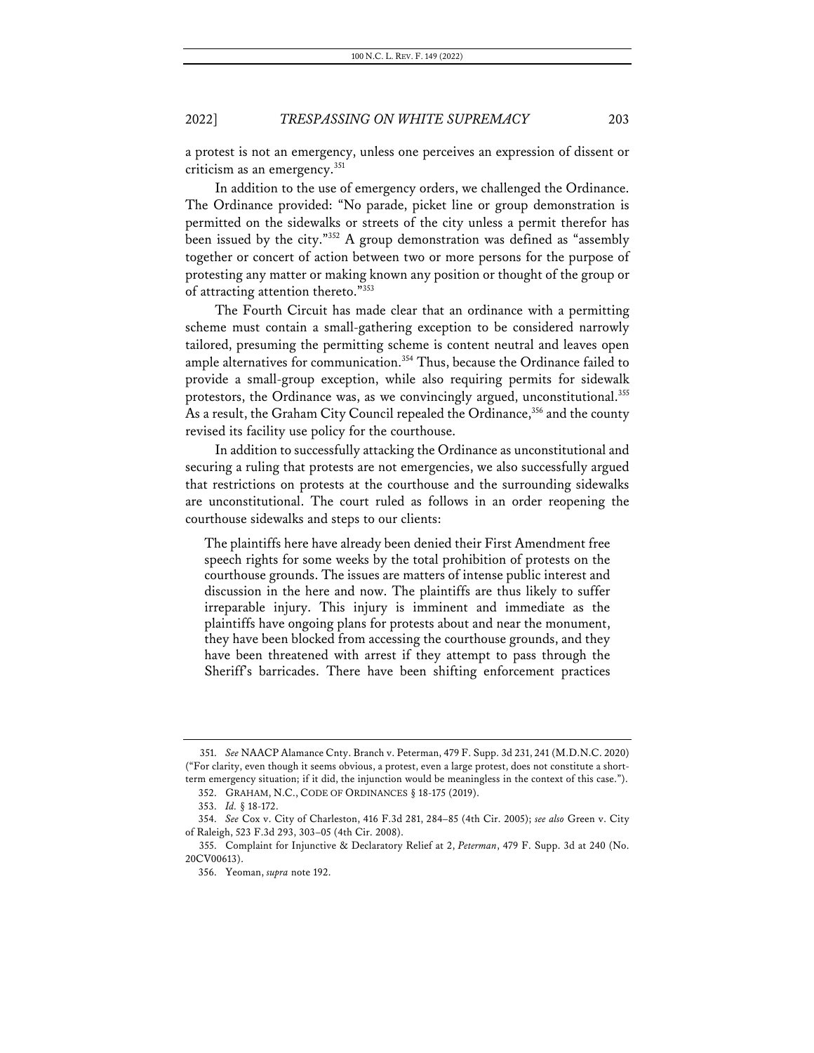a protest is not an emergency, unless one perceives an expression of dissent or criticism as an emergency.[351]

In addition to the use of emergency orders, we challenged the Ordinance. The Ordinance provided: "No parade, picket line or group demonstration is permitted on the sidewalks or streets of the city unless a permit therefor has been issued by the city."[352] A group demonstration was defined as "assembly together or concert of action between two or more persons for the purpose of protesting any matter or making known any position or thought of the group or of attracting attention thereto."[353]

The Fourth Circuit has made clear that an ordinance with a permitting scheme must contain a small-gathering exception to be considered narrowly tailored, presuming the permitting scheme is content neutral and leaves open ample alternatives for communication.[354] Thus, because the Ordinance failed to provide a small-group exception, while also requiring permits for sidewalk protestors, the Ordinance was, as we convincingly argued, unconstitutional.[355] As a result, the Graham City Council repealed the Ordinance,[356] and the county revised its facility use policy for the courthouse.

In addition to successfully attacking the Ordinance as unconstitutional and securing a ruling that protests are not emergencies, we also successfully argued that restrictions on protests at the courthouse and the surrounding sidewalks are unconstitutional. The court ruled as follows in an order reopening the courthouse sidewalks and steps to our clients:

> The plaintiffs here have already been denied their First Amendment free speech rights for some weeks by the total prohibition of protests on the courthouse grounds. The issues are matters of intense public interest and discussion in the here and now. The plaintiffs are thus likely to suffer irreparable injury. This injury is imminent and immediate as the plaintiffs have ongoing plans for protests about and near the monument, they have been blocked from accessing the courthouse grounds, and they have been threatened with arrest if they attempt to pass through the Sheriff's barricades. There have been shifting enforcement practices

---

351. *See* NAACP Alamance Cnty. Branch v. Peterman, 479 F. Supp. 3d 231, 241 (M.D.N.C. 2020) ("For clarity, even though it seems obvious, a protest, even a large protest, does not constitute a short-term emergency situation; if it did, the injunction would be meaningless in the context of this case.").

352. GRAHAM, N.C., CODE OF ORDINANCES § 18-175 (2019).

353. *Id.* § 18-172.

354. *See* Cox v. City of Charleston, 416 F.3d 281, 284–85 (4th Cir. 2005); *see also* Green v. City of Raleigh, 523 F.3d 293, 303–05 (4th Cir. 2008).

355. Complaint for Injunctive & Declaratory Relief at 2, *Peterman*, 479 F. Supp. 3d at 240 (No. 20CV00613).

356. Yeoman, *supra* note 192.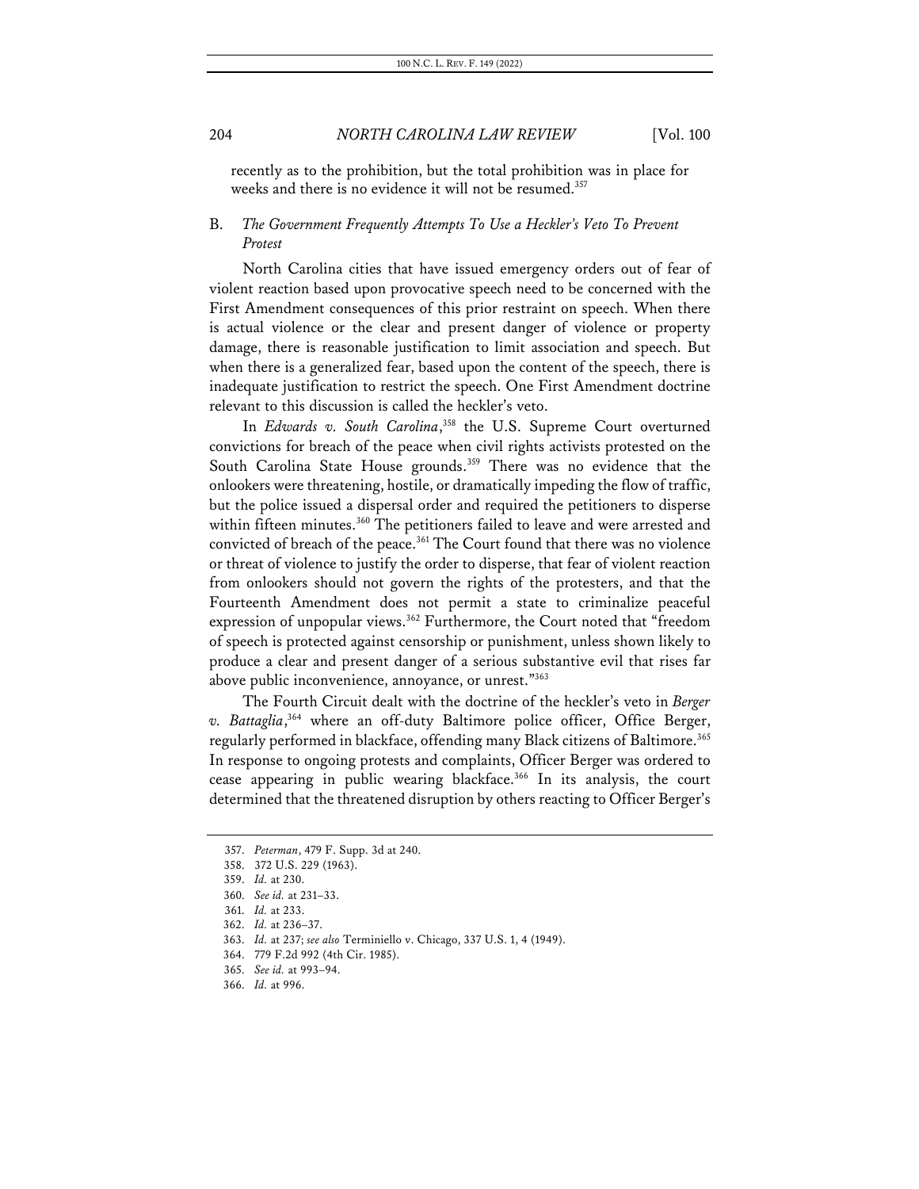recently as to the prohibition, but the total prohibition was in place for weeks and there is no evidence it will not be resumed.[357]

### B. *The Government Frequently Attempts To Use a Heckler's Veto To Prevent Protest*

North Carolina cities that have issued emergency orders out of fear of violent reaction based upon provocative speech need to be concerned with the First Amendment consequences of this prior restraint on speech. When there is actual violence or the clear and present danger of violence or property damage, there is reasonable justification to limit association and speech. But when there is a generalized fear, based upon the content of the speech, there is inadequate justification to restrict the speech. One First Amendment doctrine relevant to this discussion is called the heckler's veto.

In *Edwards v. South Carolina*,[358] the U.S. Supreme Court overturned convictions for breach of the peace when civil rights activists protested on the South Carolina State House grounds.[359] There was no evidence that the onlookers were threatening, hostile, or dramatically impeding the flow of traffic, but the police issued a dispersal order and required the petitioners to disperse within fifteen minutes.[360] The petitioners failed to leave and were arrested and convicted of breach of the peace.[361] The Court found that there was no violence or threat of violence to justify the order to disperse, that fear of violent reaction from onlookers should not govern the rights of the protesters, and that the Fourteenth Amendment does not permit a state to criminalize peaceful expression of unpopular views.[362] Furthermore, the Court noted that "freedom of speech is protected against censorship or punishment, unless shown likely to produce a clear and present danger of a serious substantive evil that rises far above public inconvenience, annoyance, or unrest."[363]

The Fourth Circuit dealt with the doctrine of the heckler's veto in *Berger v. Battaglia*,[364] where an off-duty Baltimore police officer, Office Berger, regularly performed in blackface, offending many Black citizens of Baltimore.[365] In response to ongoing protests and complaints, Officer Berger was ordered to cease appearing in public wearing blackface.[366] In its analysis, the court determined that the threatened disruption by others reacting to Officer Berger's

357. *Peterman*, 479 F. Supp. 3d at 240.

358. 372 U.S. 229 (1963).

359. *Id.* at 230.

360. *See id.* at 231–33.

361. *Id.* at 233.

362. *Id.* at 236–37.

363. *Id.* at 237; *see also* Terminiello v. Chicago, 337 U.S. 1, 4 (1949).

364. 779 F.2d 992 (4th Cir. 1985).

365. *See id.* at 993–94.

366. *Id.* at 996.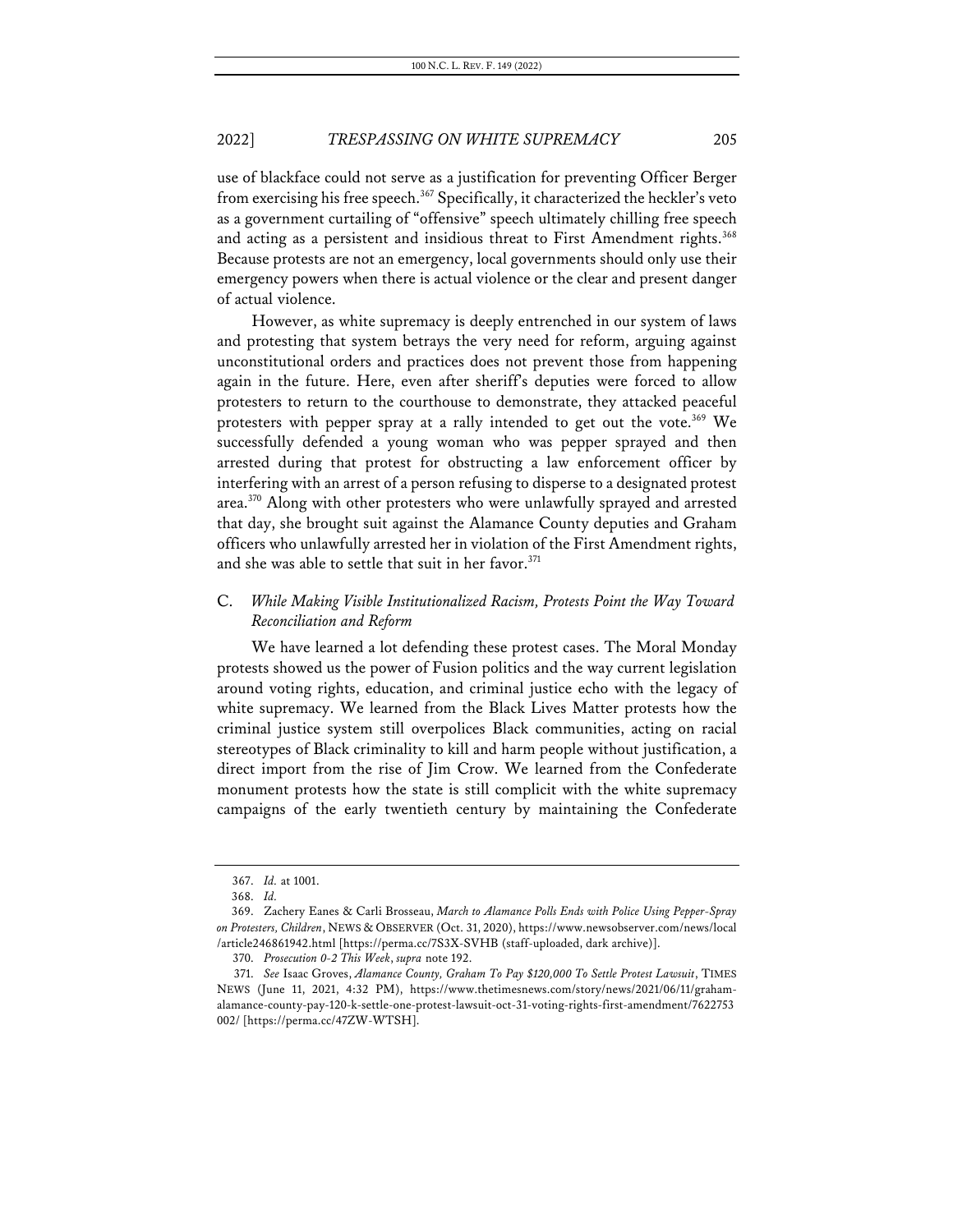use of blackface could not serve as a justification for preventing Officer Berger from exercising his free speech.[367] Specifically, it characterized the heckler's veto as a government curtailing of "offensive" speech ultimately chilling free speech and acting as a persistent and insidious threat to First Amendment rights.[368] Because protests are not an emergency, local governments should only use their emergency powers when there is actual violence or the clear and present danger of actual violence.

However, as white supremacy is deeply entrenched in our system of laws and protesting that system betrays the very need for reform, arguing against unconstitutional orders and practices does not prevent those from happening again in the future. Here, even after sheriff's deputies were forced to allow protesters to return to the courthouse to demonstrate, they attacked peaceful protesters with pepper spray at a rally intended to get out the vote.[369] We successfully defended a young woman who was pepper sprayed and then arrested during that protest for obstructing a law enforcement officer by interfering with an arrest of a person refusing to disperse to a designated protest area.[370] Along with other protesters who were unlawfully sprayed and arrested that day, she brought suit against the Alamance County deputies and Graham officers who unlawfully arrested her in violation of the First Amendment rights, and she was able to settle that suit in her favor.[371]

### C. *While Making Visible Institutionalized Racism, Protests Point the Way Toward Reconciliation and Reform*

We have learned a lot defending these protest cases. The Moral Monday protests showed us the power of Fusion politics and the way current legislation around voting rights, education, and criminal justice echo with the legacy of white supremacy. We learned from the Black Lives Matter protests how the criminal justice system still overpolices Black communities, acting on racial stereotypes of Black criminality to kill and harm people without justification, a direct import from the rise of Jim Crow. We learned from the Confederate monument protests how the state is still complicit with the white supremacy campaigns of the early twentieth century by maintaining the Confederate

---

367. *Id.* at 1001.

368. *Id.*

369. Zachery Eanes & Carli Brosseau, *March to Alamance Polls Ends with Police Using Pepper-Spray on Protesters, Children*, NEWS & OBSERVER (Oct. 31, 2020), https://www.newsobserver.com/news/local/article246861942.html [https://perma.cc/7S3X-SVHB (staff-uploaded, dark archive)].

370. *Prosecution 0-2 This Week*, *supra* note 192.

371. *See* Isaac Groves, *Alamance County, Graham To Pay $120,000 To Settle Protest Lawsuit*, TIMES NEWS (June 11, 2021, 4:32 PM), https://www.thetimesnews.com/story/news/2021/06/11/graham-alamance-county-pay-120-k-settle-one-protest-lawsuit-oct-31-voting-rights-first-amendment/7622753002/ [https://perma.cc/47ZW-WTSH].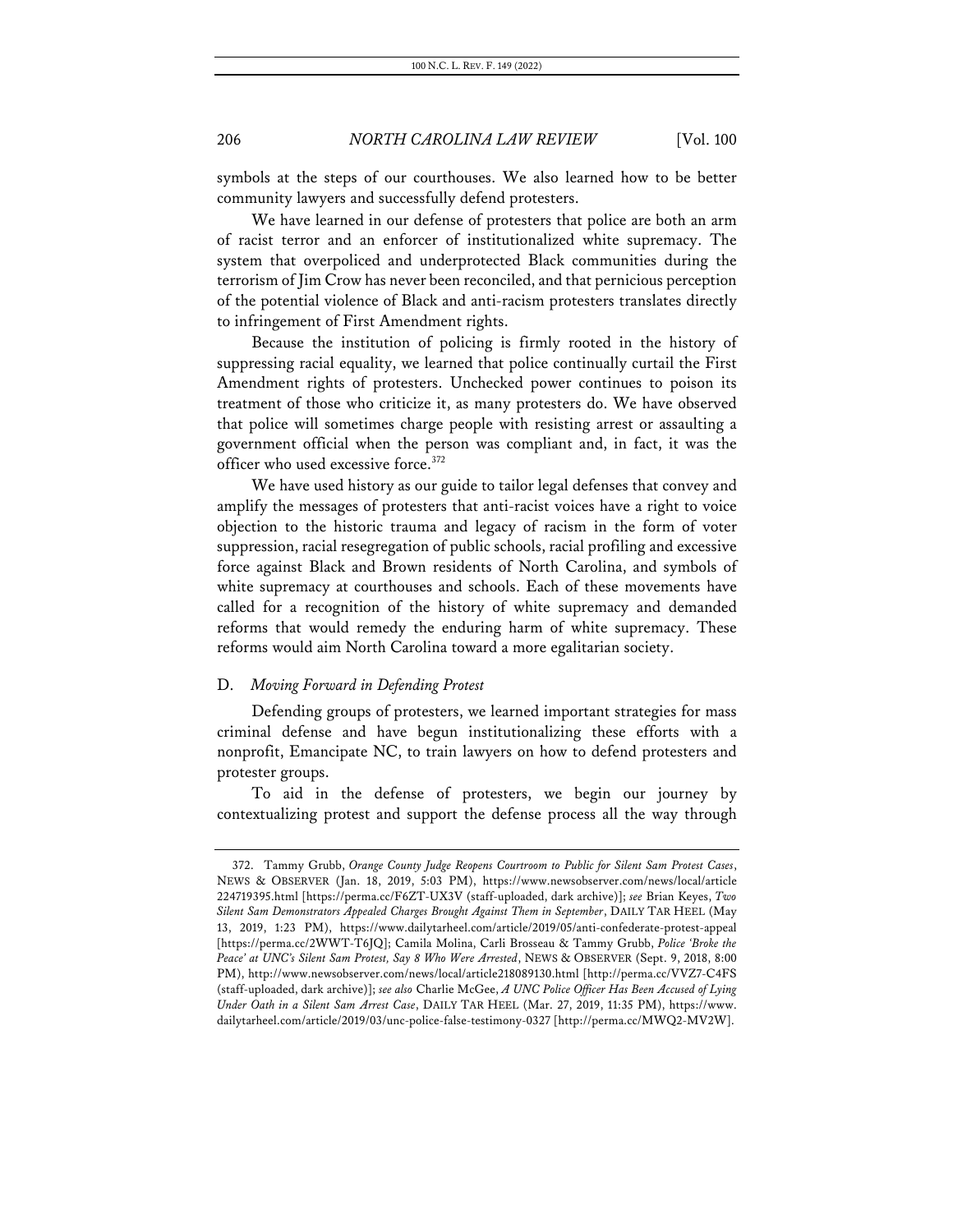symbols at the steps of our courthouses. We also learned how to be better community lawyers and successfully defend protesters.

We have learned in our defense of protesters that police are both an arm of racist terror and an enforcer of institutionalized white supremacy. The system that overpoliced and underprotected Black communities during the terrorism of Jim Crow has never been reconciled, and that pernicious perception of the potential violence of Black and anti-racism protesters translates directly to infringement of First Amendment rights.

Because the institution of policing is firmly rooted in the history of suppressing racial equality, we learned that police continually curtail the First Amendment rights of protesters. Unchecked power continues to poison its treatment of those who criticize it, as many protesters do. We have observed that police will sometimes charge people with resisting arrest or assaulting a government official when the person was compliant and, in fact, it was the officer who used excessive force.[372]

We have used history as our guide to tailor legal defenses that convey and amplify the messages of protesters that anti-racist voices have a right to voice objection to the historic trauma and legacy of racism in the form of voter suppression, racial resegregation of public schools, racial profiling and excessive force against Black and Brown residents of North Carolina, and symbols of white supremacy at courthouses and schools. Each of these movements have called for a recognition of the history of white supremacy and demanded reforms that would remedy the enduring harm of white supremacy. These reforms would aim North Carolina toward a more egalitarian society.

### D. *Moving Forward in Defending Protest*

Defending groups of protesters, we learned important strategies for mass criminal defense and have begun institutionalizing these efforts with a nonprofit, Emancipate NC, to train lawyers on how to defend protesters and protester groups.

To aid in the defense of protesters, we begin our journey by contextualizing protest and support the defense process all the way through

---

372. Tammy Grubb, *Orange County Judge Reopens Courtroom to Public for Silent Sam Protest Cases*, NEWS & OBSERVER (Jan. 18, 2019, 5:03 PM), https://www.newsobserver.com/news/local/article224719395.html [https://perma.cc/F6ZT-UX3V (staff-uploaded, dark archive)]; *see* Brian Keyes, *Two Silent Sam Demonstrators Appealed Charges Brought Against Them in September*, DAILY TAR HEEL (May 13, 2019, 1:23 PM), https://www.dailytarheel.com/article/2019/05/anti-confederate-protest-appeal [https://perma.cc/2WWT-T6JQ]; Camila Molina, Carli Brosseau & Tammy Grubb, *Police 'Broke the Peace' at UNC's Silent Sam Protest, Say 8 Who Were Arrested*, NEWS & OBSERVER (Sept. 9, 2018, 8:00 PM), http://www.newsobserver.com/news/local/article218089130.html [http://perma.cc/VVZ7-C4FS (staff-uploaded, dark archive)]; *see also* Charlie McGee, *A UNC Police Officer Has Been Accused of Lying Under Oath in a Silent Sam Arrest Case*, DAILY TAR HEEL (Mar. 27, 2019, 11:35 PM), https://www.dailytarheel.com/article/2019/03/unc-police-false-testimony-0327 [http://perma.cc/MWQ2-MV2W].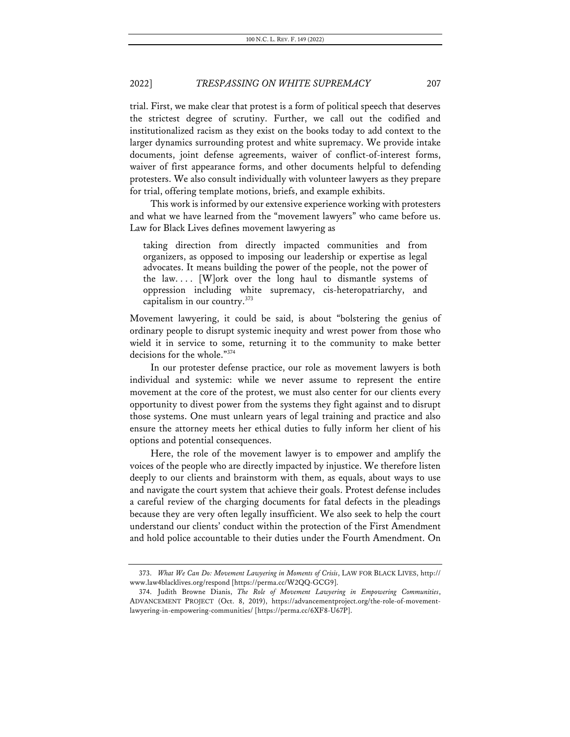trial. First, we make clear that protest is a form of political speech that deserves the strictest degree of scrutiny. Further, we call out the codified and institutionalized racism as they exist on the books today to add context to the larger dynamics surrounding protest and white supremacy. We provide intake documents, joint defense agreements, waiver of conflict-of-interest forms, waiver of first appearance forms, and other documents helpful to defending protesters. We also consult individually with volunteer lawyers as they prepare for trial, offering template motions, briefs, and example exhibits.

This work is informed by our extensive experience working with protesters and what we have learned from the "movement lawyers" who came before us. Law for Black Lives defines movement lawyering as

> taking direction from directly impacted communities and from organizers, as opposed to imposing our leadership or expertise as legal advocates. It means building the power of the people, not the power of the law. . . . [W]ork over the long haul to dismantle systems of oppression including white supremacy, cis-heteropatriarchy, and capitalism in our country.[373]

Movement lawyering, it could be said, is about "bolstering the genius of ordinary people to disrupt systemic inequity and wrest power from those who wield it in service to some, returning it to the community to make better decisions for the whole."[374]

In our protester defense practice, our role as movement lawyers is both individual and systemic: while we never assume to represent the entire movement at the core of the protest, we must also center for our clients every opportunity to divest power from the systems they fight against and to disrupt those systems. One must unlearn years of legal training and practice and also ensure the attorney meets her ethical duties to fully inform her client of his options and potential consequences.

Here, the role of the movement lawyer is to empower and amplify the voices of the people who are directly impacted by injustice. We therefore listen deeply to our clients and brainstorm with them, as equals, about ways to use and navigate the court system that achieve their goals. Protest defense includes a careful review of the charging documents for fatal defects in the pleadings because they are very often legally insufficient. We also seek to help the court understand our clients' conduct within the protection of the First Amendment and hold police accountable to their duties under the Fourth Amendment. On

---

373. *What We Can Do: Movement Lawyering in Moments of Crisis*, LAW FOR BLACK LIVES, http://www.law4blacklives.org/respond [https://perma.cc/W2QQ-GCG9].

374. Judith Browne Dianis, *The Role of Movement Lawyering in Empowering Communities*, ADVANCEMENT PROJECT (Oct. 8, 2019), https://advancementproject.org/the-role-of-movement-lawyering-in-empowering-communities/ [https://perma.cc/6XF8-U67P].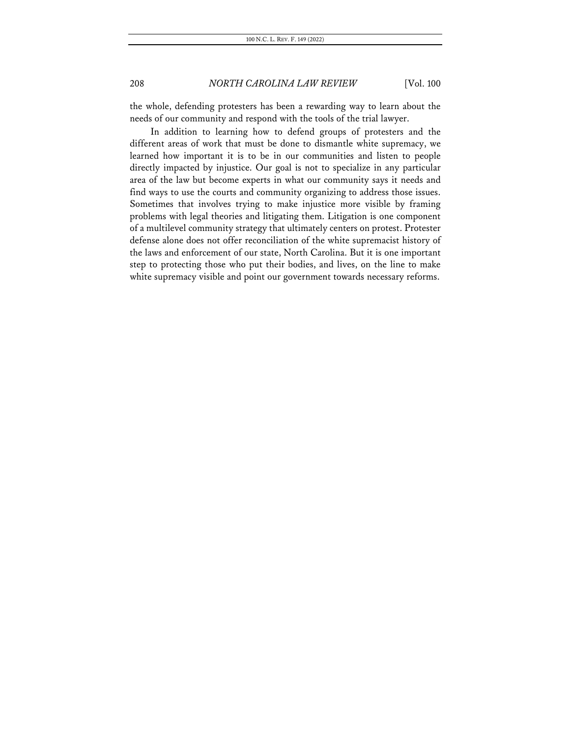the whole, defending protesters has been a rewarding way to learn about the needs of our community and respond with the tools of the trial lawyer.

In addition to learning how to defend groups of protesters and the different areas of work that must be done to dismantle white supremacy, we learned how important it is to be in our communities and listen to people directly impacted by injustice. Our goal is not to specialize in any particular area of the law but become experts in what our community says it needs and find ways to use the courts and community organizing to address those issues. Sometimes that involves trying to make injustice more visible by framing problems with legal theories and litigating them. Litigation is one component of a multilevel community strategy that ultimately centers on protest. Protester defense alone does not offer reconciliation of the white supremacist history of the laws and enforcement of our state, North Carolina. But it is one important step to protecting those who put their bodies, and lives, on the line to make white supremacy visible and point our government towards necessary reforms.